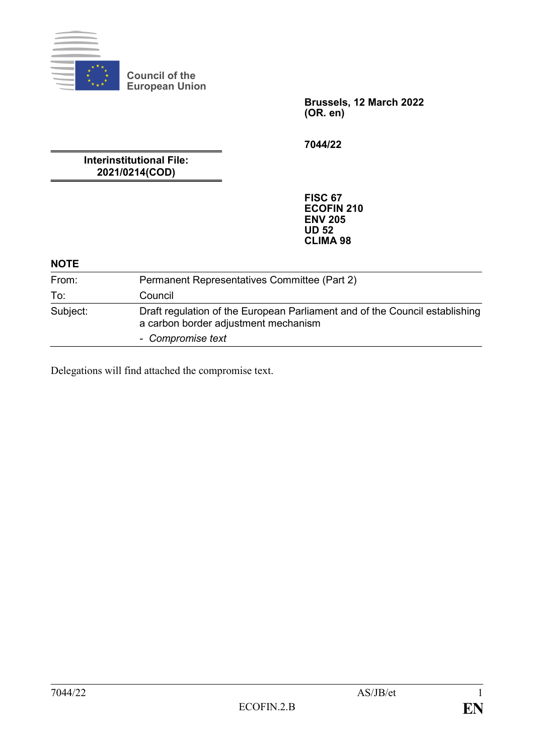Council of the European Union

**Brussels, 12 March 2022**
**(OR. en)**

**7044/22**

**Interinstitutional File:**
**2021/0214(COD)**

**FISC 67**
**ECOFIN 210**
**ENV 205**
**UD 52**
**CLIMA 98**

**NOTE**

| | |
|---|---|
| From: | Permanent Representatives Committee (Part 2) |
| To: | Council |
| Subject: | Draft regulation of the European Parliament and of the Council establishing a carbon border adjustment mechanism<br>- *Compromise text* |

Delegations will find attached the compromise text.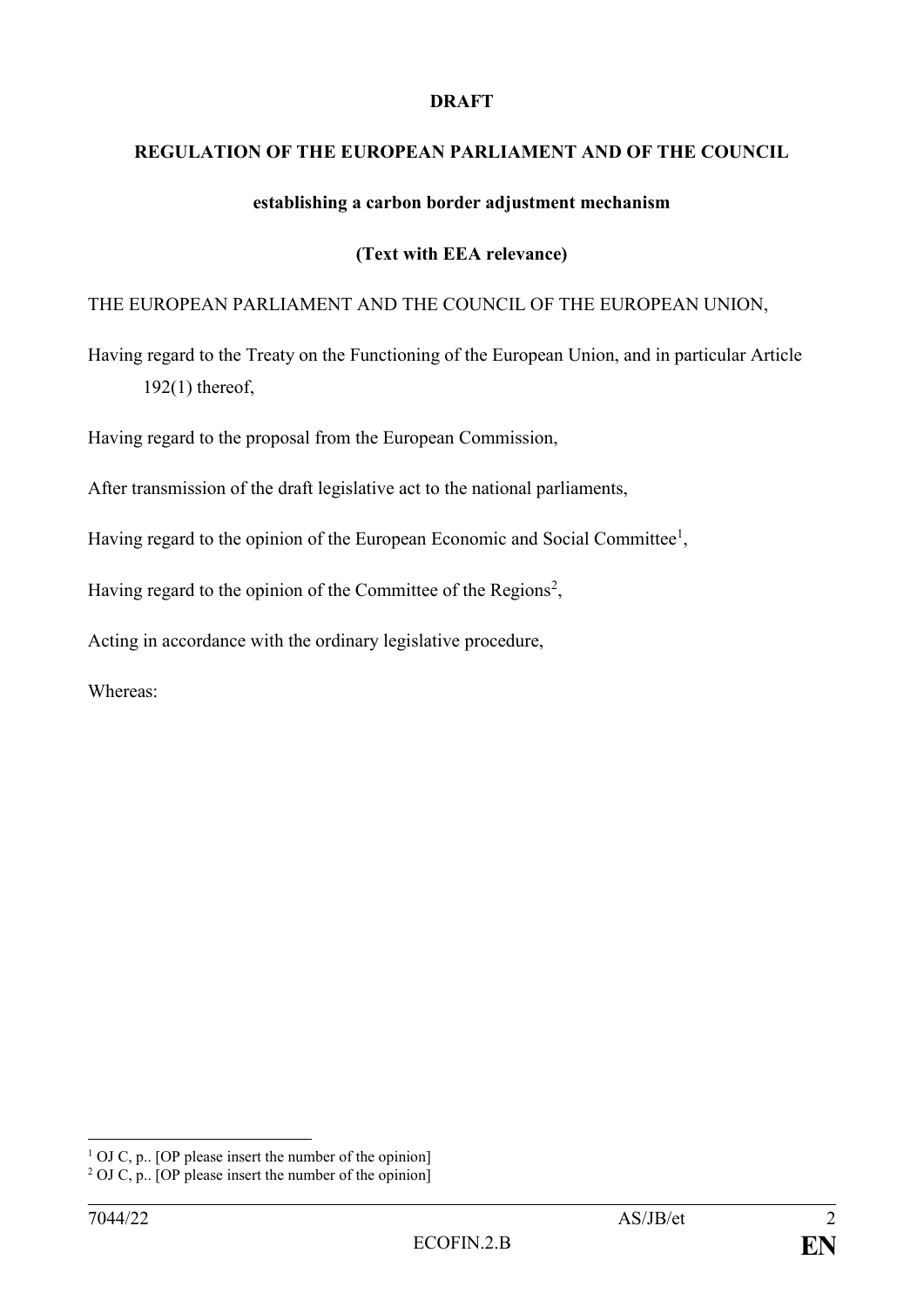**DRAFT**

**REGULATION OF THE EUROPEAN PARLIAMENT AND OF THE COUNCIL**

**establishing a carbon border adjustment mechanism**

**(Text with EEA relevance)**

THE EUROPEAN PARLIAMENT AND THE COUNCIL OF THE EUROPEAN UNION,

Having regard to the Treaty on the Functioning of the European Union, and in particular Article 192(1) thereof,

Having regard to the proposal from the European Commission,

After transmission of the draft legislative act to the national parliaments,

Having regard to the opinion of the European Economic and Social Committee[1],

Having regard to the opinion of the Committee of the Regions[2],

Acting in accordance with the ordinary legislative procedure,

Whereas:

---

[1] OJ C, p.. [OP please insert the number of the opinion]

[2] OJ C, p.. [OP please insert the number of the opinion]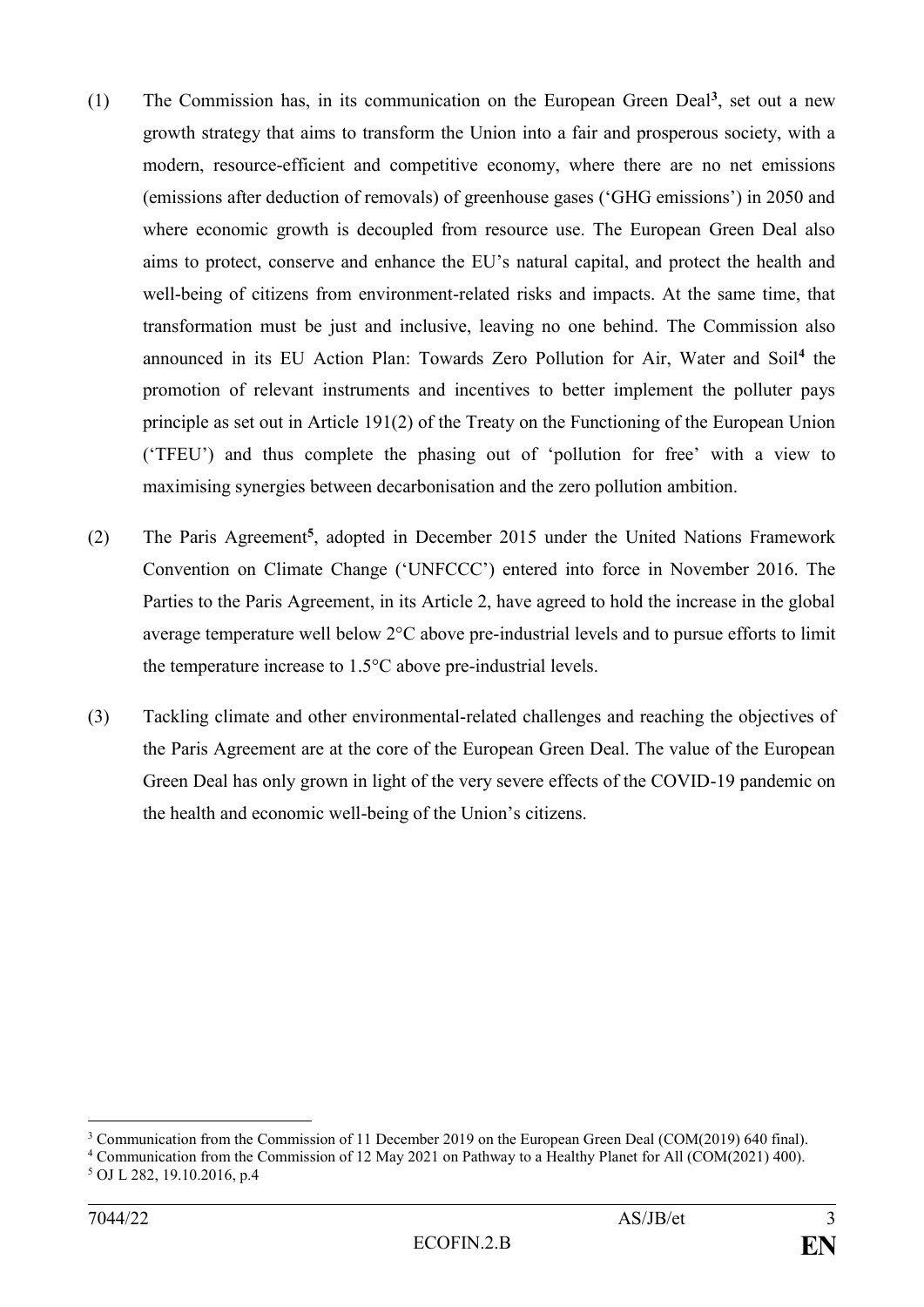(1) The Commission has, in its communication on the European Green Deal[3], set out a new growth strategy that aims to transform the Union into a fair and prosperous society, with a modern, resource-efficient and competitive economy, where there are no net emissions (emissions after deduction of removals) of greenhouse gases ('GHG emissions') in 2050 and where economic growth is decoupled from resource use. The European Green Deal also aims to protect, conserve and enhance the EU's natural capital, and protect the health and well-being of citizens from environment-related risks and impacts. At the same time, that transformation must be just and inclusive, leaving no one behind. The Commission also announced in its EU Action Plan: Towards Zero Pollution for Air, Water and Soil[4] the promotion of relevant instruments and incentives to better implement the polluter pays principle as set out in Article 191(2) of the Treaty on the Functioning of the European Union ('TFEU') and thus complete the phasing out of 'pollution for free' with a view to maximising synergies between decarbonisation and the zero pollution ambition.

(2) The Paris Agreement[5], adopted in December 2015 under the United Nations Framework Convention on Climate Change ('UNFCCC') entered into force in November 2016. The Parties to the Paris Agreement, in its Article 2, have agreed to hold the increase in the global average temperature well below 2°C above pre-industrial levels and to pursue efforts to limit the temperature increase to 1.5°C above pre-industrial levels.

(3) Tackling climate and other environmental-related challenges and reaching the objectives of the Paris Agreement are at the core of the European Green Deal. The value of the European Green Deal has only grown in light of the very severe effects of the COVID-19 pandemic on the health and economic well-being of the Union's citizens.

---

[3] Communication from the Commission of 11 December 2019 on the European Green Deal (COM(2019) 640 final).

[4] Communication from the Commission of 12 May 2021 on Pathway to a Healthy Planet for All (COM(2021) 400).

[5] OJ L 282, 19.10.2016, p.4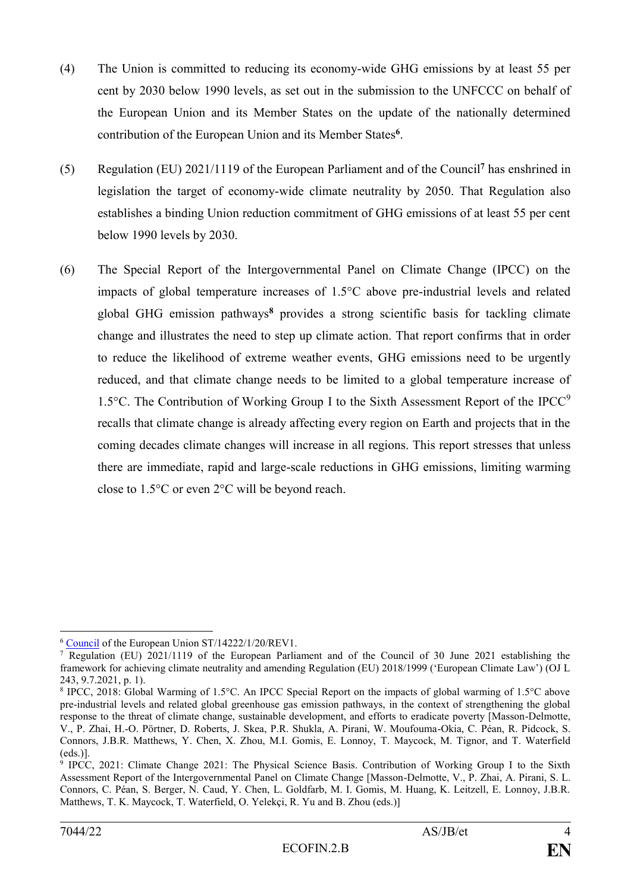(4) The Union is committed to reducing its economy-wide GHG emissions by at least 55 per cent by 2030 below 1990 levels, as set out in the submission to the UNFCCC on behalf of the European Union and its Member States on the update of the nationally determined contribution of the European Union and its Member States[6].

(5) Regulation (EU) 2021/1119 of the European Parliament and of the Council[7] has enshrined in legislation the target of economy-wide climate neutrality by 2050. That Regulation also establishes a binding Union reduction commitment of GHG emissions of at least 55 per cent below 1990 levels by 2030.

(6) The Special Report of the Intergovernmental Panel on Climate Change (IPCC) on the impacts of global temperature increases of 1.5°C above pre-industrial levels and related global GHG emission pathways[8] provides a strong scientific basis for tackling climate change and illustrates the need to step up climate action. That report confirms that in order to reduce the likelihood of extreme weather events, GHG emissions need to be urgently reduced, and that climate change needs to be limited to a global temperature increase of 1.5°C. The Contribution of Working Group I to the Sixth Assessment Report of the IPCC[9] recalls that climate change is already affecting every region on Earth and projects that in the coming decades climate changes will increase in all regions. This report stresses that unless there are immediate, rapid and large-scale reductions in GHG emissions, limiting warming close to 1.5°C or even 2°C will be beyond reach.

---

[6] Council of the European Union ST/14222/1/20/REV1.

[7] Regulation (EU) 2021/1119 of the European Parliament and of the Council of 30 June 2021 establishing the framework for achieving climate neutrality and amending Regulation (EU) 2018/1999 ('European Climate Law') (OJ L 243, 9.7.2021, p. 1).

[8] IPCC, 2018: Global Warming of 1.5°C. An IPCC Special Report on the impacts of global warming of 1.5°C above pre-industrial levels and related global greenhouse gas emission pathways, in the context of strengthening the global response to the threat of climate change, sustainable development, and efforts to eradicate poverty [Masson-Delmotte, V., P. Zhai, H.-O. Pörtner, D. Roberts, J. Skea, P.R. Shukla, A. Pirani, W. Moufouma-Okia, C. Péan, R. Pidcock, S. Connors, J.B.R. Matthews, Y. Chen, X. Zhou, M.I. Gomis, E. Lonnoy, T. Maycock, M. Tignor, and T. Waterfield (eds.)].

[9] IPCC, 2021: Climate Change 2021: The Physical Science Basis. Contribution of Working Group I to the Sixth Assessment Report of the Intergovernmental Panel on Climate Change [Masson-Delmotte, V., P. Zhai, A. Pirani, S. L. Connors, C. Péan, S. Berger, N. Caud, Y. Chen, L. Goldfarb, M. I. Gomis, M. Huang, K. Leitzell, E. Lonnoy, J.B.R. Matthews, T. K. Maycock, T. Waterfield, O. Yelekçi, R. Yu and B. Zhou (eds.)]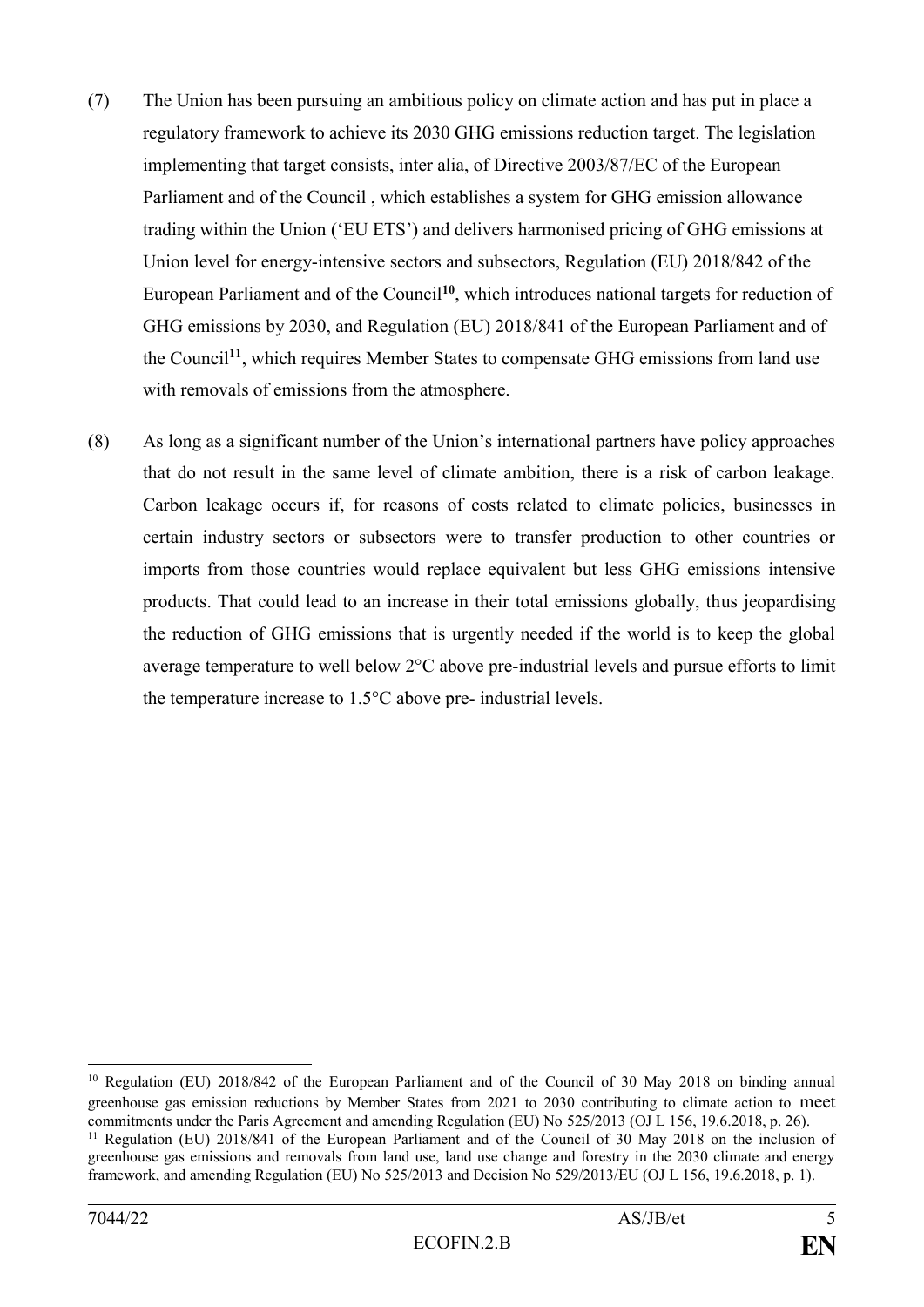(7) The Union has been pursuing an ambitious policy on climate action and has put in place a regulatory framework to achieve its 2030 GHG emissions reduction target. The legislation implementing that target consists, inter alia, of Directive 2003/87/EC of the European Parliament and of the Council , which establishes a system for GHG emission allowance trading within the Union ('EU ETS') and delivers harmonised pricing of GHG emissions at Union level for energy-intensive sectors and subsectors, Regulation (EU) 2018/842 of the European Parliament and of the Council[10], which introduces national targets for reduction of GHG emissions by 2030, and Regulation (EU) 2018/841 of the European Parliament and of the Council[11], which requires Member States to compensate GHG emissions from land use with removals of emissions from the atmosphere.

(8) As long as a significant number of the Union's international partners have policy approaches that do not result in the same level of climate ambition, there is a risk of carbon leakage. Carbon leakage occurs if, for reasons of costs related to climate policies, businesses in certain industry sectors or subsectors were to transfer production to other countries or imports from those countries would replace equivalent but less GHG emissions intensive products. That could lead to an increase in their total emissions globally, thus jeopardising the reduction of GHG emissions that is urgently needed if the world is to keep the global average temperature to well below 2°C above pre-industrial levels and pursue efforts to limit the temperature increase to 1.5°C above pre- industrial levels.

---

[10] Regulation (EU) 2018/842 of the European Parliament and of the Council of 30 May 2018 on binding annual greenhouse gas emission reductions by Member States from 2021 to 2030 contributing to climate action to meet commitments under the Paris Agreement and amending Regulation (EU) No 525/2013 (OJ L 156, 19.6.2018, p. 26).

[11] Regulation (EU) 2018/841 of the European Parliament and of the Council of 30 May 2018 on the inclusion of greenhouse gas emissions and removals from land use, land use change and forestry in the 2030 climate and energy framework, and amending Regulation (EU) No 525/2013 and Decision No 529/2013/EU (OJ L 156, 19.6.2018, p. 1).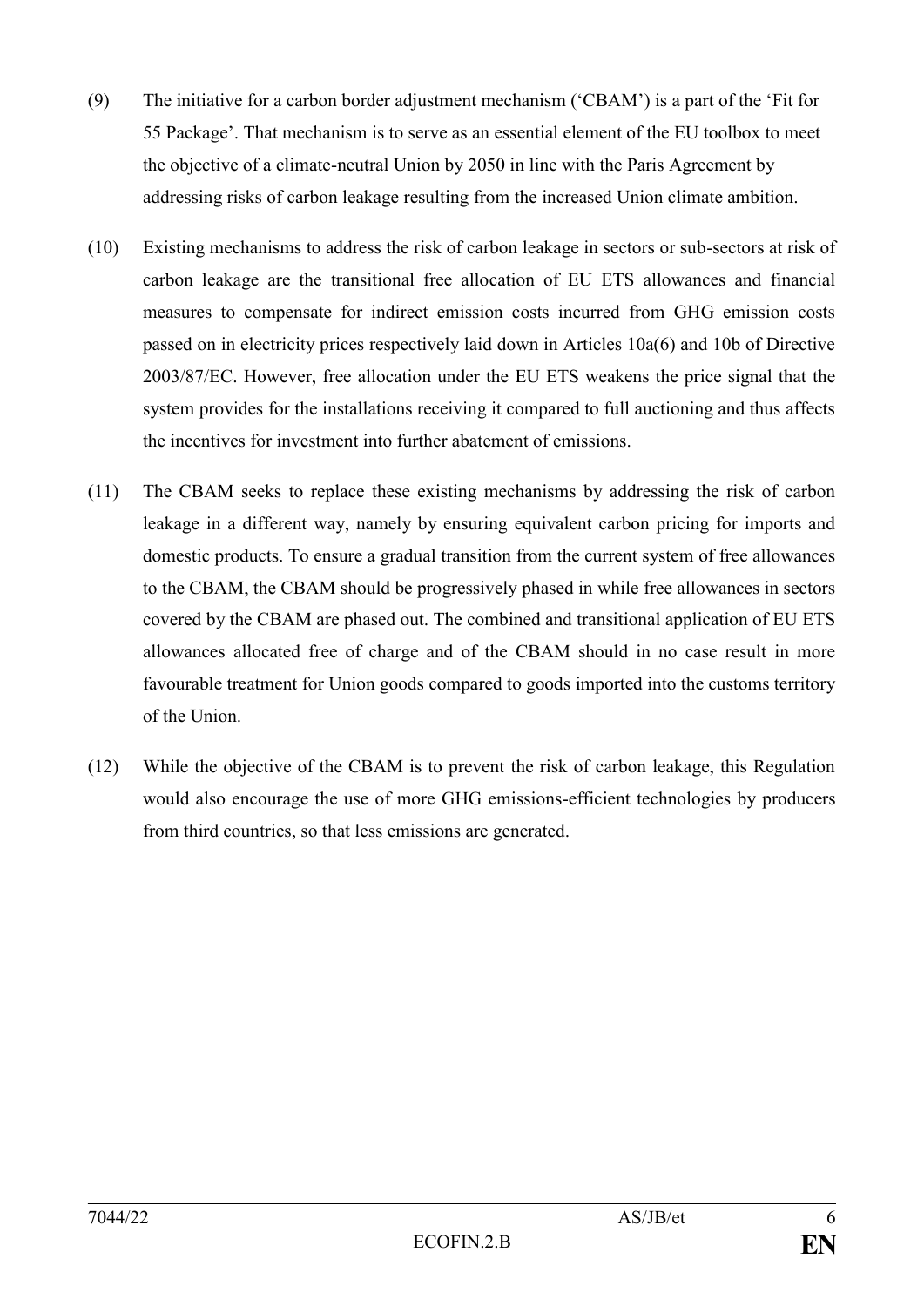(9) The initiative for a carbon border adjustment mechanism ('CBAM') is a part of the 'Fit for 55 Package'. That mechanism is to serve as an essential element of the EU toolbox to meet the objective of a climate-neutral Union by 2050 in line with the Paris Agreement by addressing risks of carbon leakage resulting from the increased Union climate ambition.

(10) Existing mechanisms to address the risk of carbon leakage in sectors or sub-sectors at risk of carbon leakage are the transitional free allocation of EU ETS allowances and financial measures to compensate for indirect emission costs incurred from GHG emission costs passed on in electricity prices respectively laid down in Articles 10a(6) and 10b of Directive 2003/87/EC. However, free allocation under the EU ETS weakens the price signal that the system provides for the installations receiving it compared to full auctioning and thus affects the incentives for investment into further abatement of emissions.

(11) The CBAM seeks to replace these existing mechanisms by addressing the risk of carbon leakage in a different way, namely by ensuring equivalent carbon pricing for imports and domestic products. To ensure a gradual transition from the current system of free allowances to the CBAM, the CBAM should be progressively phased in while free allowances in sectors covered by the CBAM are phased out. The combined and transitional application of EU ETS allowances allocated free of charge and of the CBAM should in no case result in more favourable treatment for Union goods compared to goods imported into the customs territory of the Union.

(12) While the objective of the CBAM is to prevent the risk of carbon leakage, this Regulation would also encourage the use of more GHG emissions-efficient technologies by producers from third countries, so that less emissions are generated.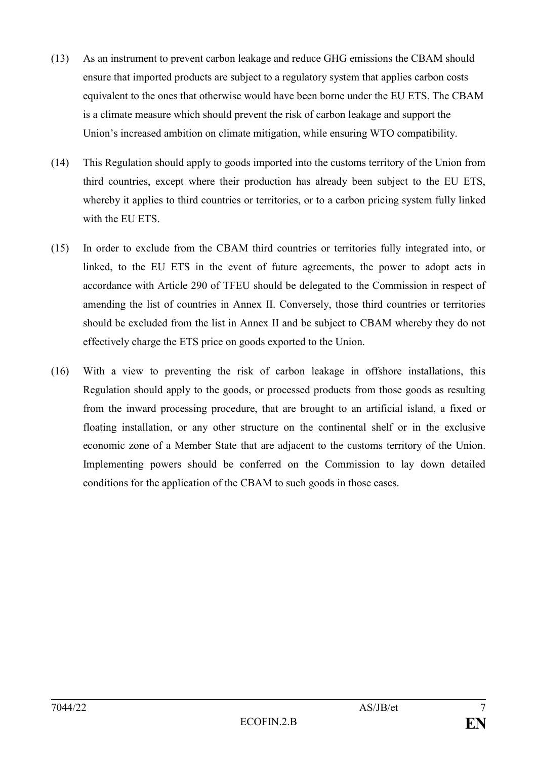(13) As an instrument to prevent carbon leakage and reduce GHG emissions the CBAM should ensure that imported products are subject to a regulatory system that applies carbon costs equivalent to the ones that otherwise would have been borne under the EU ETS. The CBAM is a climate measure which should prevent the risk of carbon leakage and support the Union's increased ambition on climate mitigation, while ensuring WTO compatibility.

(14) This Regulation should apply to goods imported into the customs territory of the Union from third countries, except where their production has already been subject to the EU ETS, whereby it applies to third countries or territories, or to a carbon pricing system fully linked with the EU ETS.

(15) In order to exclude from the CBAM third countries or territories fully integrated into, or linked, to the EU ETS in the event of future agreements, the power to adopt acts in accordance with Article 290 of TFEU should be delegated to the Commission in respect of amending the list of countries in Annex II. Conversely, those third countries or territories should be excluded from the list in Annex II and be subject to CBAM whereby they do not effectively charge the ETS price on goods exported to the Union.

(16) With a view to preventing the risk of carbon leakage in offshore installations, this Regulation should apply to the goods, or processed products from those goods as resulting from the inward processing procedure, that are brought to an artificial island, a fixed or floating installation, or any other structure on the continental shelf or in the exclusive economic zone of a Member State that are adjacent to the customs territory of the Union. Implementing powers should be conferred on the Commission to lay down detailed conditions for the application of the CBAM to such goods in those cases.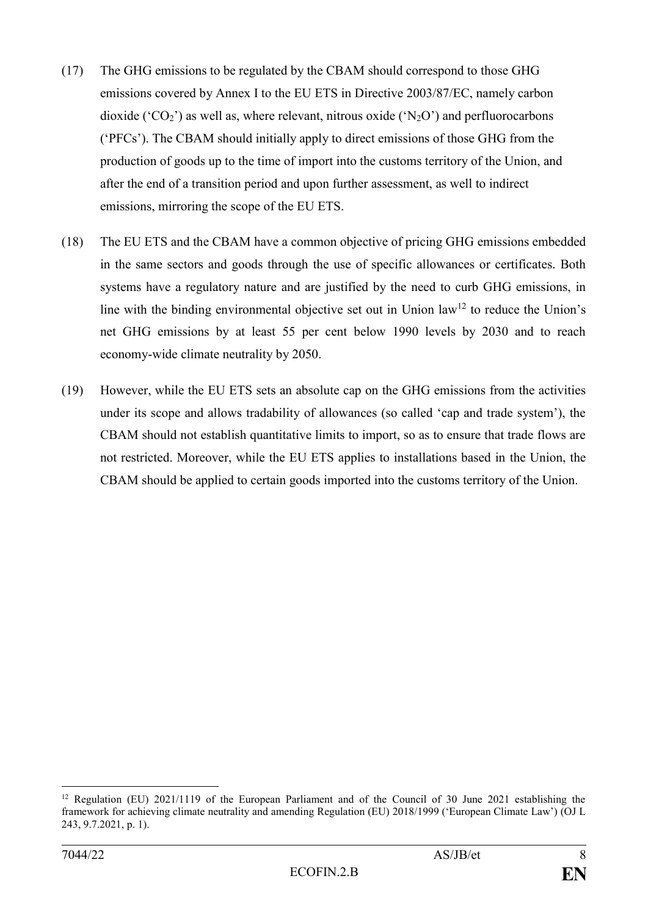(17) The GHG emissions to be regulated by the CBAM should correspond to those GHG emissions covered by Annex I to the EU ETS in Directive 2003/87/EC, namely carbon dioxide ('$CO_2$') as well as, where relevant, nitrous oxide ('$N_2O$') and perfluorocarbons ('PFCs'). The CBAM should initially apply to direct emissions of those GHG from the production of goods up to the time of import into the customs territory of the Union, and after the end of a transition period and upon further assessment, as well to indirect emissions, mirroring the scope of the EU ETS.

(18) The EU ETS and the CBAM have a common objective of pricing GHG emissions embedded in the same sectors and goods through the use of specific allowances or certificates. Both systems have a regulatory nature and are justified by the need to curb GHG emissions, in line with the binding environmental objective set out in Union law[12] to reduce the Union's net GHG emissions by at least 55 per cent below 1990 levels by 2030 and to reach economy-wide climate neutrality by 2050.

(19) However, while the EU ETS sets an absolute cap on the GHG emissions from the activities under its scope and allows tradability of allowances (so called 'cap and trade system'), the CBAM should not establish quantitative limits to import, so as to ensure that trade flows are not restricted. Moreover, while the EU ETS applies to installations based in the Union, the CBAM should be applied to certain goods imported into the customs territory of the Union.

---

[12] Regulation (EU) 2021/1119 of the European Parliament and of the Council of 30 June 2021 establishing the framework for achieving climate neutrality and amending Regulation (EU) 2018/1999 ('European Climate Law') (OJ L 243, 9.7.2021, p. 1).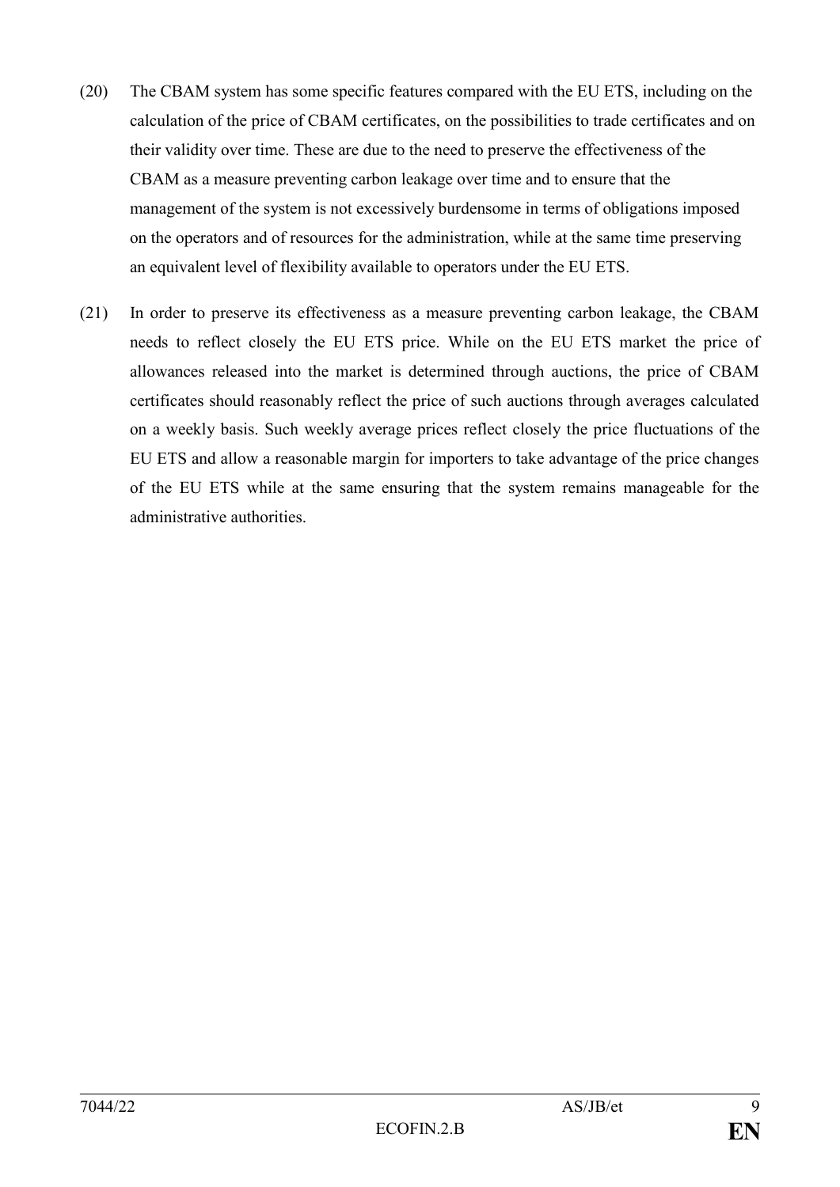(20) The CBAM system has some specific features compared with the EU ETS, including on the calculation of the price of CBAM certificates, on the possibilities to trade certificates and on their validity over time. These are due to the need to preserve the effectiveness of the CBAM as a measure preventing carbon leakage over time and to ensure that the management of the system is not excessively burdensome in terms of obligations imposed on the operators and of resources for the administration, while at the same time preserving an equivalent level of flexibility available to operators under the EU ETS.

(21) In order to preserve its effectiveness as a measure preventing carbon leakage, the CBAM needs to reflect closely the EU ETS price. While on the EU ETS market the price of allowances released into the market is determined through auctions, the price of CBAM certificates should reasonably reflect the price of such auctions through averages calculated on a weekly basis. Such weekly average prices reflect closely the price fluctuations of the EU ETS and allow a reasonable margin for importers to take advantage of the price changes of the EU ETS while at the same ensuring that the system remains manageable for the administrative authorities.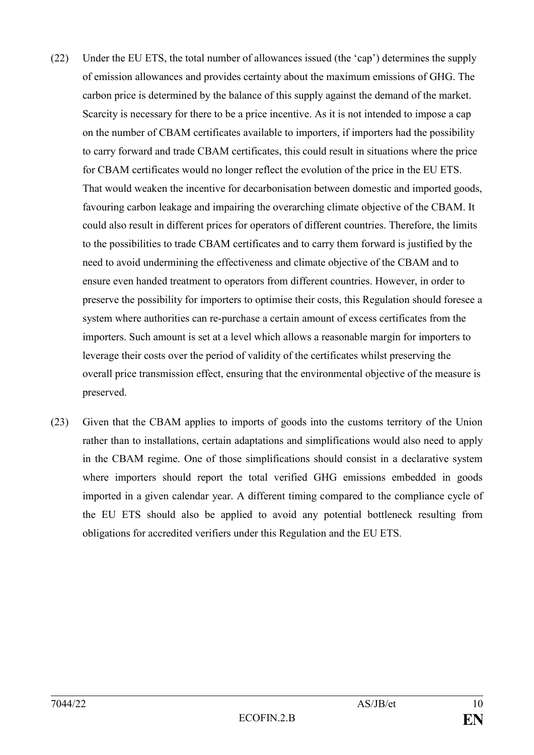(22) Under the EU ETS, the total number of allowances issued (the 'cap') determines the supply of emission allowances and provides certainty about the maximum emissions of GHG. The carbon price is determined by the balance of this supply against the demand of the market. Scarcity is necessary for there to be a price incentive. As it is not intended to impose a cap on the number of CBAM certificates available to importers, if importers had the possibility to carry forward and trade CBAM certificates, this could result in situations where the price for CBAM certificates would no longer reflect the evolution of the price in the EU ETS. That would weaken the incentive for decarbonisation between domestic and imported goods, favouring carbon leakage and impairing the overarching climate objective of the CBAM. It could also result in different prices for operators of different countries. Therefore, the limits to the possibilities to trade CBAM certificates and to carry them forward is justified by the need to avoid undermining the effectiveness and climate objective of the CBAM and to ensure even handed treatment to operators from different countries. However, in order to preserve the possibility for importers to optimise their costs, this Regulation should foresee a system where authorities can re-purchase a certain amount of excess certificates from the importers. Such amount is set at a level which allows a reasonable margin for importers to leverage their costs over the period of validity of the certificates whilst preserving the overall price transmission effect, ensuring that the environmental objective of the measure is preserved.

(23) Given that the CBAM applies to imports of goods into the customs territory of the Union rather than to installations, certain adaptations and simplifications would also need to apply in the CBAM regime. One of those simplifications should consist in a declarative system where importers should report the total verified GHG emissions embedded in goods imported in a given calendar year. A different timing compared to the compliance cycle of the EU ETS should also be applied to avoid any potential bottleneck resulting from obligations for accredited verifiers under this Regulation and the EU ETS.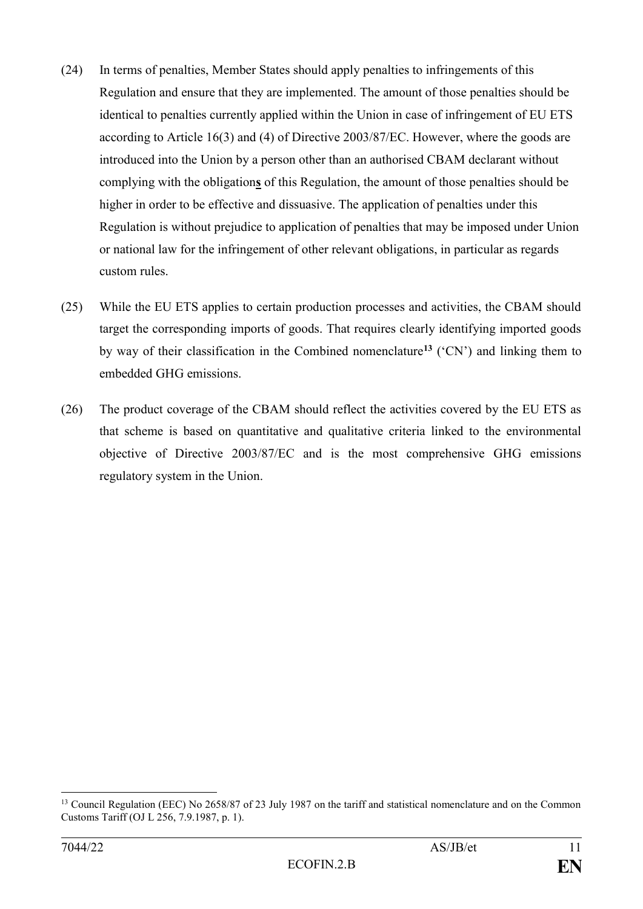(24) In terms of penalties, Member States should apply penalties to infringements of this Regulation and ensure that they are implemented. The amount of those penalties should be identical to penalties currently applied within the Union in case of infringement of EU ETS according to Article 16(3) and (4) of Directive 2003/87/EC. However, where the goods are introduced into the Union by a person other than an authorised CBAM declarant without complying with the obligation**s** of this Regulation, the amount of those penalties should be higher in order to be effective and dissuasive. The application of penalties under this Regulation is without prejudice to application of penalties that may be imposed under Union or national law for the infringement of other relevant obligations, in particular as regards custom rules.

(25) While the EU ETS applies to certain production processes and activities, the CBAM should target the corresponding imports of goods. That requires clearly identifying imported goods by way of their classification in the Combined nomenclature[13] ('CN') and linking them to embedded GHG emissions.

(26) The product coverage of the CBAM should reflect the activities covered by the EU ETS as that scheme is based on quantitative and qualitative criteria linked to the environmental objective of Directive 2003/87/EC and is the most comprehensive GHG emissions regulatory system in the Union.

---

[13] Council Regulation (EEC) No 2658/87 of 23 July 1987 on the tariff and statistical nomenclature and on the Common Customs Tariff (OJ L 256, 7.9.1987, p. 1).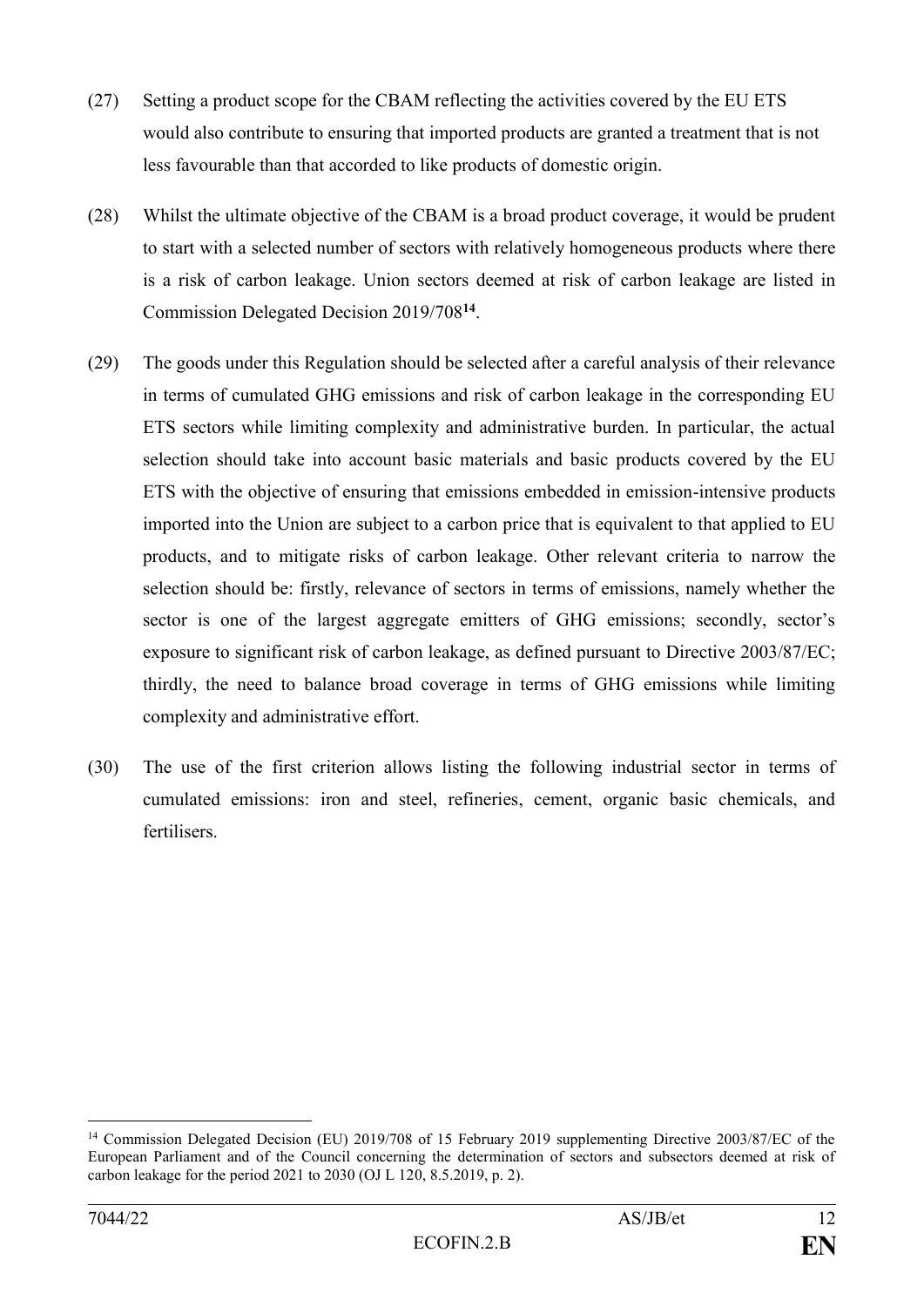(27) Setting a product scope for the CBAM reflecting the activities covered by the EU ETS would also contribute to ensuring that imported products are granted a treatment that is not less favourable than that accorded to like products of domestic origin.

(28) Whilst the ultimate objective of the CBAM is a broad product coverage, it would be prudent to start with a selected number of sectors with relatively homogeneous products where there is a risk of carbon leakage. Union sectors deemed at risk of carbon leakage are listed in Commission Delegated Decision 2019/708[14].

(29) The goods under this Regulation should be selected after a careful analysis of their relevance in terms of cumulated GHG emissions and risk of carbon leakage in the corresponding EU ETS sectors while limiting complexity and administrative burden. In particular, the actual selection should take into account basic materials and basic products covered by the EU ETS with the objective of ensuring that emissions embedded in emission-intensive products imported into the Union are subject to a carbon price that is equivalent to that applied to EU products, and to mitigate risks of carbon leakage. Other relevant criteria to narrow the selection should be: firstly, relevance of sectors in terms of emissions, namely whether the sector is one of the largest aggregate emitters of GHG emissions; secondly, sector's exposure to significant risk of carbon leakage, as defined pursuant to Directive 2003/87/EC; thirdly, the need to balance broad coverage in terms of GHG emissions while limiting complexity and administrative effort.

(30) The use of the first criterion allows listing the following industrial sector in terms of cumulated emissions: iron and steel, refineries, cement, organic basic chemicals, and fertilisers.

---

[14] Commission Delegated Decision (EU) 2019/708 of 15 February 2019 supplementing Directive 2003/87/EC of the European Parliament and of the Council concerning the determination of sectors and subsectors deemed at risk of carbon leakage for the period 2021 to 2030 (OJ L 120, 8.5.2019, p. 2).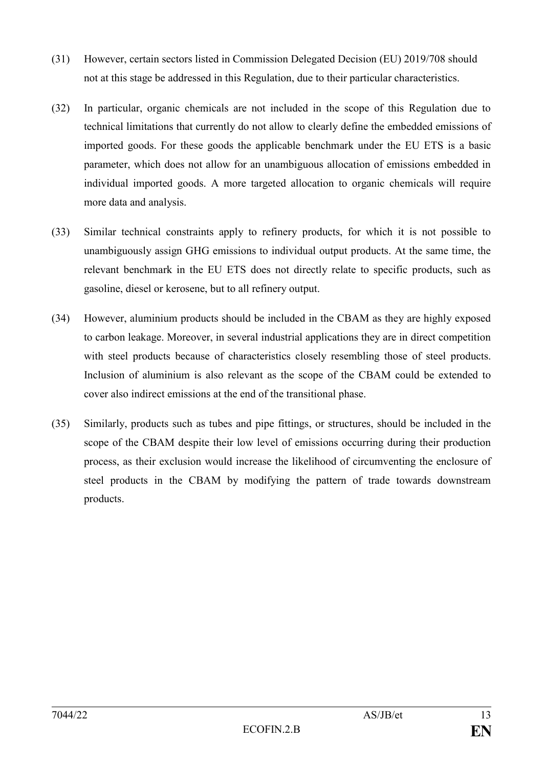(31) However, certain sectors listed in Commission Delegated Decision (EU) 2019/708 should not at this stage be addressed in this Regulation, due to their particular characteristics.

(32) In particular, organic chemicals are not included in the scope of this Regulation due to technical limitations that currently do not allow to clearly define the embedded emissions of imported goods. For these goods the applicable benchmark under the EU ETS is a basic parameter, which does not allow for an unambiguous allocation of emissions embedded in individual imported goods. A more targeted allocation to organic chemicals will require more data and analysis.

(33) Similar technical constraints apply to refinery products, for which it is not possible to unambiguously assign GHG emissions to individual output products. At the same time, the relevant benchmark in the EU ETS does not directly relate to specific products, such as gasoline, diesel or kerosene, but to all refinery output.

(34) However, aluminium products should be included in the CBAM as they are highly exposed to carbon leakage. Moreover, in several industrial applications they are in direct competition with steel products because of characteristics closely resembling those of steel products. Inclusion of aluminium is also relevant as the scope of the CBAM could be extended to cover also indirect emissions at the end of the transitional phase.

(35) Similarly, products such as tubes and pipe fittings, or structures, should be included in the scope of the CBAM despite their low level of emissions occurring during their production process, as their exclusion would increase the likelihood of circumventing the enclosure of steel products in the CBAM by modifying the pattern of trade towards downstream products.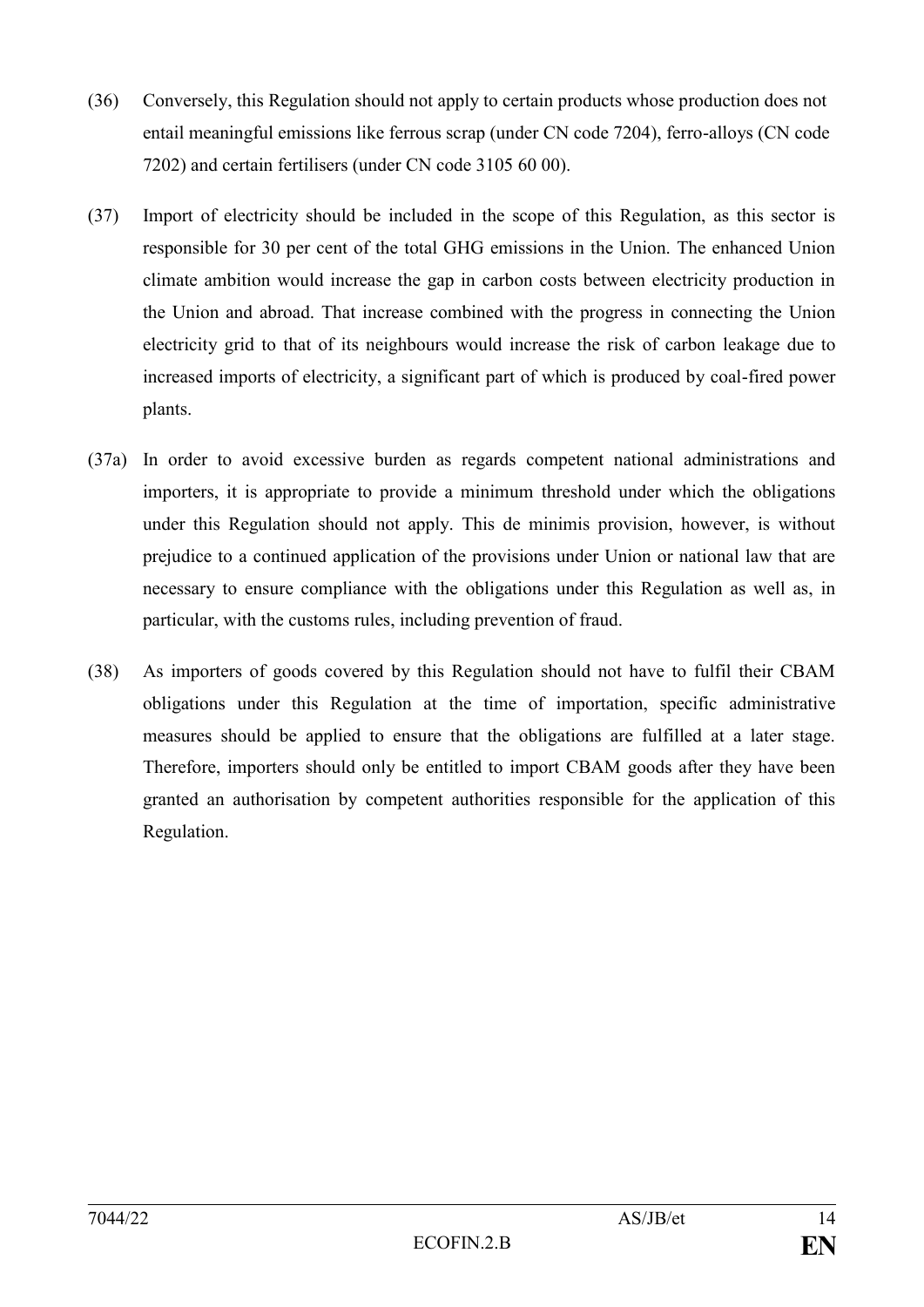(36) Conversely, this Regulation should not apply to certain products whose production does not entail meaningful emissions like ferrous scrap (under CN code 7204), ferro-alloys (CN code 7202) and certain fertilisers (under CN code 3105 60 00).

(37) Import of electricity should be included in the scope of this Regulation, as this sector is responsible for 30 per cent of the total GHG emissions in the Union. The enhanced Union climate ambition would increase the gap in carbon costs between electricity production in the Union and abroad. That increase combined with the progress in connecting the Union electricity grid to that of its neighbours would increase the risk of carbon leakage due to increased imports of electricity, a significant part of which is produced by coal-fired power plants.

(37a) In order to avoid excessive burden as regards competent national administrations and importers, it is appropriate to provide a minimum threshold under which the obligations under this Regulation should not apply. This de minimis provision, however, is without prejudice to a continued application of the provisions under Union or national law that are necessary to ensure compliance with the obligations under this Regulation as well as, in particular, with the customs rules, including prevention of fraud.

(38) As importers of goods covered by this Regulation should not have to fulfil their CBAM obligations under this Regulation at the time of importation, specific administrative measures should be applied to ensure that the obligations are fulfilled at a later stage. Therefore, importers should only be entitled to import CBAM goods after they have been granted an authorisation by competent authorities responsible for the application of this Regulation.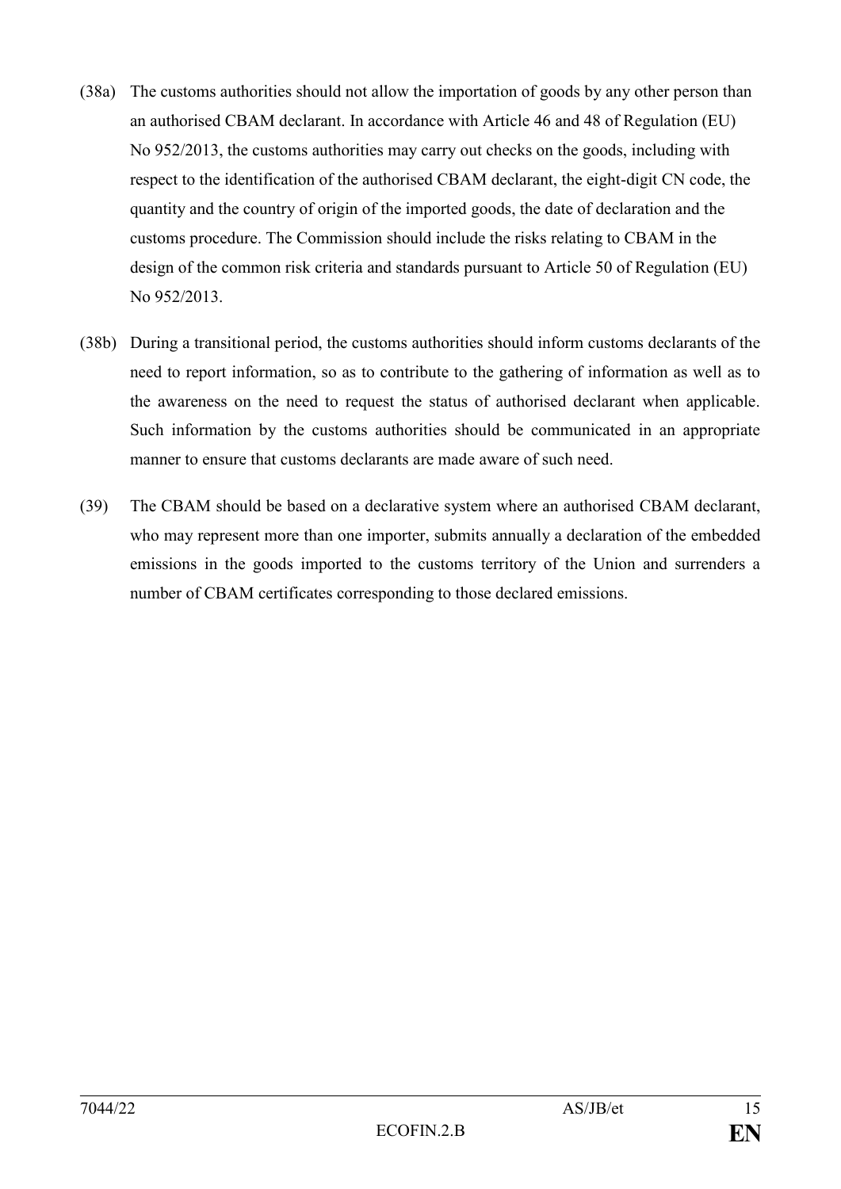(38a) The customs authorities should not allow the importation of goods by any other person than an authorised CBAM declarant. In accordance with Article 46 and 48 of Regulation (EU) No 952/2013, the customs authorities may carry out checks on the goods, including with respect to the identification of the authorised CBAM declarant, the eight-digit CN code, the quantity and the country of origin of the imported goods, the date of declaration and the customs procedure. The Commission should include the risks relating to CBAM in the design of the common risk criteria and standards pursuant to Article 50 of Regulation (EU) No 952/2013.

(38b) During a transitional period, the customs authorities should inform customs declarants of the need to report information, so as to contribute to the gathering of information as well as to the awareness on the need to request the status of authorised declarant when applicable. Such information by the customs authorities should be communicated in an appropriate manner to ensure that customs declarants are made aware of such need.

(39) The CBAM should be based on a declarative system where an authorised CBAM declarant, who may represent more than one importer, submits annually a declaration of the embedded emissions in the goods imported to the customs territory of the Union and surrenders a number of CBAM certificates corresponding to those declared emissions.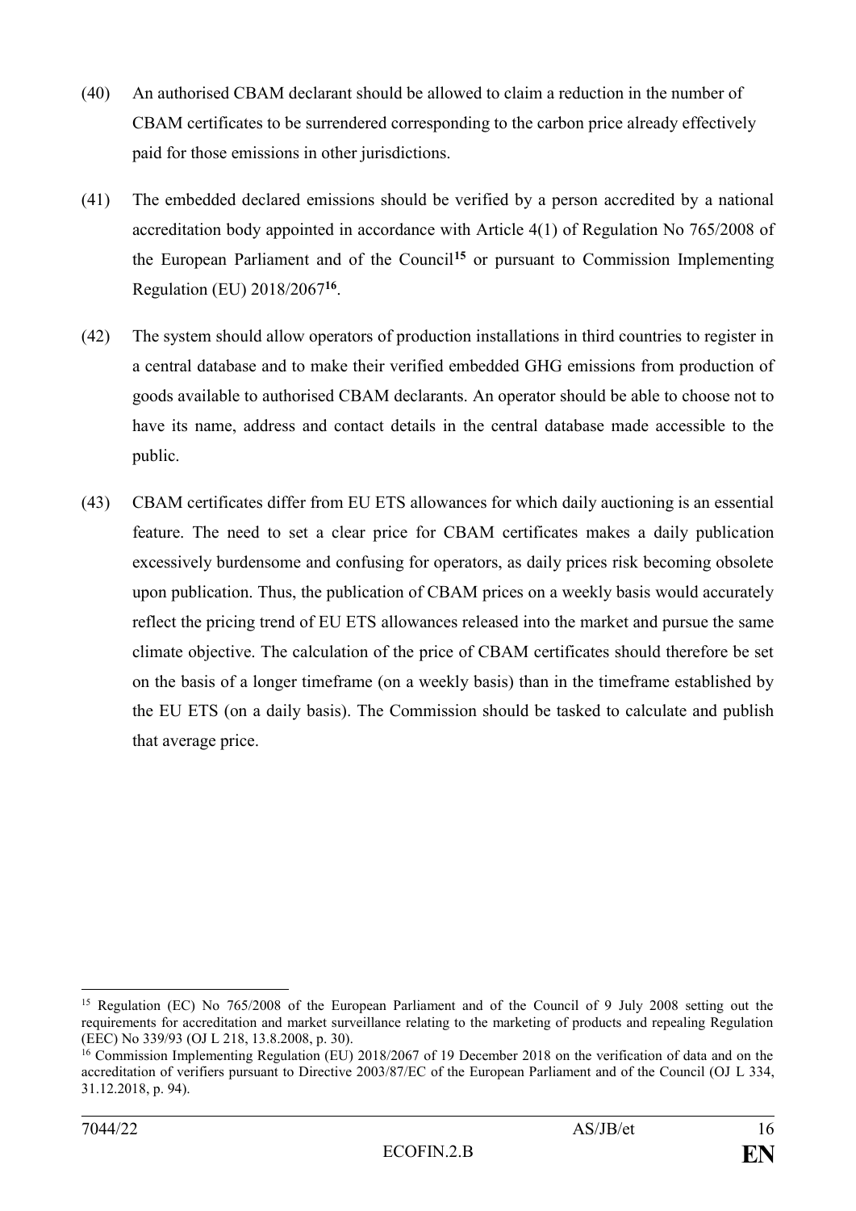(40) An authorised CBAM declarant should be allowed to claim a reduction in the number of CBAM certificates to be surrendered corresponding to the carbon price already effectively paid for those emissions in other jurisdictions.

(41) The embedded declared emissions should be verified by a person accredited by a national accreditation body appointed in accordance with Article 4(1) of Regulation No 765/2008 of the European Parliament and of the Council[15] or pursuant to Commission Implementing Regulation (EU) 2018/2067[16].

(42) The system should allow operators of production installations in third countries to register in a central database and to make their verified embedded GHG emissions from production of goods available to authorised CBAM declarants. An operator should be able to choose not to have its name, address and contact details in the central database made accessible to the public.

(43) CBAM certificates differ from EU ETS allowances for which daily auctioning is an essential feature. The need to set a clear price for CBAM certificates makes a daily publication excessively burdensome and confusing for operators, as daily prices risk becoming obsolete upon publication. Thus, the publication of CBAM prices on a weekly basis would accurately reflect the pricing trend of EU ETS allowances released into the market and pursue the same climate objective. The calculation of the price of CBAM certificates should therefore be set on the basis of a longer timeframe (on a weekly basis) than in the timeframe established by the EU ETS (on a daily basis). The Commission should be tasked to calculate and publish that average price.

---

[15] Regulation (EC) No 765/2008 of the European Parliament and of the Council of 9 July 2008 setting out the requirements for accreditation and market surveillance relating to the marketing of products and repealing Regulation (EEC) No 339/93 (OJ L 218, 13.8.2008, p. 30).

[16] Commission Implementing Regulation (EU) 2018/2067 of 19 December 2018 on the verification of data and on the accreditation of verifiers pursuant to Directive 2003/87/EC of the European Parliament and of the Council (OJ L 334, 31.12.2018, p. 94).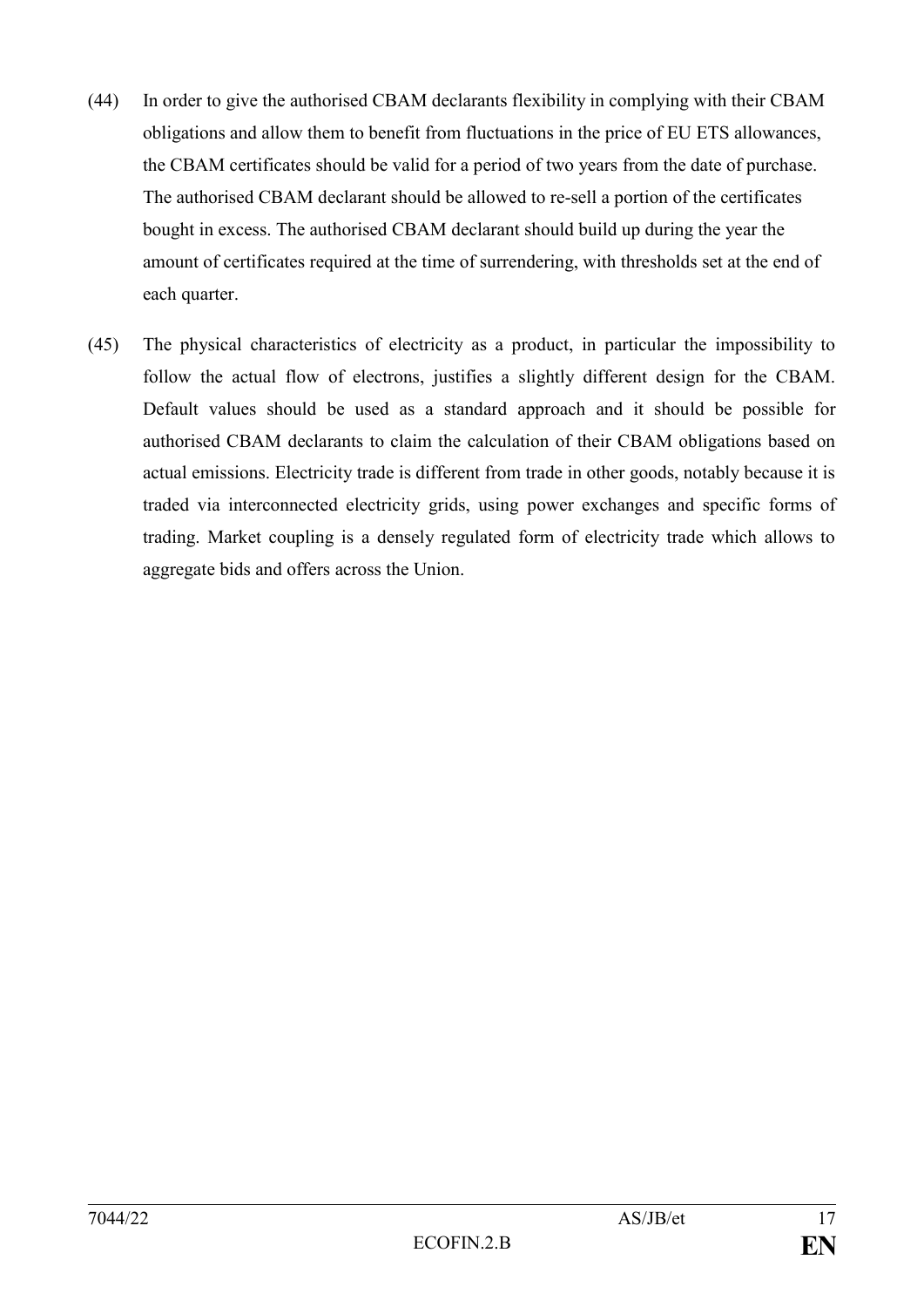(44) In order to give the authorised CBAM declarants flexibility in complying with their CBAM obligations and allow them to benefit from fluctuations in the price of EU ETS allowances, the CBAM certificates should be valid for a period of two years from the date of purchase. The authorised CBAM declarant should be allowed to re-sell a portion of the certificates bought in excess. The authorised CBAM declarant should build up during the year the amount of certificates required at the time of surrendering, with thresholds set at the end of each quarter.

(45) The physical characteristics of electricity as a product, in particular the impossibility to follow the actual flow of electrons, justifies a slightly different design for the CBAM. Default values should be used as a standard approach and it should be possible for authorised CBAM declarants to claim the calculation of their CBAM obligations based on actual emissions. Electricity trade is different from trade in other goods, notably because it is traded via interconnected electricity grids, using power exchanges and specific forms of trading. Market coupling is a densely regulated form of electricity trade which allows to aggregate bids and offers across the Union.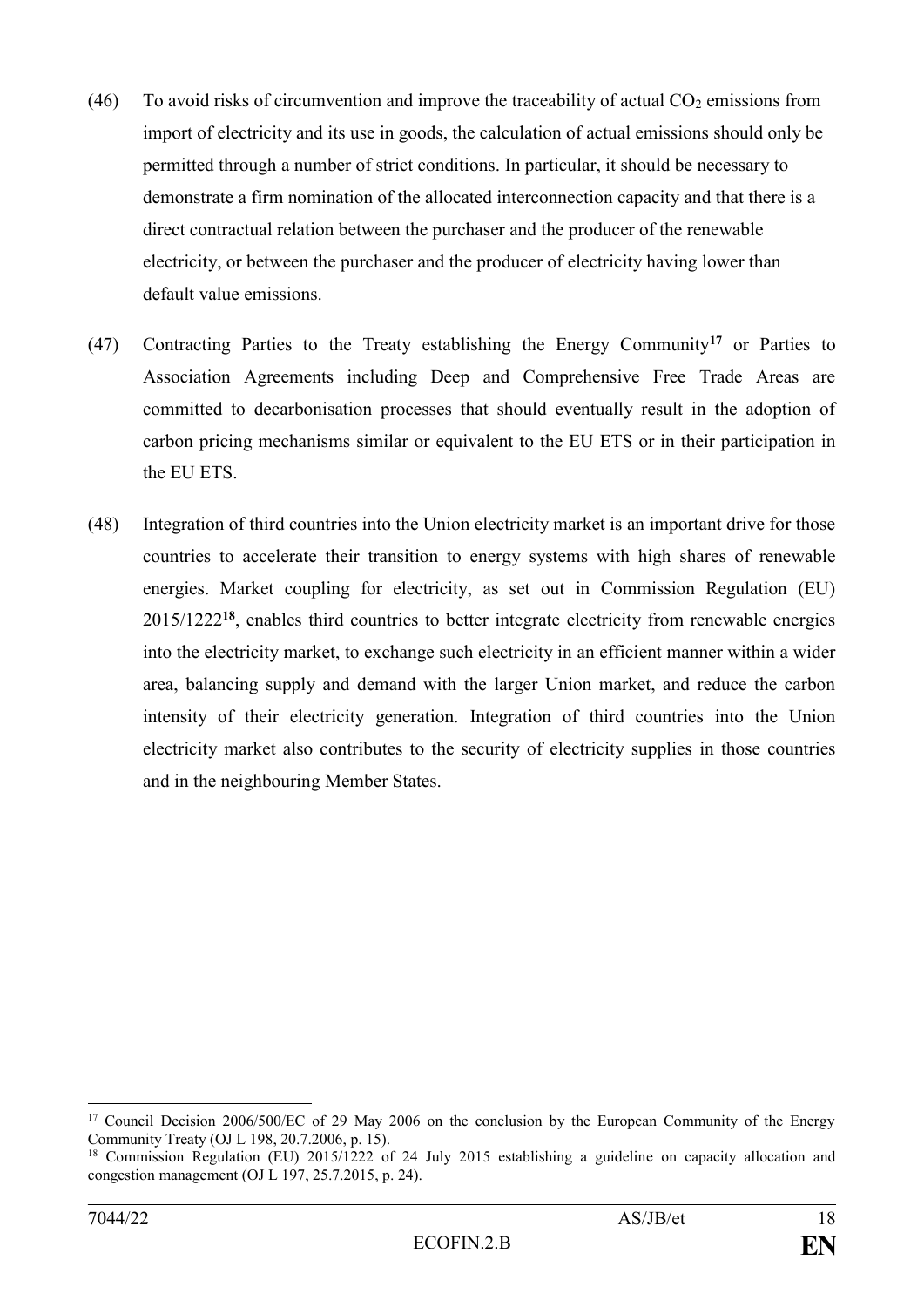(46) To avoid risks of circumvention and improve the traceability of actual $CO_2$ emissions from import of electricity and its use in goods, the calculation of actual emissions should only be permitted through a number of strict conditions. In particular, it should be necessary to demonstrate a firm nomination of the allocated interconnection capacity and that there is a direct contractual relation between the purchaser and the producer of the renewable electricity, or between the purchaser and the producer of electricity having lower than default value emissions.

(47) Contracting Parties to the Treaty establishing the Energy Community[17] or Parties to Association Agreements including Deep and Comprehensive Free Trade Areas are committed to decarbonisation processes that should eventually result in the adoption of carbon pricing mechanisms similar or equivalent to the EU ETS or in their participation in the EU ETS.

(48) Integration of third countries into the Union electricity market is an important drive for those countries to accelerate their transition to energy systems with high shares of renewable energies. Market coupling for electricity, as set out in Commission Regulation (EU) 2015/1222[18], enables third countries to better integrate electricity from renewable energies into the electricity market, to exchange such electricity in an efficient manner within a wider area, balancing supply and demand with the larger Union market, and reduce the carbon intensity of their electricity generation. Integration of third countries into the Union electricity market also contributes to the security of electricity supplies in those countries and in the neighbouring Member States.

---

[17] Council Decision 2006/500/EC of 29 May 2006 on the conclusion by the European Community of the Energy Community Treaty (OJ L 198, 20.7.2006, p. 15).

[18] Commission Regulation (EU) 2015/1222 of 24 July 2015 establishing a guideline on capacity allocation and congestion management (OJ L 197, 25.7.2015, p. 24).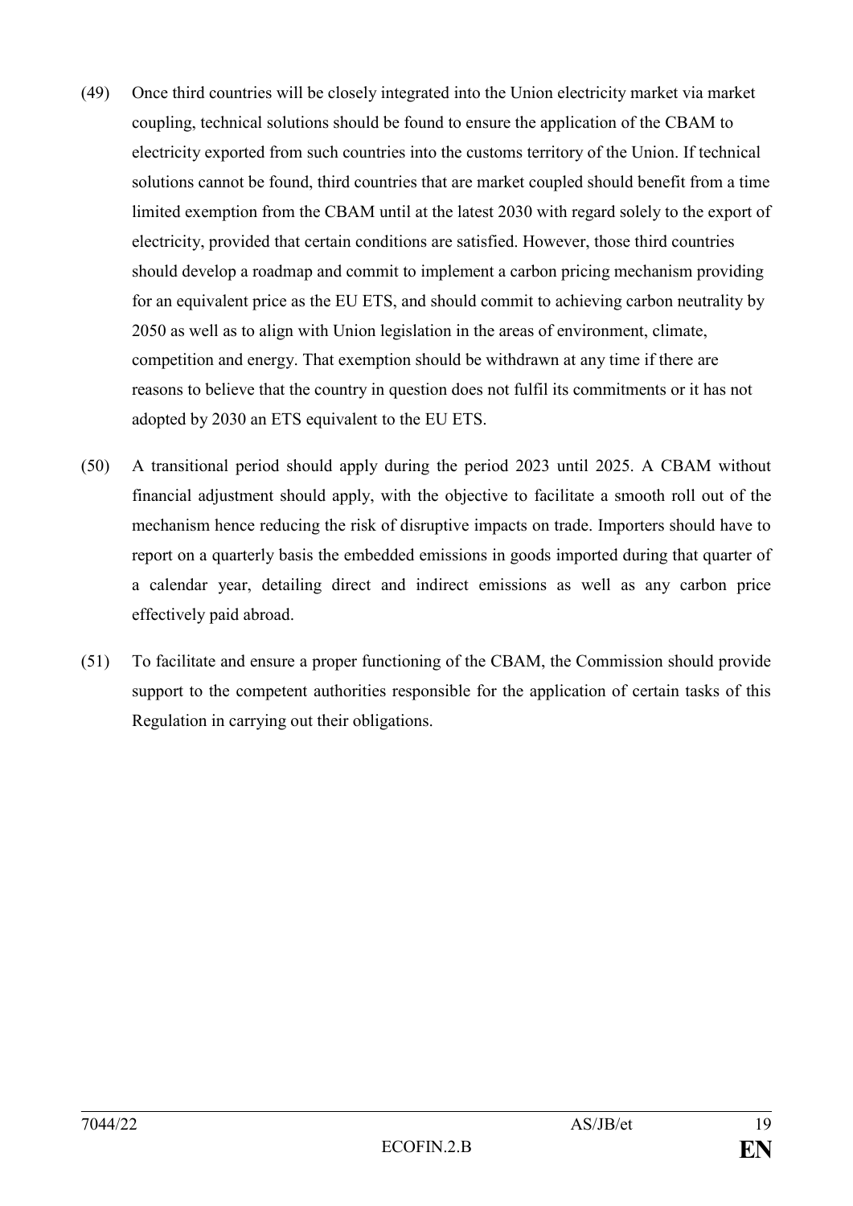(49) Once third countries will be closely integrated into the Union electricity market via market coupling, technical solutions should be found to ensure the application of the CBAM to electricity exported from such countries into the customs territory of the Union. If technical solutions cannot be found, third countries that are market coupled should benefit from a time limited exemption from the CBAM until at the latest 2030 with regard solely to the export of electricity, provided that certain conditions are satisfied. However, those third countries should develop a roadmap and commit to implement a carbon pricing mechanism providing for an equivalent price as the EU ETS, and should commit to achieving carbon neutrality by 2050 as well as to align with Union legislation in the areas of environment, climate, competition and energy. That exemption should be withdrawn at any time if there are reasons to believe that the country in question does not fulfil its commitments or it has not adopted by 2030 an ETS equivalent to the EU ETS.

(50) A transitional period should apply during the period 2023 until 2025. A CBAM without financial adjustment should apply, with the objective to facilitate a smooth roll out of the mechanism hence reducing the risk of disruptive impacts on trade. Importers should have to report on a quarterly basis the embedded emissions in goods imported during that quarter of a calendar year, detailing direct and indirect emissions as well as any carbon price effectively paid abroad.

(51) To facilitate and ensure a proper functioning of the CBAM, the Commission should provide support to the competent authorities responsible for the application of certain tasks of this Regulation in carrying out their obligations.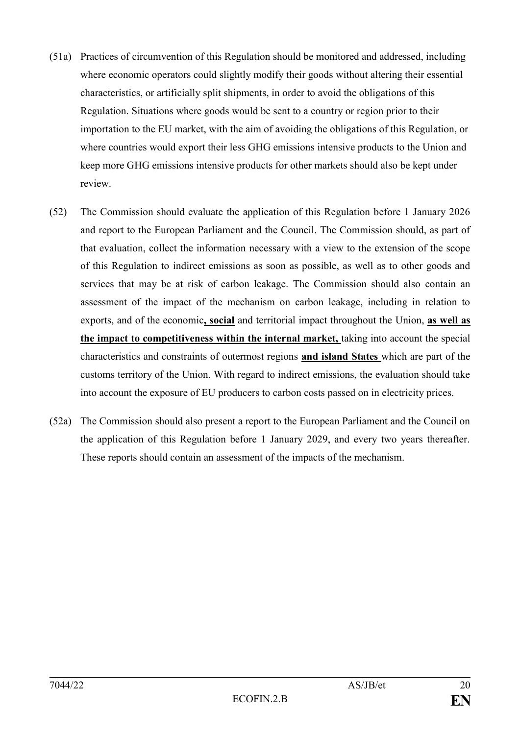(51a) Practices of circumvention of this Regulation should be monitored and addressed, including where economic operators could slightly modify their goods without altering their essential characteristics, or artificially split shipments, in order to avoid the obligations of this Regulation. Situations where goods would be sent to a country or region prior to their importation to the EU market, with the aim of avoiding the obligations of this Regulation, or where countries would export their less GHG emissions intensive products to the Union and keep more GHG emissions intensive products for other markets should also be kept under review.

(52) The Commission should evaluate the application of this Regulation before 1 January 2026 and report to the European Parliament and the Council. The Commission should, as part of that evaluation, collect the information necessary with a view to the extension of the scope of this Regulation to indirect emissions as soon as possible, as well as to other goods and services that may be at risk of carbon leakage. The Commission should also contain an assessment of the impact of the mechanism on carbon leakage, including in relation to exports, and of the economic**, social** and territorial impact throughout the Union, **as well as the impact to competitiveness within the internal market,** taking into account the special characteristics and constraints of outermost regions **and island States** which are part of the customs territory of the Union. With regard to indirect emissions, the evaluation should take into account the exposure of EU producers to carbon costs passed on in electricity prices.

(52a) The Commission should also present a report to the European Parliament and the Council on the application of this Regulation before 1 January 2029, and every two years thereafter. These reports should contain an assessment of the impacts of the mechanism.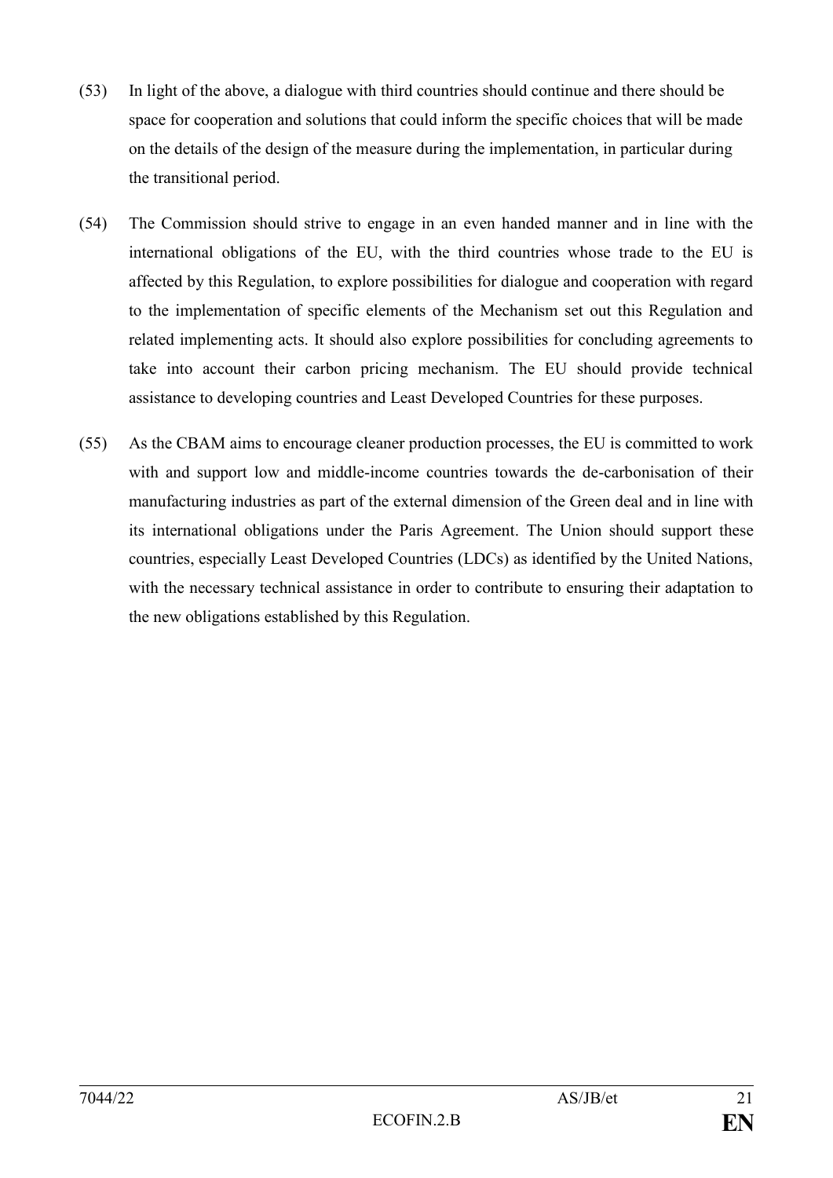(53) In light of the above, a dialogue with third countries should continue and there should be space for cooperation and solutions that could inform the specific choices that will be made on the details of the design of the measure during the implementation, in particular during the transitional period.

(54) The Commission should strive to engage in an even handed manner and in line with the international obligations of the EU, with the third countries whose trade to the EU is affected by this Regulation, to explore possibilities for dialogue and cooperation with regard to the implementation of specific elements of the Mechanism set out this Regulation and related implementing acts. It should also explore possibilities for concluding agreements to take into account their carbon pricing mechanism. The EU should provide technical assistance to developing countries and Least Developed Countries for these purposes.

(55) As the CBAM aims to encourage cleaner production processes, the EU is committed to work with and support low and middle-income countries towards the de-carbonisation of their manufacturing industries as part of the external dimension of the Green deal and in line with its international obligations under the Paris Agreement. The Union should support these countries, especially Least Developed Countries (LDCs) as identified by the United Nations, with the necessary technical assistance in order to contribute to ensuring their adaptation to the new obligations established by this Regulation.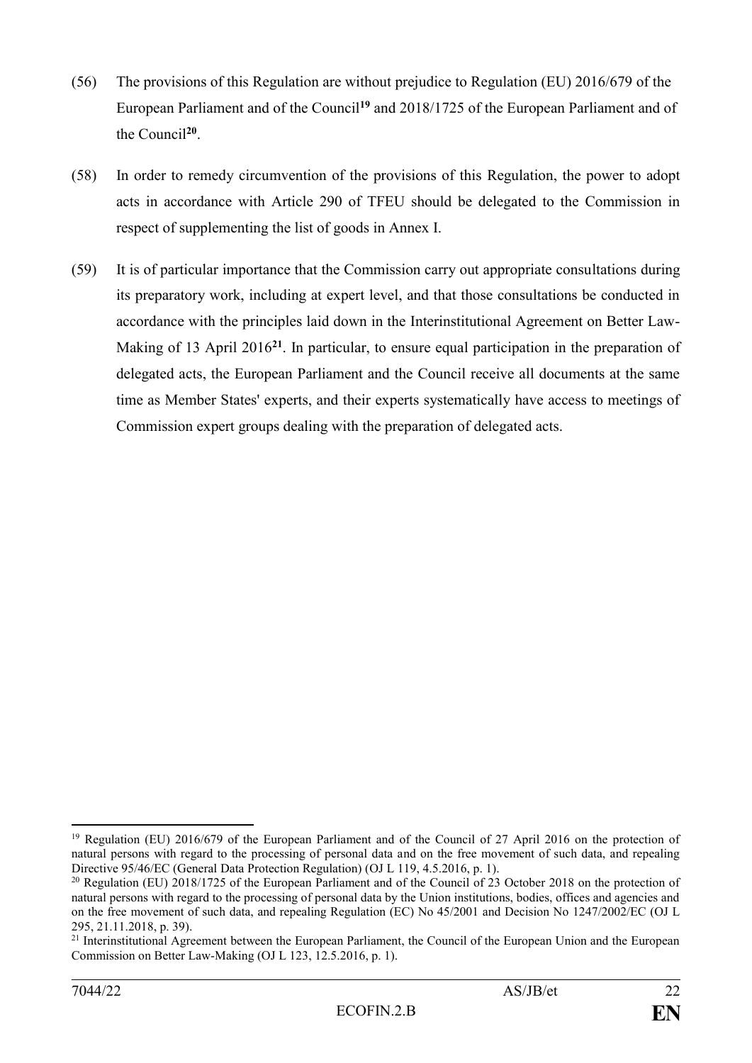(56) The provisions of this Regulation are without prejudice to Regulation (EU) 2016/679 of the European Parliament and of the Council[19] and 2018/1725 of the European Parliament and of the Council[20].

(58) In order to remedy circumvention of the provisions of this Regulation, the power to adopt acts in accordance with Article 290 of TFEU should be delegated to the Commission in respect of supplementing the list of goods in Annex I.

(59) It is of particular importance that the Commission carry out appropriate consultations during its preparatory work, including at expert level, and that those consultations be conducted in accordance with the principles laid down in the Interinstitutional Agreement on Better Law-Making of 13 April 2016[21]. In particular, to ensure equal participation in the preparation of delegated acts, the European Parliament and the Council receive all documents at the same time as Member States' experts, and their experts systematically have access to meetings of Commission expert groups dealing with the preparation of delegated acts.

---

[19] Regulation (EU) 2016/679 of the European Parliament and of the Council of 27 April 2016 on the protection of natural persons with regard to the processing of personal data and on the free movement of such data, and repealing Directive 95/46/EC (General Data Protection Regulation) (OJ L 119, 4.5.2016, p. 1).

[20] Regulation (EU) 2018/1725 of the European Parliament and of the Council of 23 October 2018 on the protection of natural persons with regard to the processing of personal data by the Union institutions, bodies, offices and agencies and on the free movement of such data, and repealing Regulation (EC) No 45/2001 and Decision No 1247/2002/EC (OJ L 295, 21.11.2018, p. 39).

[21] Interinstitutional Agreement between the European Parliament, the Council of the European Union and the European Commission on Better Law-Making (OJ L 123, 12.5.2016, p. 1).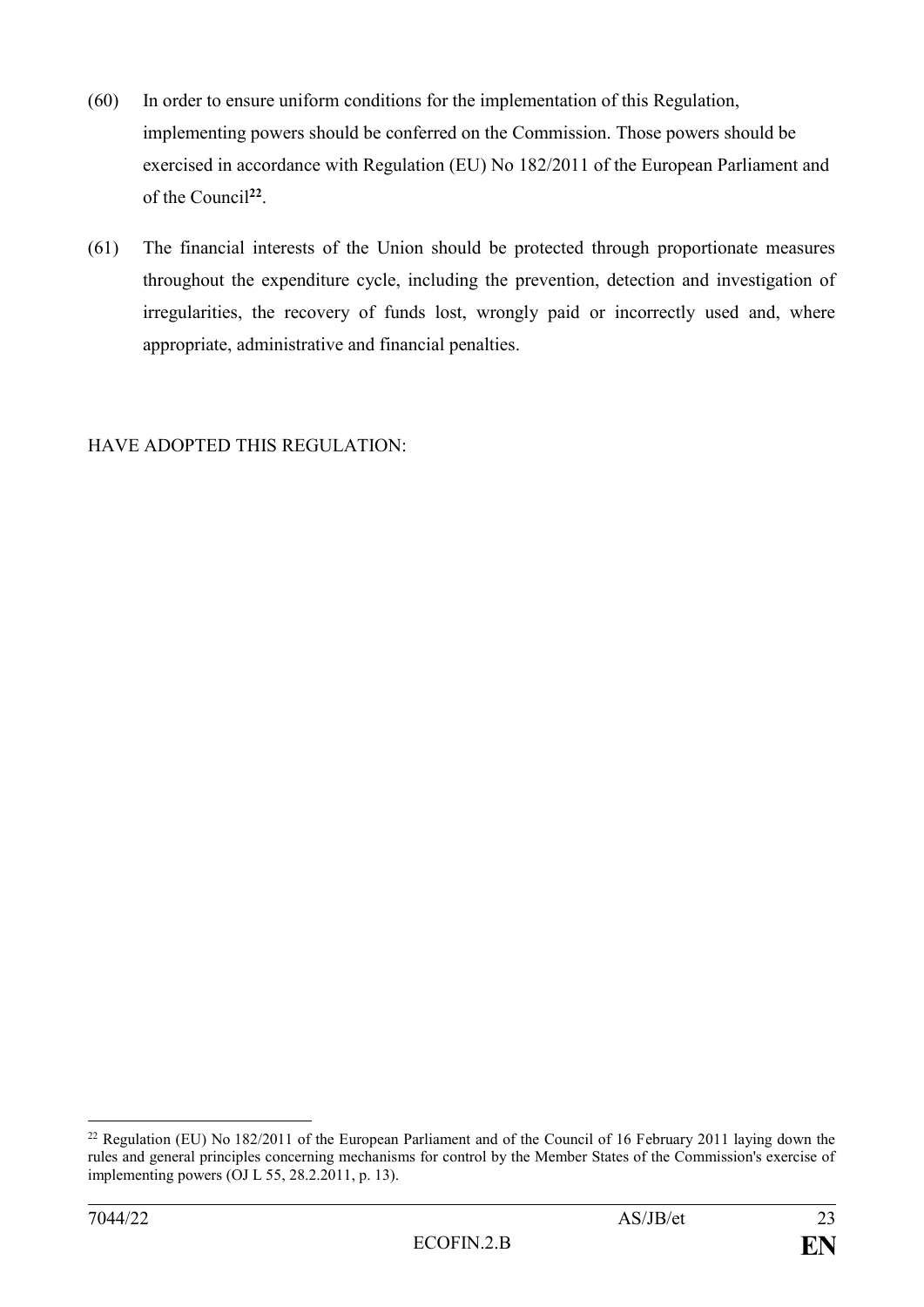(60) In order to ensure uniform conditions for the implementation of this Regulation, implementing powers should be conferred on the Commission. Those powers should be exercised in accordance with Regulation (EU) No 182/2011 of the European Parliament and of the Council[22].

(61) The financial interests of the Union should be protected through proportionate measures throughout the expenditure cycle, including the prevention, detection and investigation of irregularities, the recovery of funds lost, wrongly paid or incorrectly used and, where appropriate, administrative and financial penalties.

HAVE ADOPTED THIS REGULATION:

---

[22] Regulation (EU) No 182/2011 of the European Parliament and of the Council of 16 February 2011 laying down the rules and general principles concerning mechanisms for control by the Member States of the Commission's exercise of implementing powers (OJ L 55, 28.2.2011, p. 13).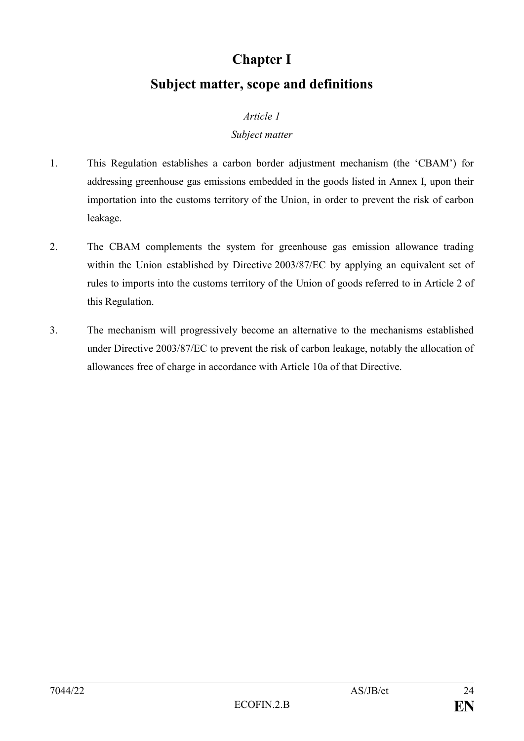# Chapter I

# Subject matter, scope and definitions

*Article 1*

*Subject matter*

1. This Regulation establishes a carbon border adjustment mechanism (the 'CBAM') for addressing greenhouse gas emissions embedded in the goods listed in Annex I, upon their importation into the customs territory of the Union, in order to prevent the risk of carbon leakage.

2. The CBAM complements the system for greenhouse gas emission allowance trading within the Union established by Directive 2003/87/EC by applying an equivalent set of rules to imports into the customs territory of the Union of goods referred to in Article 2 of this Regulation.

3. The mechanism will progressively become an alternative to the mechanisms established under Directive 2003/87/EC to prevent the risk of carbon leakage, notably the allocation of allowances free of charge in accordance with Article 10a of that Directive.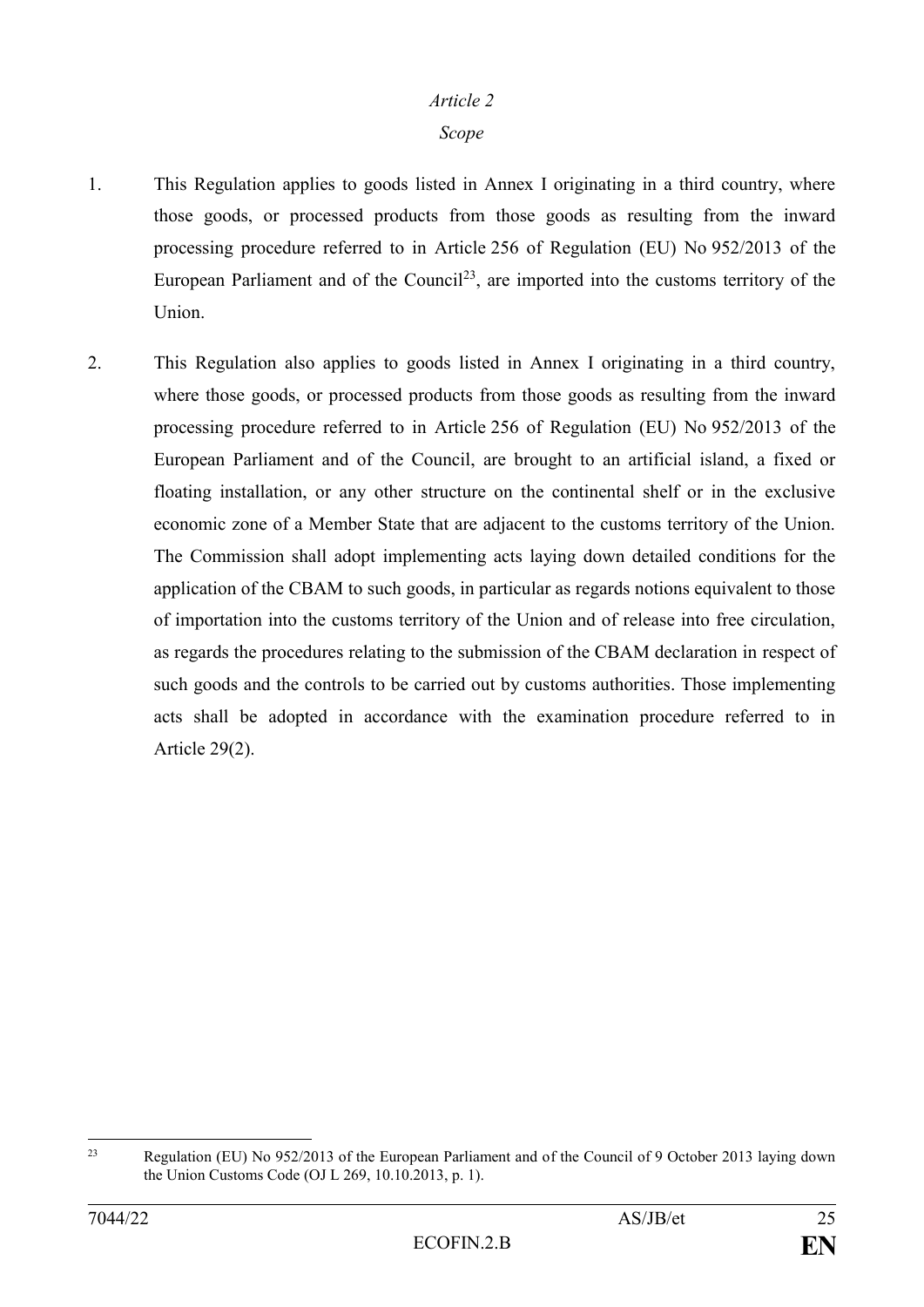*Article 2*

*Scope*

1. This Regulation applies to goods listed in Annex I originating in a third country, where those goods, or processed products from those goods as resulting from the inward processing procedure referred to in Article 256 of Regulation (EU) No 952/2013 of the European Parliament and of the Council[23], are imported into the customs territory of the Union.

2. This Regulation also applies to goods listed in Annex I originating in a third country, where those goods, or processed products from those goods as resulting from the inward processing procedure referred to in Article 256 of Regulation (EU) No 952/2013 of the European Parliament and of the Council, are brought to an artificial island, a fixed or floating installation, or any other structure on the continental shelf or in the exclusive economic zone of a Member State that are adjacent to the customs territory of the Union. The Commission shall adopt implementing acts laying down detailed conditions for the application of the CBAM to such goods, in particular as regards notions equivalent to those of importation into the customs territory of the Union and of release into free circulation, as regards the procedures relating to the submission of the CBAM declaration in respect of such goods and the controls to be carried out by customs authorities. Those implementing acts shall be adopted in accordance with the examination procedure referred to in Article 29(2).

[23] Regulation (EU) No 952/2013 of the European Parliament and of the Council of 9 October 2013 laying down the Union Customs Code (OJ L 269, 10.10.2013, p. 1).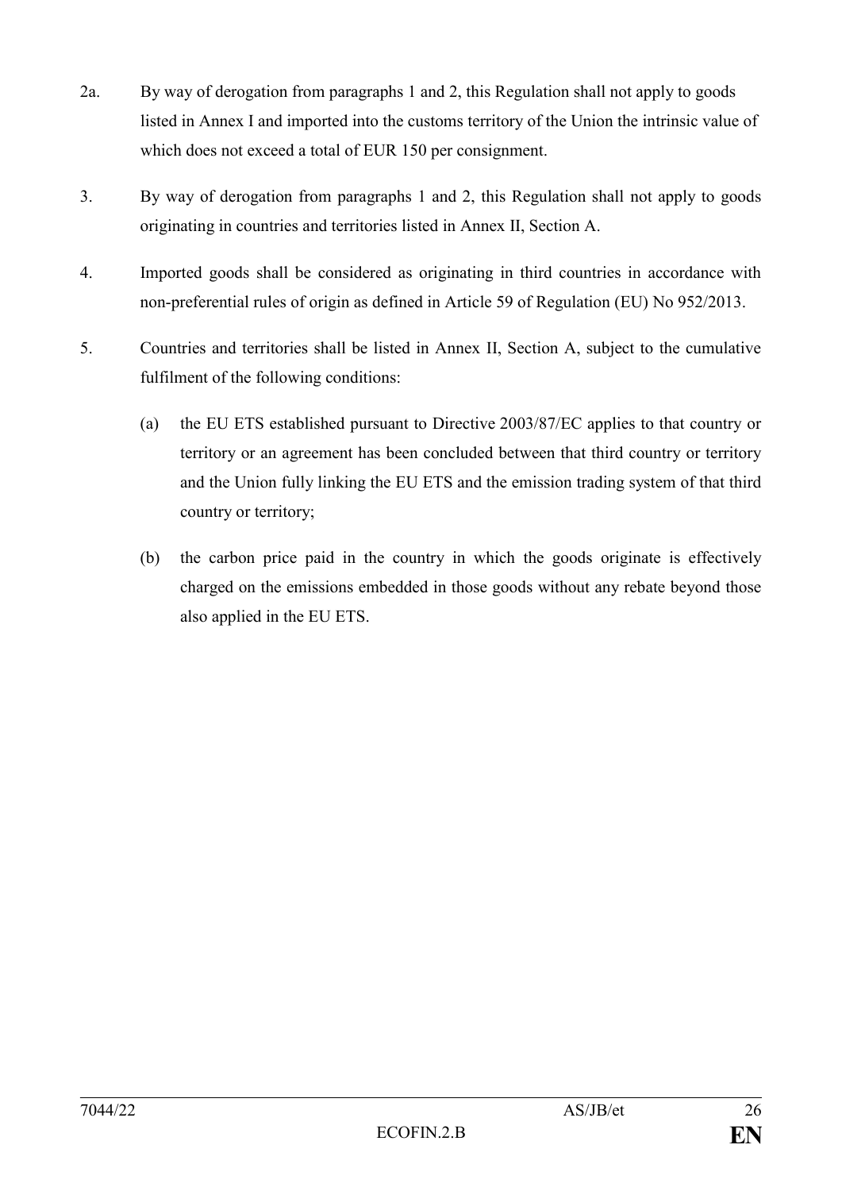2a. By way of derogation from paragraphs 1 and 2, this Regulation shall not apply to goods listed in Annex I and imported into the customs territory of the Union the intrinsic value of which does not exceed a total of EUR 150 per consignment.

3. By way of derogation from paragraphs 1 and 2, this Regulation shall not apply to goods originating in countries and territories listed in Annex II, Section A.

4. Imported goods shall be considered as originating in third countries in accordance with non-preferential rules of origin as defined in Article 59 of Regulation (EU) No 952/2013.

5. Countries and territories shall be listed in Annex II, Section A, subject to the cumulative fulfilment of the following conditions:

   (a) the EU ETS established pursuant to Directive 2003/87/EC applies to that country or territory or an agreement has been concluded between that third country or territory and the Union fully linking the EU ETS and the emission trading system of that third country or territory;

   (b) the carbon price paid in the country in which the goods originate is effectively charged on the emissions embedded in those goods without any rebate beyond those also applied in the EU ETS.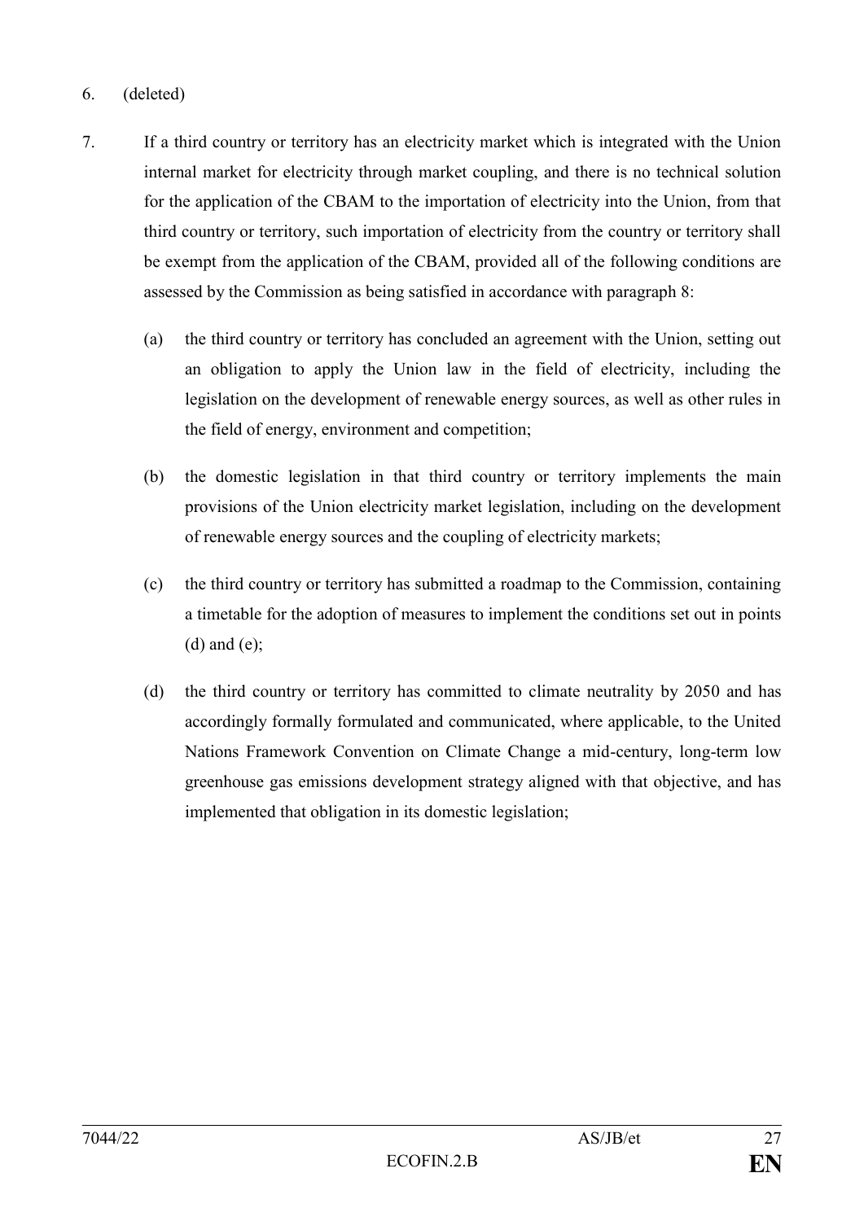6. (deleted)

7. If a third country or territory has an electricity market which is integrated with the Union internal market for electricity through market coupling, and there is no technical solution for the application of the CBAM to the importation of electricity into the Union, from that third country or territory, such importation of electricity from the country or territory shall be exempt from the application of the CBAM, provided all of the following conditions are assessed by the Commission as being satisfied in accordance with paragraph 8:

   (a) the third country or territory has concluded an agreement with the Union, setting out an obligation to apply the Union law in the field of electricity, including the legislation on the development of renewable energy sources, as well as other rules in the field of energy, environment and competition;

   (b) the domestic legislation in that third country or territory implements the main provisions of the Union electricity market legislation, including on the development of renewable energy sources and the coupling of electricity markets;

   (c) the third country or territory has submitted a roadmap to the Commission, containing a timetable for the adoption of measures to implement the conditions set out in points (d) and (e);

   (d) the third country or territory has committed to climate neutrality by 2050 and has accordingly formally formulated and communicated, where applicable, to the United Nations Framework Convention on Climate Change a mid-century, long-term low greenhouse gas emissions development strategy aligned with that objective, and has implemented that obligation in its domestic legislation;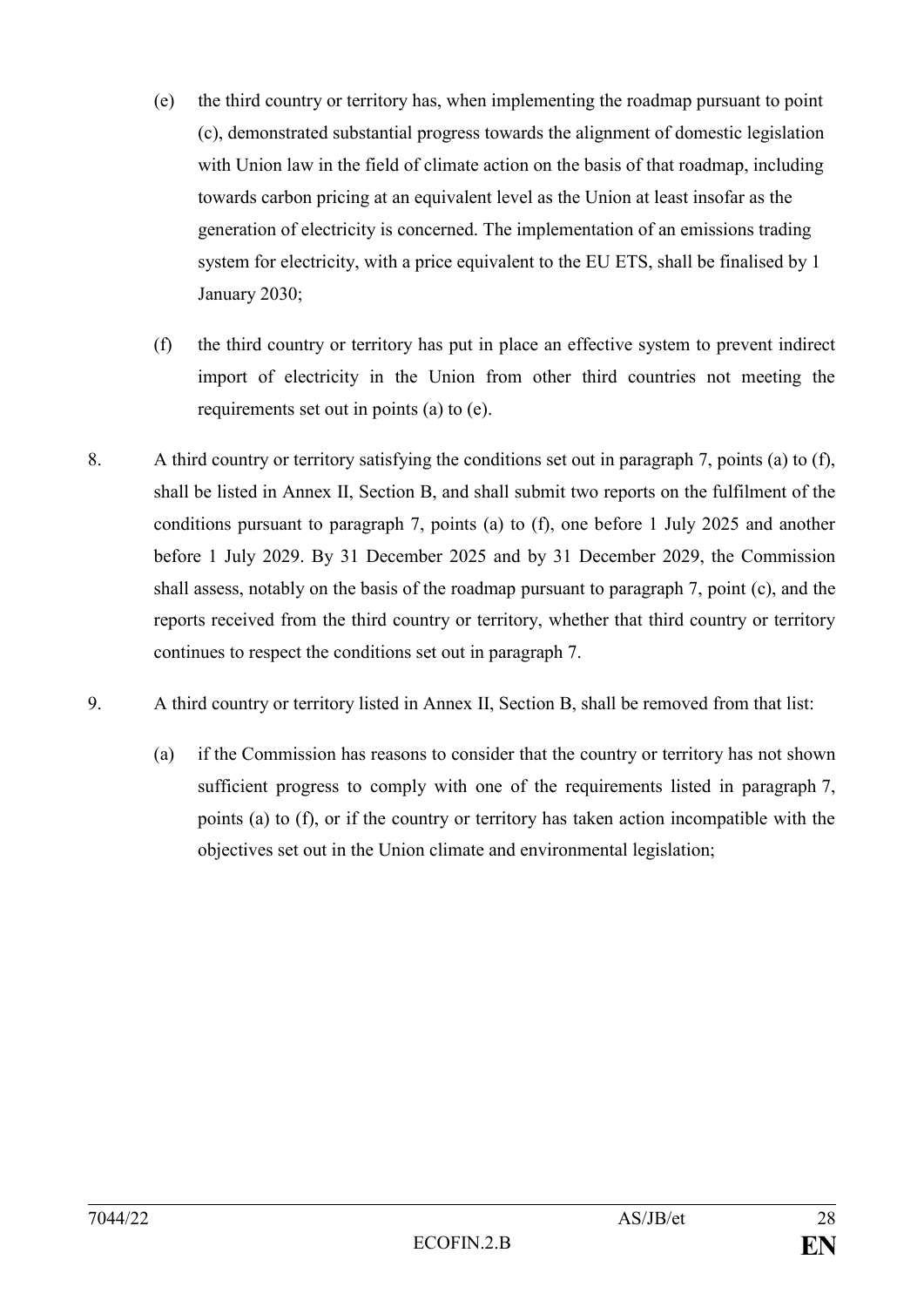(e) the third country or territory has, when implementing the roadmap pursuant to point (c), demonstrated substantial progress towards the alignment of domestic legislation with Union law in the field of climate action on the basis of that roadmap, including towards carbon pricing at an equivalent level as the Union at least insofar as the generation of electricity is concerned. The implementation of an emissions trading system for electricity, with a price equivalent to the EU ETS, shall be finalised by 1 January 2030;

(f) the third country or territory has put in place an effective system to prevent indirect import of electricity in the Union from other third countries not meeting the requirements set out in points (a) to (e).

8. A third country or territory satisfying the conditions set out in paragraph 7, points (a) to (f), shall be listed in Annex II, Section B, and shall submit two reports on the fulfilment of the conditions pursuant to paragraph 7, points (a) to (f), one before 1 July 2025 and another before 1 July 2029. By 31 December 2025 and by 31 December 2029, the Commission shall assess, notably on the basis of the roadmap pursuant to paragraph 7, point (c), and the reports received from the third country or territory, whether that third country or territory continues to respect the conditions set out in paragraph 7.

9. A third country or territory listed in Annex II, Section B, shall be removed from that list:

(a) if the Commission has reasons to consider that the country or territory has not shown sufficient progress to comply with one of the requirements listed in paragraph 7, points (a) to (f), or if the country or territory has taken action incompatible with the objectives set out in the Union climate and environmental legislation;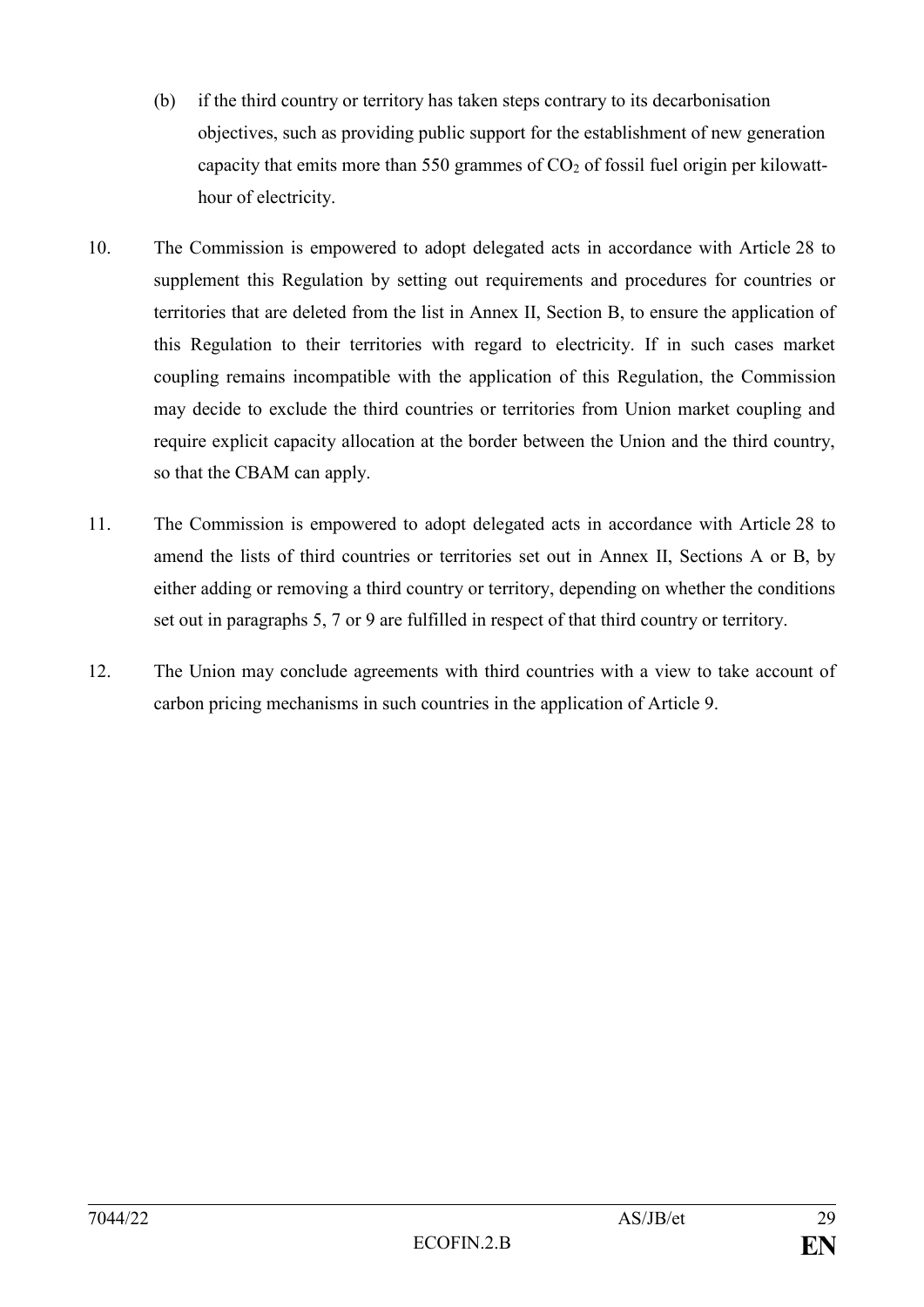(b) if the third country or territory has taken steps contrary to its decarbonisation objectives, such as providing public support for the establishment of new generation capacity that emits more than 550 grammes of $CO_2$ of fossil fuel origin per kilowatt-hour of electricity.

10. The Commission is empowered to adopt delegated acts in accordance with Article 28 to supplement this Regulation by setting out requirements and procedures for countries or territories that are deleted from the list in Annex II, Section B, to ensure the application of this Regulation to their territories with regard to electricity. If in such cases market coupling remains incompatible with the application of this Regulation, the Commission may decide to exclude the third countries or territories from Union market coupling and require explicit capacity allocation at the border between the Union and the third country, so that the CBAM can apply.

11. The Commission is empowered to adopt delegated acts in accordance with Article 28 to amend the lists of third countries or territories set out in Annex II, Sections A or B, by either adding or removing a third country or territory, depending on whether the conditions set out in paragraphs 5, 7 or 9 are fulfilled in respect of that third country or territory.

12. The Union may conclude agreements with third countries with a view to take account of carbon pricing mechanisms in such countries in the application of Article 9.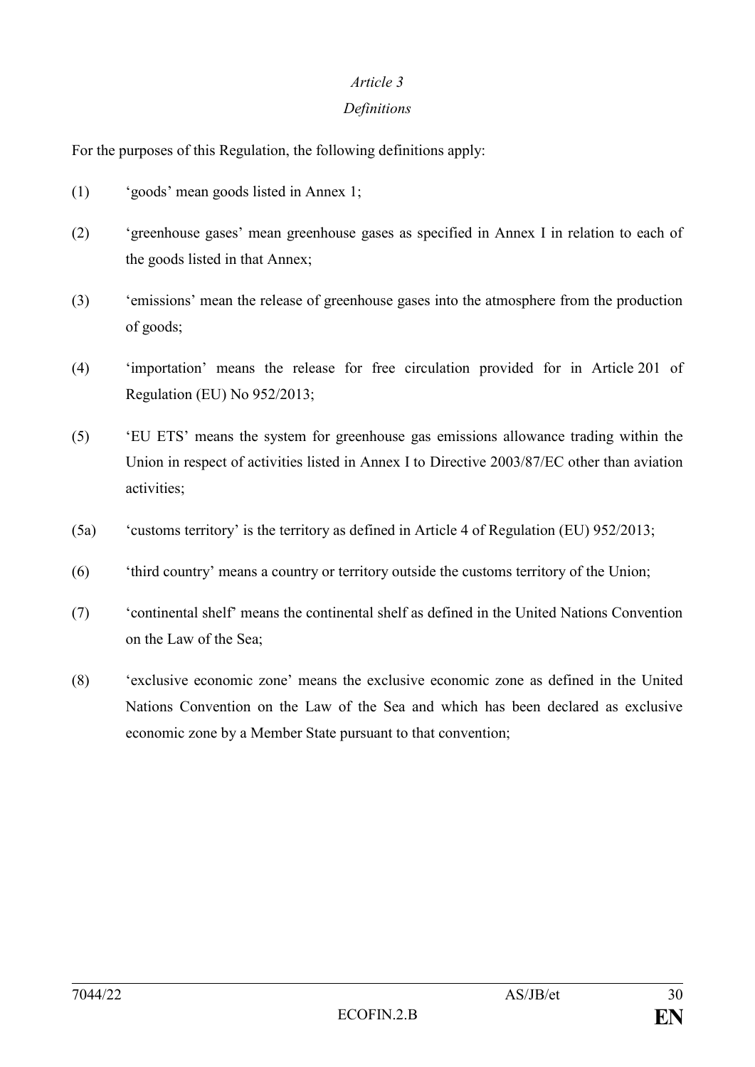*Article 3*

*Definitions*

For the purposes of this Regulation, the following definitions apply:

(1) 'goods' mean goods listed in Annex 1;

(2) 'greenhouse gases' mean greenhouse gases as specified in Annex I in relation to each of the goods listed in that Annex;

(3) 'emissions' mean the release of greenhouse gases into the atmosphere from the production of goods;

(4) 'importation' means the release for free circulation provided for in Article 201 of Regulation (EU) No 952/2013;

(5) 'EU ETS' means the system for greenhouse gas emissions allowance trading within the Union in respect of activities listed in Annex I to Directive 2003/87/EC other than aviation activities;

(5a) 'customs territory' is the territory as defined in Article 4 of Regulation (EU) 952/2013;

(6) 'third country' means a country or territory outside the customs territory of the Union;

(7) 'continental shelf' means the continental shelf as defined in the United Nations Convention on the Law of the Sea;

(8) 'exclusive economic zone' means the exclusive economic zone as defined in the United Nations Convention on the Law of the Sea and which has been declared as exclusive economic zone by a Member State pursuant to that convention;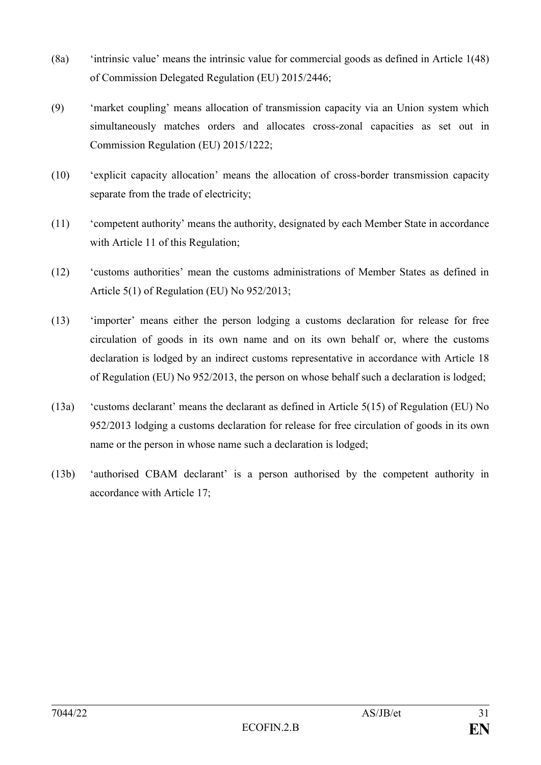(8a) ‘intrinsic value’ means the intrinsic value for commercial goods as defined in Article 1(48) of Commission Delegated Regulation (EU) 2015/2446;

(9) ‘market coupling’ means allocation of transmission capacity via an Union system which simultaneously matches orders and allocates cross-zonal capacities as set out in Commission Regulation (EU) 2015/1222;

(10) ‘explicit capacity allocation’ means the allocation of cross-border transmission capacity separate from the trade of electricity;

(11) ‘competent authority’ means the authority, designated by each Member State in accordance with Article 11 of this Regulation;

(12) ‘customs authorities’ mean the customs administrations of Member States as defined in Article 5(1) of Regulation (EU) No 952/2013;

(13) ‘importer’ means either the person lodging a customs declaration for release for free circulation of goods in its own name and on its own behalf or, where the customs declaration is lodged by an indirect customs representative in accordance with Article 18 of Regulation (EU) No 952/2013, the person on whose behalf such a declaration is lodged;

(13a) ‘customs declarant’ means the declarant as defined in Article 5(15) of Regulation (EU) No 952/2013 lodging a customs declaration for release for free circulation of goods in its own name or the person in whose name such a declaration is lodged;

(13b) ‘authorised CBAM declarant’ is a person authorised by the competent authority in accordance with Article 17;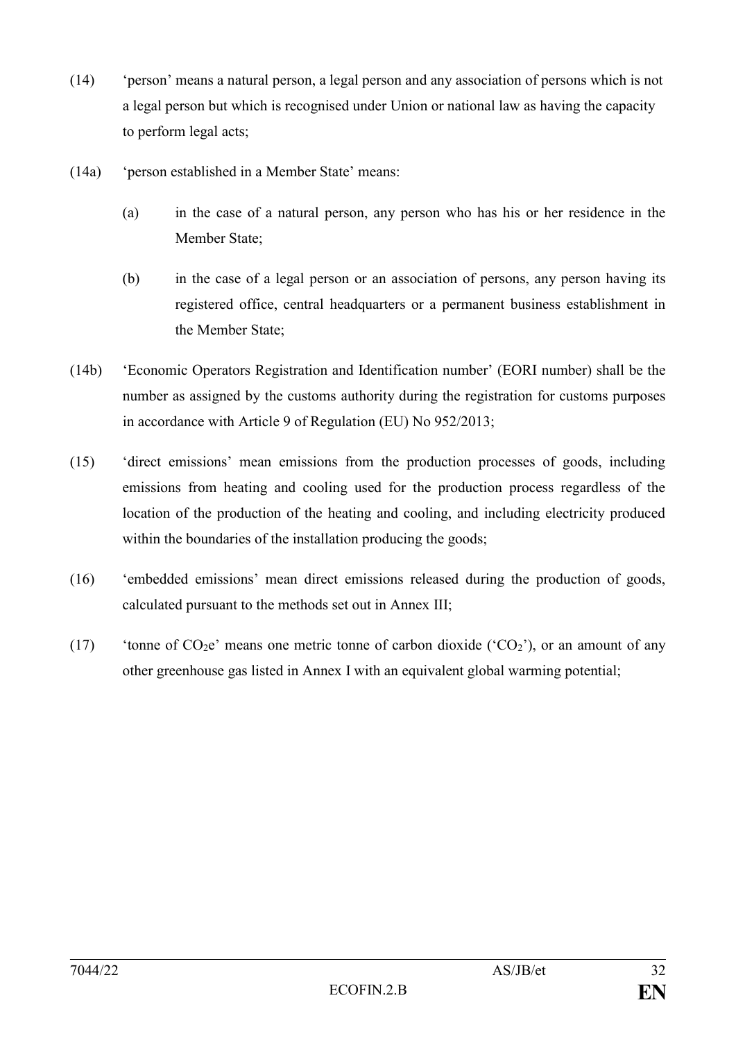(14) 'person' means a natural person, a legal person and any association of persons which is not a legal person but which is recognised under Union or national law as having the capacity to perform legal acts;

(14a) 'person established in a Member State' means:

(a) in the case of a natural person, any person who has his or her residence in the Member State;

(b) in the case of a legal person or an association of persons, any person having its registered office, central headquarters or a permanent business establishment in the Member State;

(14b) 'Economic Operators Registration and Identification number' (EORI number) shall be the number as assigned by the customs authority during the registration for customs purposes in accordance with Article 9 of Regulation (EU) No 952/2013;

(15) 'direct emissions' mean emissions from the production processes of goods, including emissions from heating and cooling used for the production process regardless of the location of the production of the heating and cooling, and including electricity produced within the boundaries of the installation producing the goods;

(16) 'embedded emissions' mean direct emissions released during the production of goods, calculated pursuant to the methods set out in Annex III;

(17) 'tonne of $CO_2e$' means one metric tonne of carbon dioxide ('$CO_2$'), or an amount of any other greenhouse gas listed in Annex I with an equivalent global warming potential;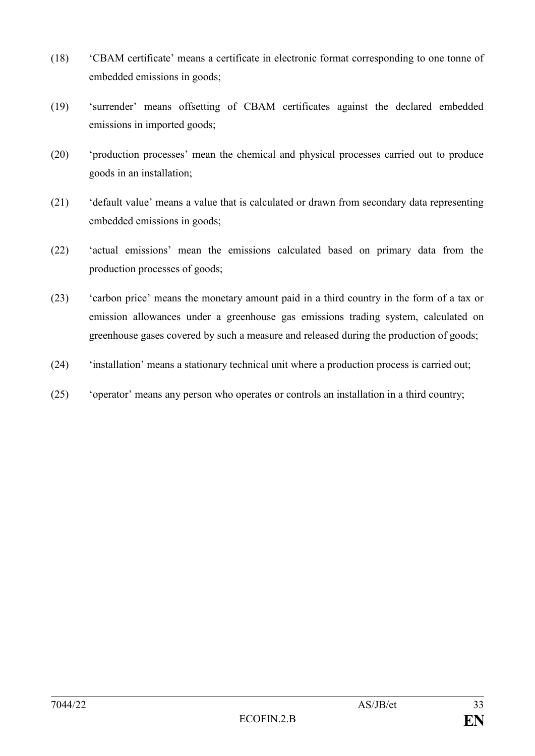(18) 'CBAM certificate' means a certificate in electronic format corresponding to one tonne of embedded emissions in goods;

(19) 'surrender' means offsetting of CBAM certificates against the declared embedded emissions in imported goods;

(20) 'production processes' mean the chemical and physical processes carried out to produce goods in an installation;

(21) 'default value' means a value that is calculated or drawn from secondary data representing embedded emissions in goods;

(22) 'actual emissions' mean the emissions calculated based on primary data from the production processes of goods;

(23) 'carbon price' means the monetary amount paid in a third country in the form of a tax or emission allowances under a greenhouse gas emissions trading system, calculated on greenhouse gases covered by such a measure and released during the production of goods;

(24) 'installation' means a stationary technical unit where a production process is carried out;

(25) 'operator' means any person who operates or controls an installation in a third country;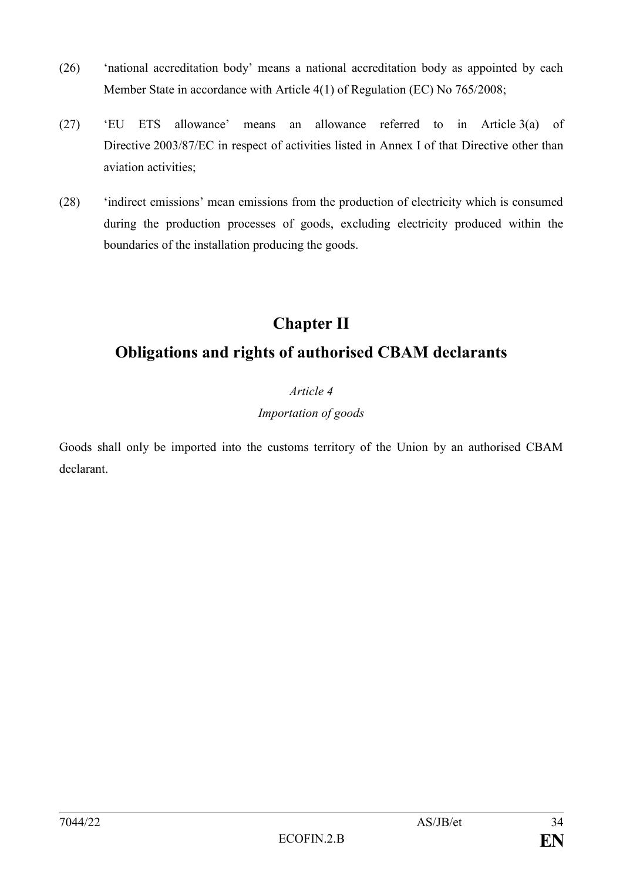(26) 'national accreditation body' means a national accreditation body as appointed by each Member State in accordance with Article 4(1) of Regulation (EC) No 765/2008;

(27) 'EU ETS allowance' means an allowance referred to in Article 3(a) of Directive 2003/87/EC in respect of activities listed in Annex I of that Directive other than aviation activities;

(28) 'indirect emissions' mean emissions from the production of electricity which is consumed during the production processes of goods, excluding electricity produced within the boundaries of the installation producing the goods.

## Chapter II

## Obligations and rights of authorised CBAM declarants

*Article 4*

*Importation of goods*

Goods shall only be imported into the customs territory of the Union by an authorised CBAM declarant.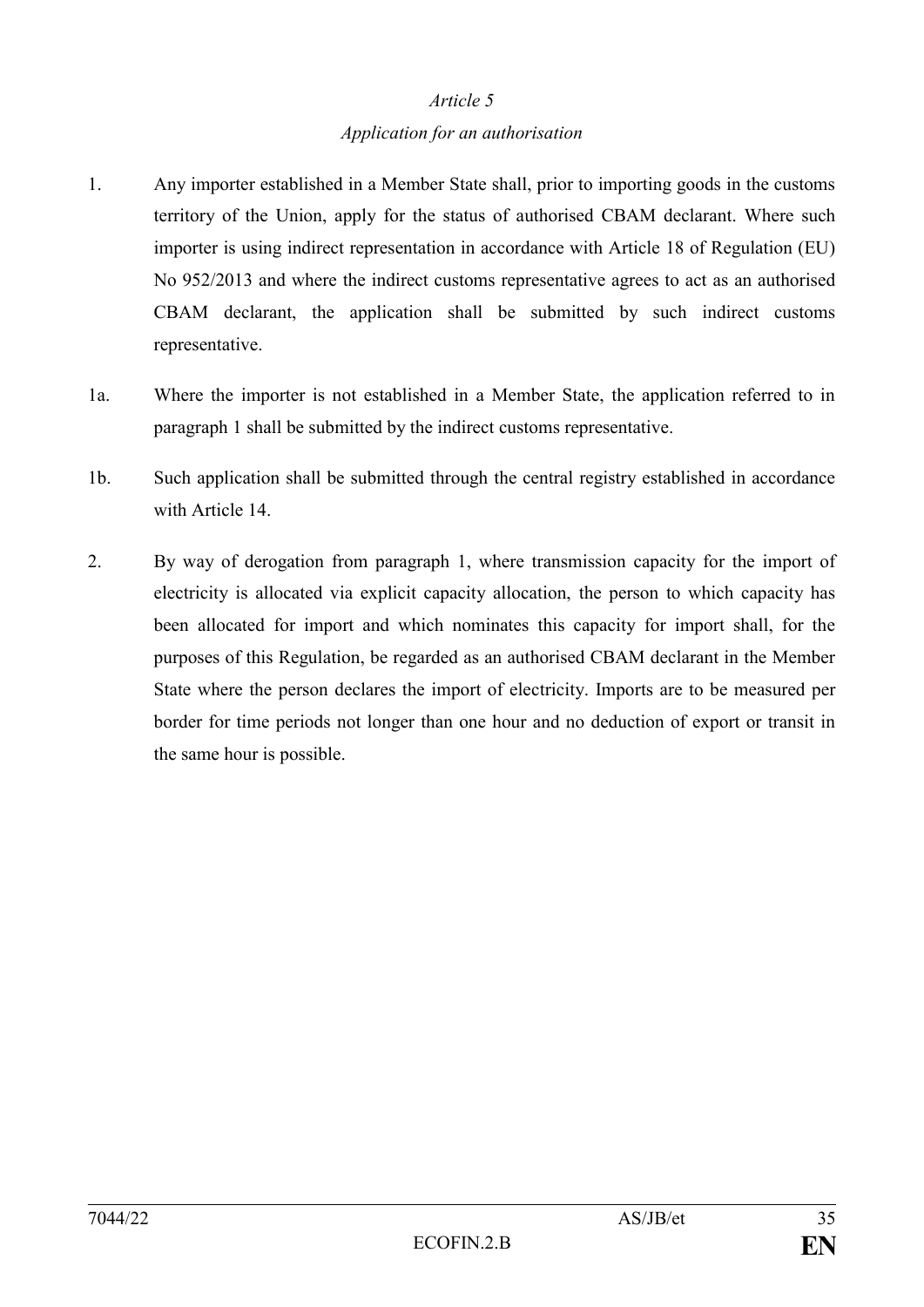*Article 5*

*Application for an authorisation*

1. Any importer established in a Member State shall, prior to importing goods in the customs territory of the Union, apply for the status of authorised CBAM declarant. Where such importer is using indirect representation in accordance with Article 18 of Regulation (EU) No 952/2013 and where the indirect customs representative agrees to act as an authorised CBAM declarant, the application shall be submitted by such indirect customs representative.

1a. Where the importer is not established in a Member State, the application referred to in paragraph 1 shall be submitted by the indirect customs representative.

1b. Such application shall be submitted through the central registry established in accordance with Article 14.

2. By way of derogation from paragraph 1, where transmission capacity for the import of electricity is allocated via explicit capacity allocation, the person to which capacity has been allocated for import and which nominates this capacity for import shall, for the purposes of this Regulation, be regarded as an authorised CBAM declarant in the Member State where the person declares the import of electricity. Imports are to be measured per border for time periods not longer than one hour and no deduction of export or transit in the same hour is possible.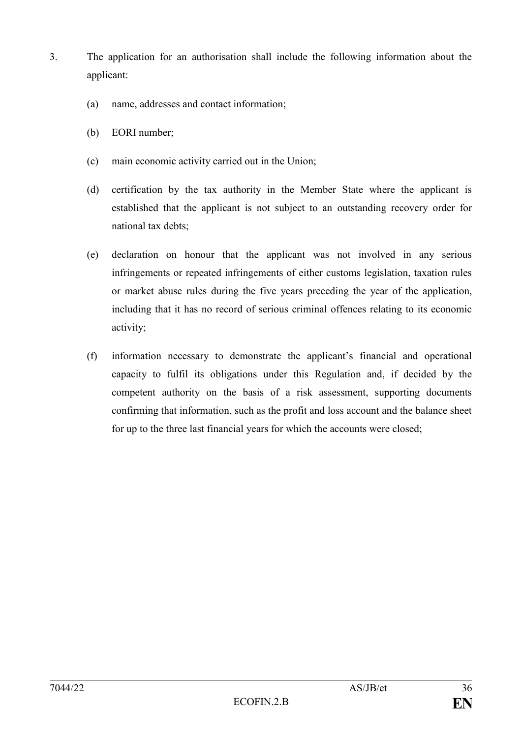3. The application for an authorisation shall include the following information about the applicant:

   (a) name, addresses and contact information;

   (b) EORI number;

   (c) main economic activity carried out in the Union;

   (d) certification by the tax authority in the Member State where the applicant is established that the applicant is not subject to an outstanding recovery order for national tax debts;

   (e) declaration on honour that the applicant was not involved in any serious infringements or repeated infringements of either customs legislation, taxation rules or market abuse rules during the five years preceding the year of the application, including that it has no record of serious criminal offences relating to its economic activity;

   (f) information necessary to demonstrate the applicant's financial and operational capacity to fulfil its obligations under this Regulation and, if decided by the competent authority on the basis of a risk assessment, supporting documents confirming that information, such as the profit and loss account and the balance sheet for up to the three last financial years for which the accounts were closed;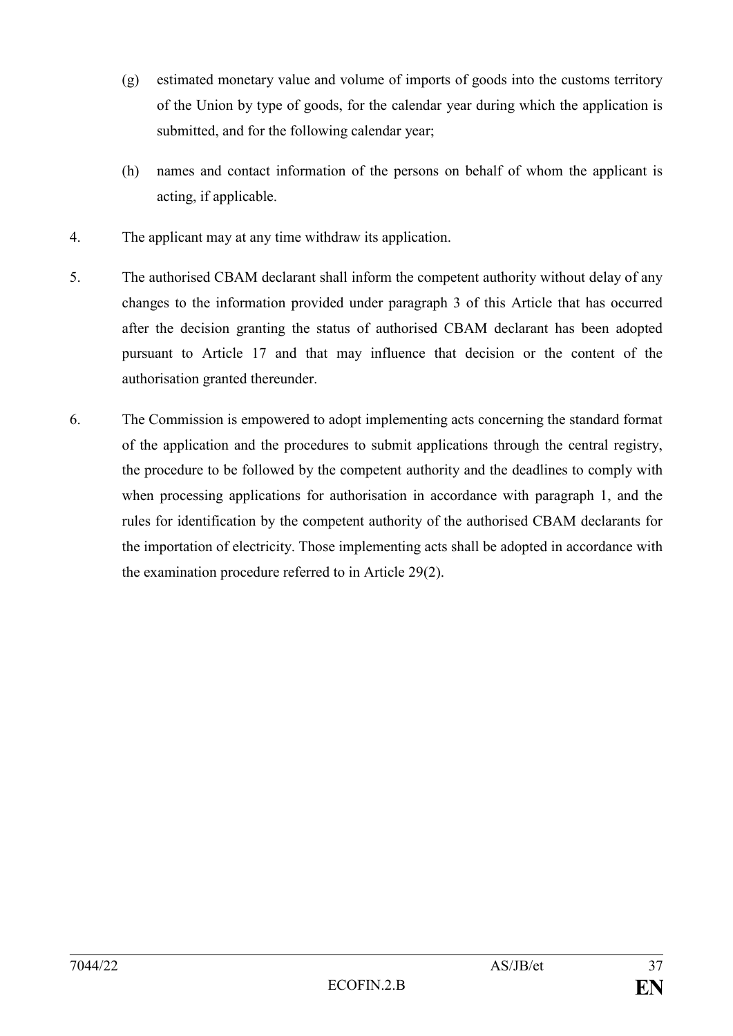(g) estimated monetary value and volume of imports of goods into the customs territory of the Union by type of goods, for the calendar year during which the application is submitted, and for the following calendar year;

(h) names and contact information of the persons on behalf of whom the applicant is acting, if applicable.

4. The applicant may at any time withdraw its application.

5. The authorised CBAM declarant shall inform the competent authority without delay of any changes to the information provided under paragraph 3 of this Article that has occurred after the decision granting the status of authorised CBAM declarant has been adopted pursuant to Article 17 and that may influence that decision or the content of the authorisation granted thereunder.

6. The Commission is empowered to adopt implementing acts concerning the standard format of the application and the procedures to submit applications through the central registry, the procedure to be followed by the competent authority and the deadlines to comply with when processing applications for authorisation in accordance with paragraph 1, and the rules for identification by the competent authority of the authorised CBAM declarants for the importation of electricity. Those implementing acts shall be adopted in accordance with the examination procedure referred to in Article 29(2).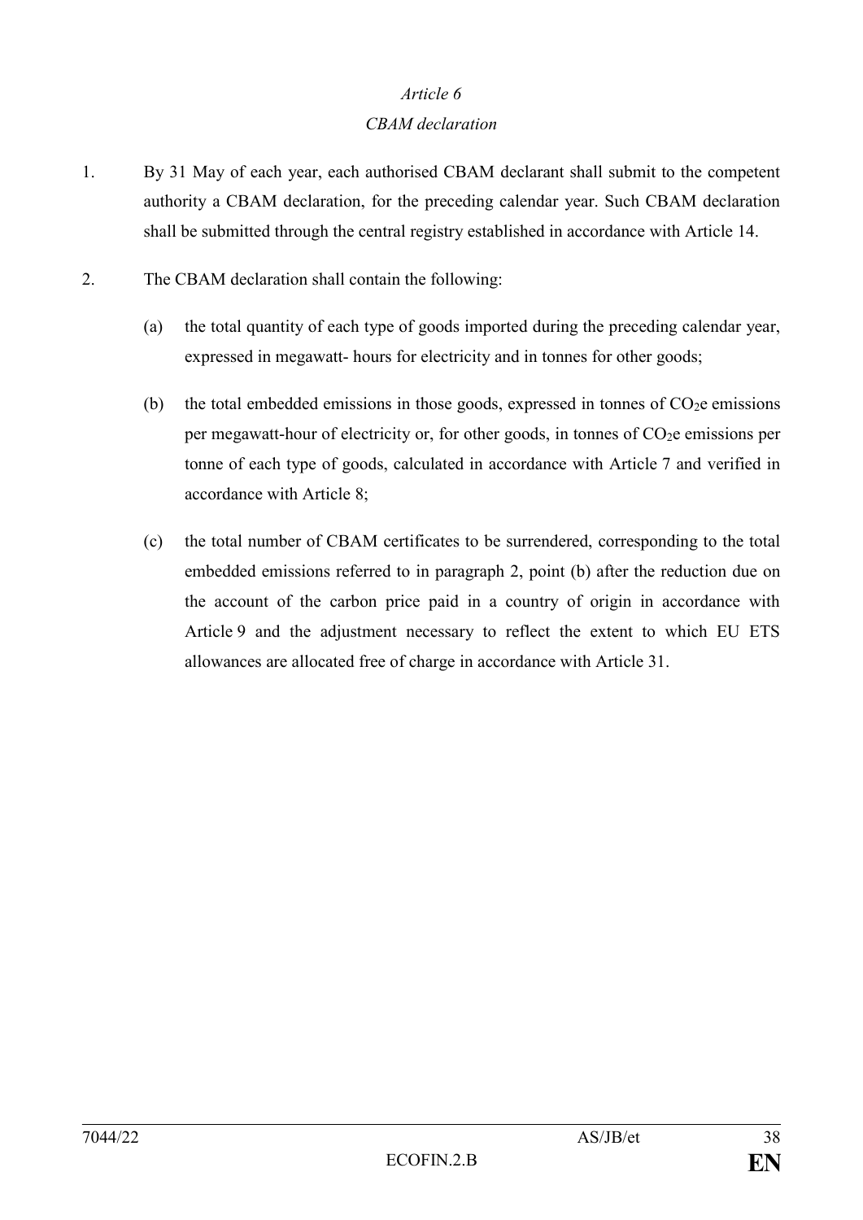*Article 6*

*CBAM declaration*

1. By 31 May of each year, each authorised CBAM declarant shall submit to the competent authority a CBAM declaration, for the preceding calendar year. Such CBAM declaration shall be submitted through the central registry established in accordance with Article 14.

2. The CBAM declaration shall contain the following:

   (a) the total quantity of each type of goods imported during the preceding calendar year, expressed in megawatt- hours for electricity and in tonnes for other goods;

   (b) the total embedded emissions in those goods, expressed in tonnes of $CO_2e$ emissions per megawatt-hour of electricity or, for other goods, in tonnes of $CO_2e$ emissions per tonne of each type of goods, calculated in accordance with Article 7 and verified in accordance with Article 8;

   (c) the total number of CBAM certificates to be surrendered, corresponding to the total embedded emissions referred to in paragraph 2, point (b) after the reduction due on the account of the carbon price paid in a country of origin in accordance with Article 9 and the adjustment necessary to reflect the extent to which EU ETS allowances are allocated free of charge in accordance with Article 31.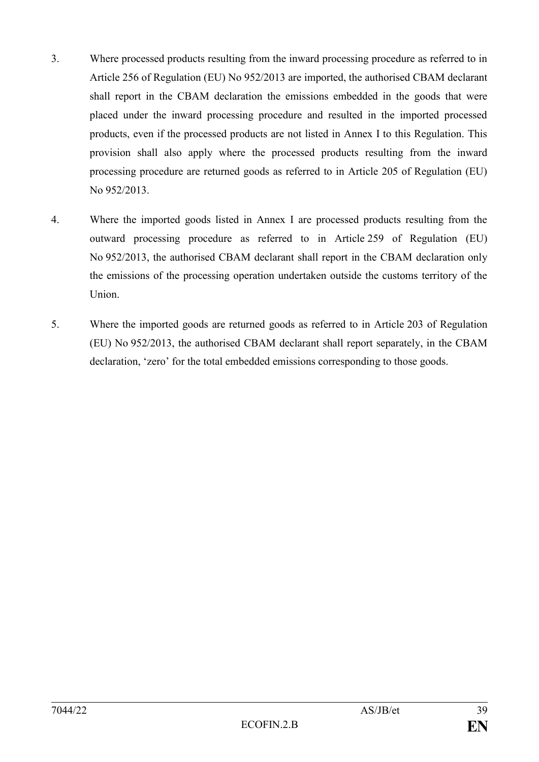3. Where processed products resulting from the inward processing procedure as referred to in Article 256 of Regulation (EU) No 952/2013 are imported, the authorised CBAM declarant shall report in the CBAM declaration the emissions embedded in the goods that were placed under the inward processing procedure and resulted in the imported processed products, even if the processed products are not listed in Annex I to this Regulation. This provision shall also apply where the processed products resulting from the inward processing procedure are returned goods as referred to in Article 205 of Regulation (EU) No 952/2013.

4. Where the imported goods listed in Annex I are processed products resulting from the outward processing procedure as referred to in Article 259 of Regulation (EU) No 952/2013, the authorised CBAM declarant shall report in the CBAM declaration only the emissions of the processing operation undertaken outside the customs territory of the Union.

5. Where the imported goods are returned goods as referred to in Article 203 of Regulation (EU) No 952/2013, the authorised CBAM declarant shall report separately, in the CBAM declaration, 'zero' for the total embedded emissions corresponding to those goods.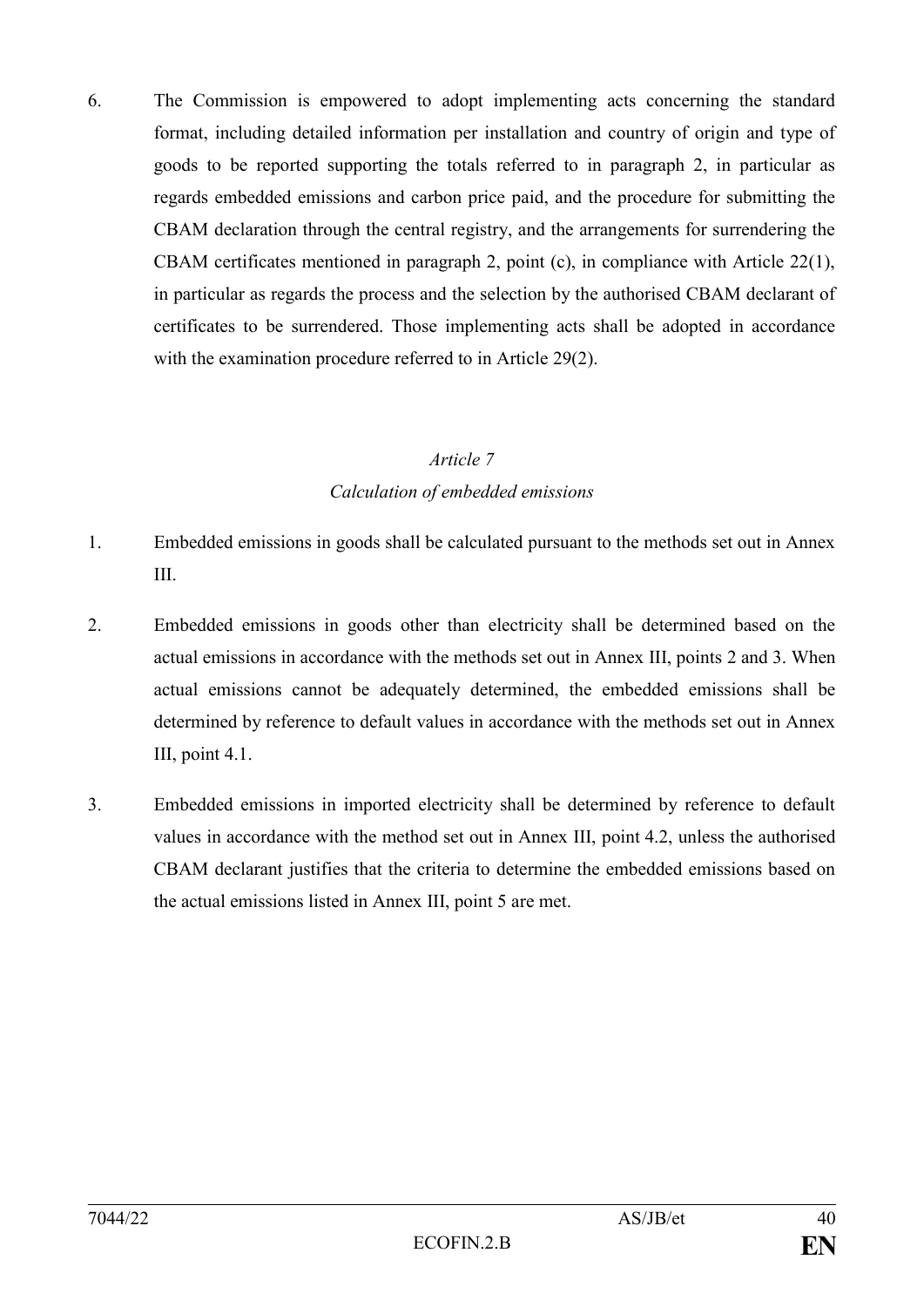6. The Commission is empowered to adopt implementing acts concerning the standard format, including detailed information per installation and country of origin and type of goods to be reported supporting the totals referred to in paragraph 2, in particular as regards embedded emissions and carbon price paid, and the procedure for submitting the CBAM declaration through the central registry, and the arrangements for surrendering the CBAM certificates mentioned in paragraph 2, point (c), in compliance with Article 22(1), in particular as regards the process and the selection by the authorised CBAM declarant of certificates to be surrendered. Those implementing acts shall be adopted in accordance with the examination procedure referred to in Article 29(2).

## *Article 7*
## *Calculation of embedded emissions*

1. Embedded emissions in goods shall be calculated pursuant to the methods set out in Annex III.

2. Embedded emissions in goods other than electricity shall be determined based on the actual emissions in accordance with the methods set out in Annex III, points 2 and 3. When actual emissions cannot be adequately determined, the embedded emissions shall be determined by reference to default values in accordance with the methods set out in Annex III, point 4.1.

3. Embedded emissions in imported electricity shall be determined by reference to default values in accordance with the method set out in Annex III, point 4.2, unless the authorised CBAM declarant justifies that the criteria to determine the embedded emissions based on the actual emissions listed in Annex III, point 5 are met.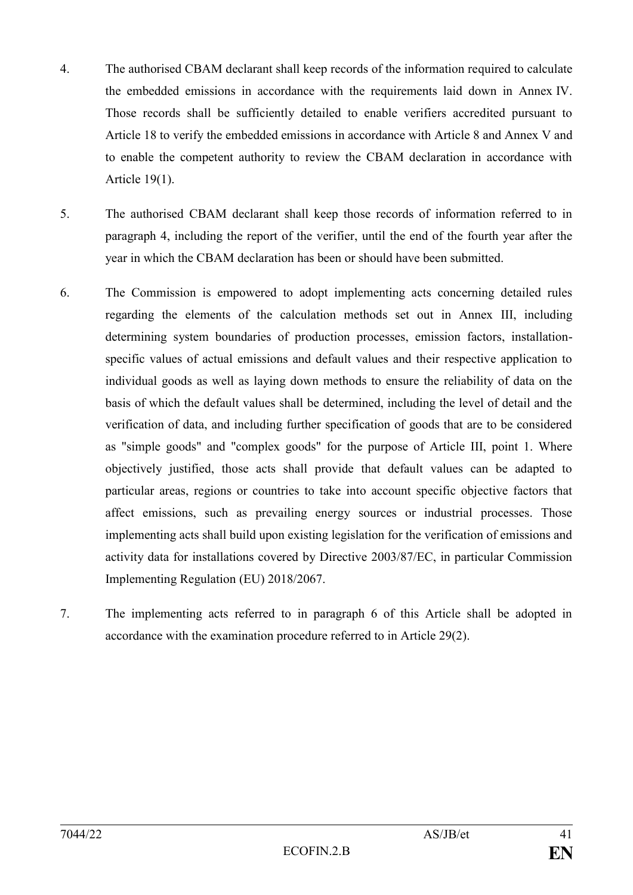4. The authorised CBAM declarant shall keep records of the information required to calculate the embedded emissions in accordance with the requirements laid down in Annex IV. Those records shall be sufficiently detailed to enable verifiers accredited pursuant to Article 18 to verify the embedded emissions in accordance with Article 8 and Annex V and to enable the competent authority to review the CBAM declaration in accordance with Article 19(1).

5. The authorised CBAM declarant shall keep those records of information referred to in paragraph 4, including the report of the verifier, until the end of the fourth year after the year in which the CBAM declaration has been or should have been submitted.

6. The Commission is empowered to adopt implementing acts concerning detailed rules regarding the elements of the calculation methods set out in Annex III, including determining system boundaries of production processes, emission factors, installation-specific values of actual emissions and default values and their respective application to individual goods as well as laying down methods to ensure the reliability of data on the basis of which the default values shall be determined, including the level of detail and the verification of data, and including further specification of goods that are to be considered as "simple goods" and "complex goods" for the purpose of Article III, point 1. Where objectively justified, those acts shall provide that default values can be adapted to particular areas, regions or countries to take into account specific objective factors that affect emissions, such as prevailing energy sources or industrial processes. Those implementing acts shall build upon existing legislation for the verification of emissions and activity data for installations covered by Directive 2003/87/EC, in particular Commission Implementing Regulation (EU) 2018/2067.

7. The implementing acts referred to in paragraph 6 of this Article shall be adopted in accordance with the examination procedure referred to in Article 29(2).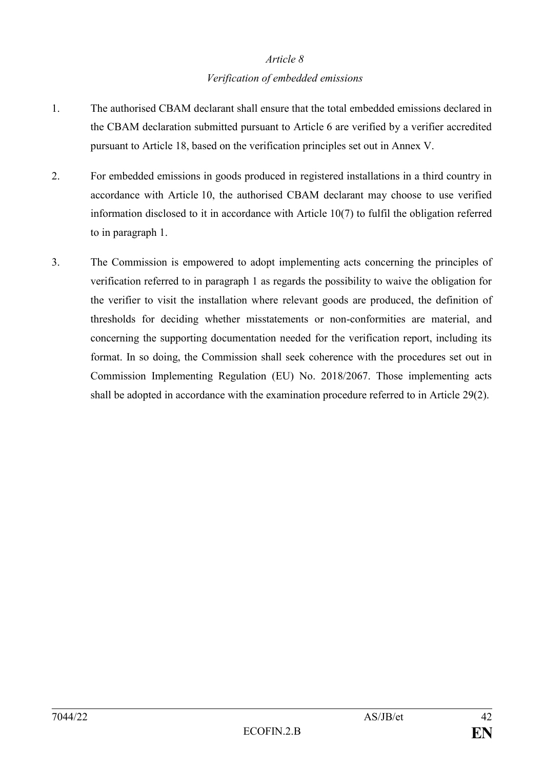*Article 8*

*Verification of embedded emissions*

1. The authorised CBAM declarant shall ensure that the total embedded emissions declared in the CBAM declaration submitted pursuant to Article 6 are verified by a verifier accredited pursuant to Article 18, based on the verification principles set out in Annex V.

2. For embedded emissions in goods produced in registered installations in a third country in accordance with Article 10, the authorised CBAM declarant may choose to use verified information disclosed to it in accordance with Article 10(7) to fulfil the obligation referred to in paragraph 1.

3. The Commission is empowered to adopt implementing acts concerning the principles of verification referred to in paragraph 1 as regards the possibility to waive the obligation for the verifier to visit the installation where relevant goods are produced, the definition of thresholds for deciding whether misstatements or non-conformities are material, and concerning the supporting documentation needed for the verification report, including its format. In so doing, the Commission shall seek coherence with the procedures set out in Commission Implementing Regulation (EU) No. 2018/2067. Those implementing acts shall be adopted in accordance with the examination procedure referred to in Article 29(2).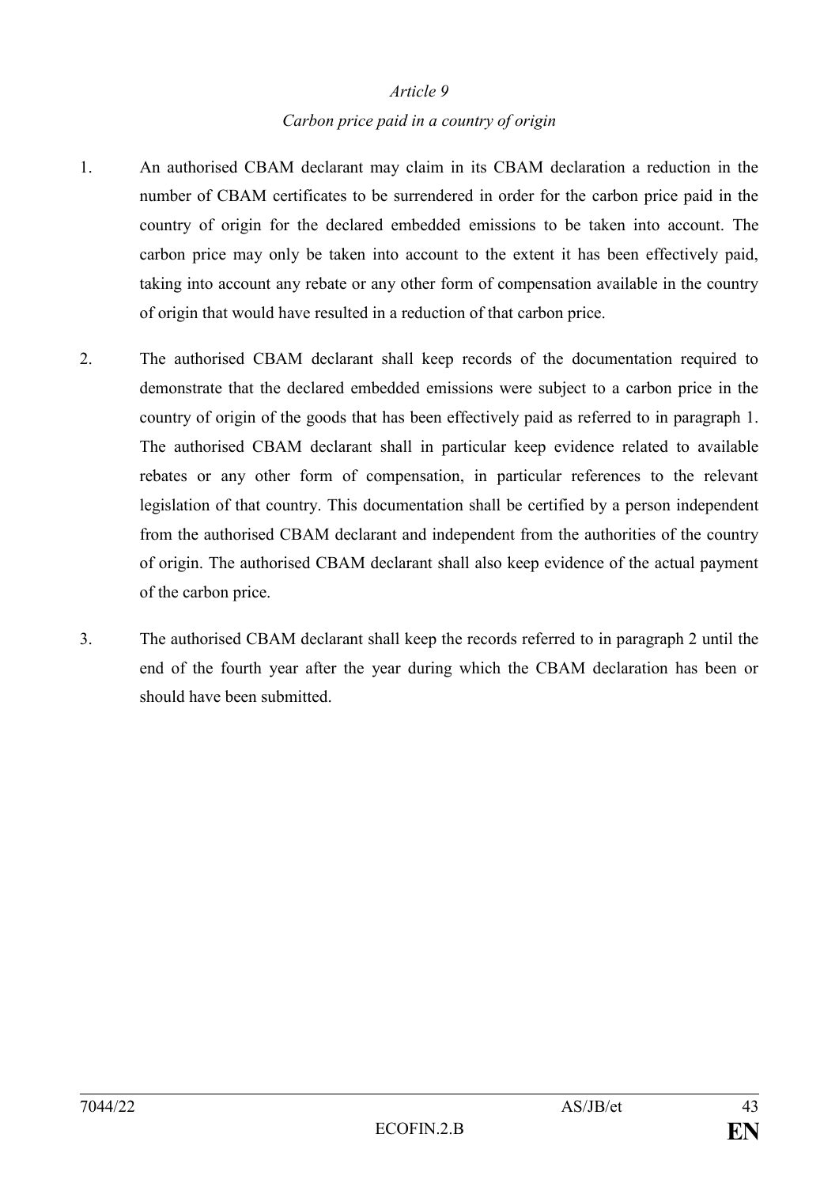*Article 9*

*Carbon price paid in a country of origin*

1. An authorised CBAM declarant may claim in its CBAM declaration a reduction in the number of CBAM certificates to be surrendered in order for the carbon price paid in the country of origin for the declared embedded emissions to be taken into account. The carbon price may only be taken into account to the extent it has been effectively paid, taking into account any rebate or any other form of compensation available in the country of origin that would have resulted in a reduction of that carbon price.

2. The authorised CBAM declarant shall keep records of the documentation required to demonstrate that the declared embedded emissions were subject to a carbon price in the country of origin of the goods that has been effectively paid as referred to in paragraph 1. The authorised CBAM declarant shall in particular keep evidence related to available rebates or any other form of compensation, in particular references to the relevant legislation of that country. This documentation shall be certified by a person independent from the authorised CBAM declarant and independent from the authorities of the country of origin. The authorised CBAM declarant shall also keep evidence of the actual payment of the carbon price.

3. The authorised CBAM declarant shall keep the records referred to in paragraph 2 until the end of the fourth year after the year during which the CBAM declaration has been or should have been submitted.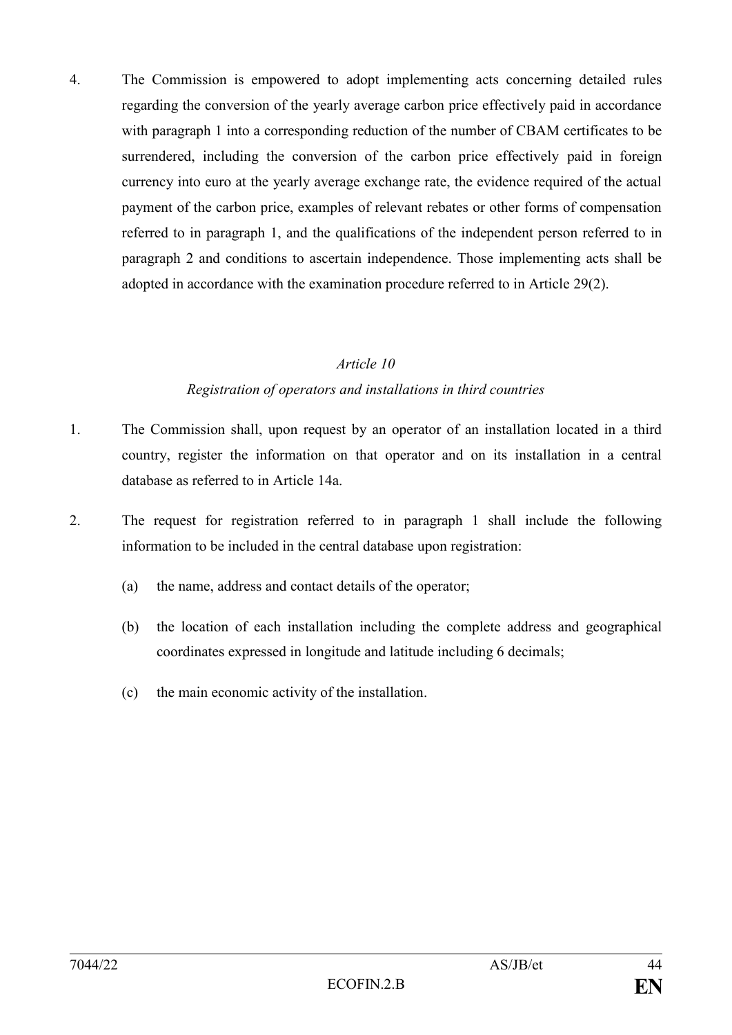4. The Commission is empowered to adopt implementing acts concerning detailed rules regarding the conversion of the yearly average carbon price effectively paid in accordance with paragraph 1 into a corresponding reduction of the number of CBAM certificates to be surrendered, including the conversion of the carbon price effectively paid in foreign currency into euro at the yearly average exchange rate, the evidence required of the actual payment of the carbon price, examples of relevant rebates or other forms of compensation referred to in paragraph 1, and the qualifications of the independent person referred to in paragraph 2 and conditions to ascertain independence. Those implementing acts shall be adopted in accordance with the examination procedure referred to in Article 29(2).

*Article 10*

*Registration of operators and installations in third countries*

1. The Commission shall, upon request by an operator of an installation located in a third country, register the information on that operator and on its installation in a central database as referred to in Article 14a.

2. The request for registration referred to in paragraph 1 shall include the following information to be included in the central database upon registration:

   (a) the name, address and contact details of the operator;

   (b) the location of each installation including the complete address and geographical coordinates expressed in longitude and latitude including 6 decimals;

   (c) the main economic activity of the installation.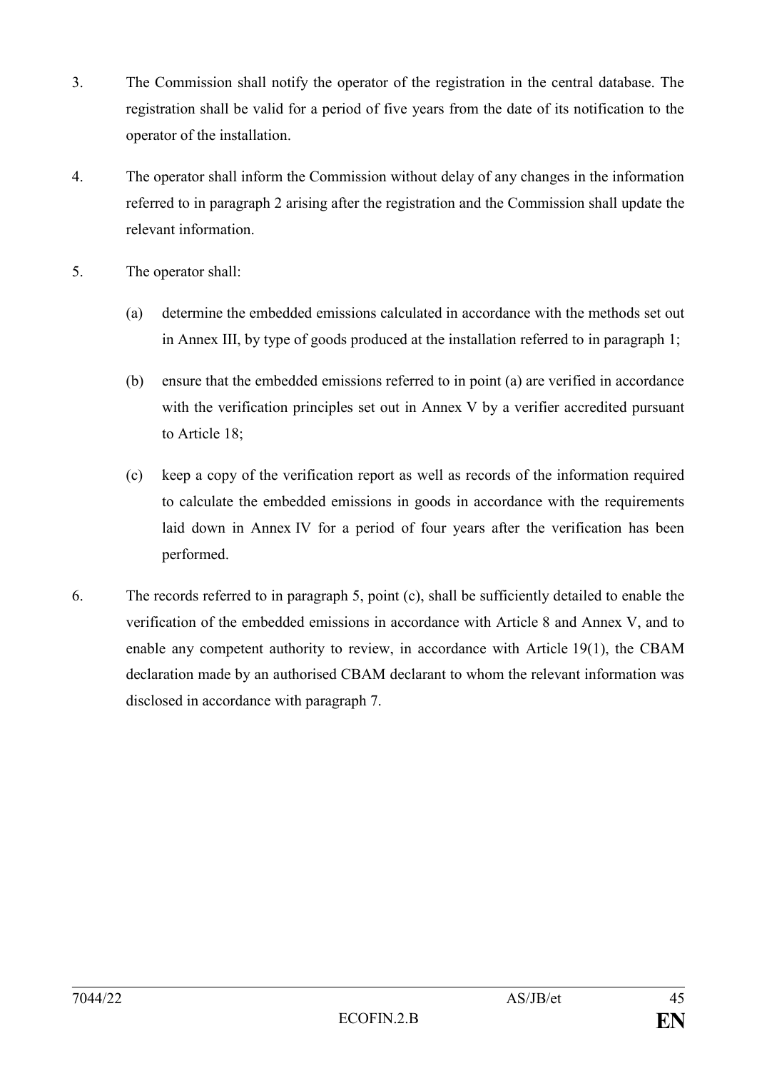3. The Commission shall notify the operator of the registration in the central database. The registration shall be valid for a period of five years from the date of its notification to the operator of the installation.

4. The operator shall inform the Commission without delay of any changes in the information referred to in paragraph 2 arising after the registration and the Commission shall update the relevant information.

5. The operator shall:

   (a) determine the embedded emissions calculated in accordance with the methods set out in Annex III, by type of goods produced at the installation referred to in paragraph 1;

   (b) ensure that the embedded emissions referred to in point (a) are verified in accordance with the verification principles set out in Annex V by a verifier accredited pursuant to Article 18;

   (c) keep a copy of the verification report as well as records of the information required to calculate the embedded emissions in goods in accordance with the requirements laid down in Annex IV for a period of four years after the verification has been performed.

6. The records referred to in paragraph 5, point (c), shall be sufficiently detailed to enable the verification of the embedded emissions in accordance with Article 8 and Annex V, and to enable any competent authority to review, in accordance with Article 19(1), the CBAM declaration made by an authorised CBAM declarant to whom the relevant information was disclosed in accordance with paragraph 7.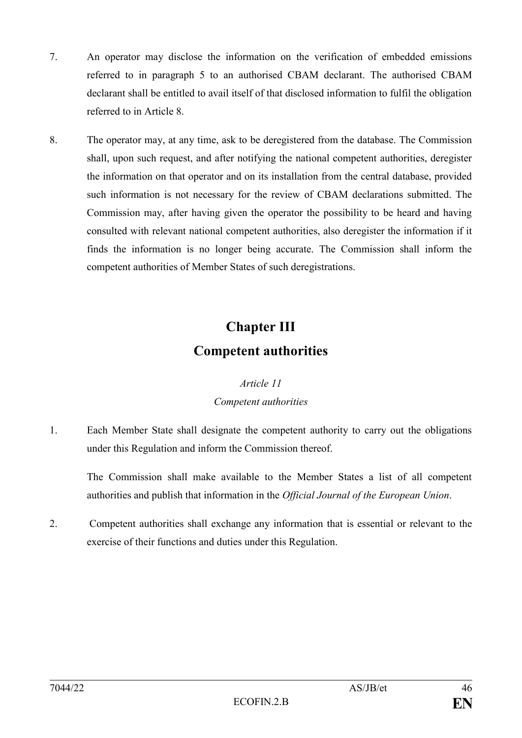7. An operator may disclose the information on the verification of embedded emissions referred to in paragraph 5 to an authorised CBAM declarant. The authorised CBAM declarant shall be entitled to avail itself of that disclosed information to fulfil the obligation referred to in Article 8.

8. The operator may, at any time, ask to be deregistered from the database. The Commission shall, upon such request, and after notifying the national competent authorities, deregister the information on that operator and on its installation from the central database, provided such information is not necessary for the review of CBAM declarations submitted. The Commission may, after having given the operator the possibility to be heard and having consulted with relevant national competent authorities, also deregister the information if it finds the information is no longer being accurate. The Commission shall inform the competent authorities of Member States of such deregistrations.

# Chapter III
# Competent authorities

*Article 11*

*Competent authorities*

1. Each Member State shall designate the competent authority to carry out the obligations under this Regulation and inform the Commission thereof.

   The Commission shall make available to the Member States a list of all competent authorities and publish that information in the *Official Journal of the European Union*.

2. Competent authorities shall exchange any information that is essential or relevant to the exercise of their functions and duties under this Regulation.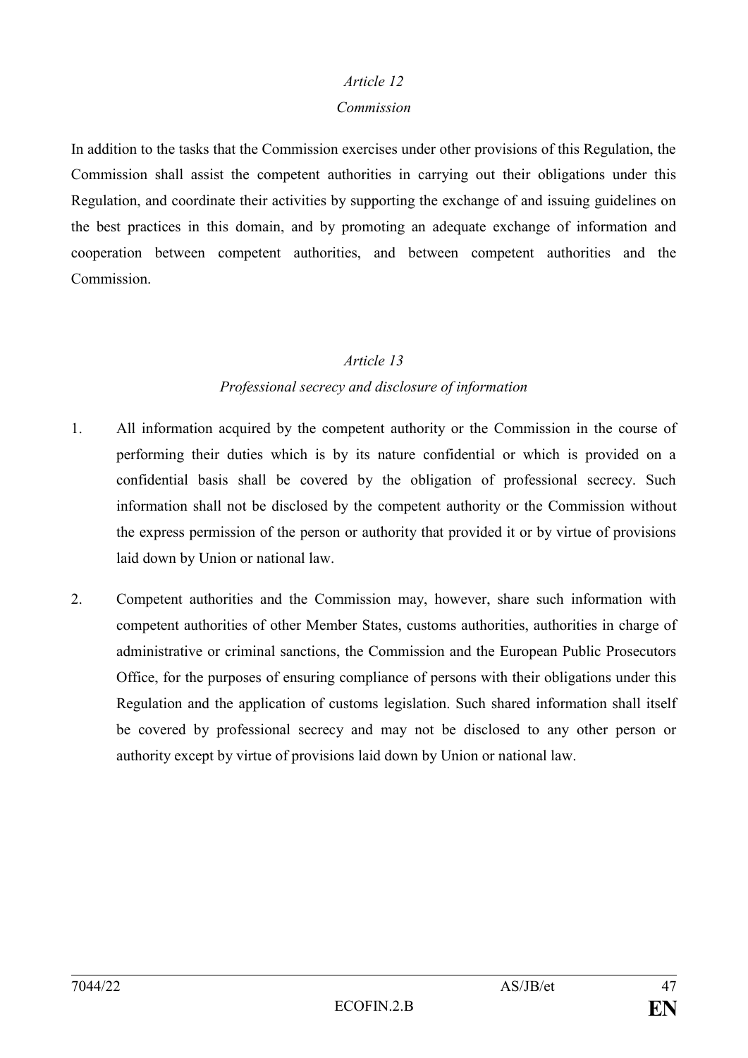*Article 12*

*Commission*

In addition to the tasks that the Commission exercises under other provisions of this Regulation, the Commission shall assist the competent authorities in carrying out their obligations under this Regulation, and coordinate their activities by supporting the exchange of and issuing guidelines on the best practices in this domain, and by promoting an adequate exchange of information and cooperation between competent authorities, and between competent authorities and the Commission.

*Article 13*

*Professional secrecy and disclosure of information*

1. All information acquired by the competent authority or the Commission in the course of performing their duties which is by its nature confidential or which is provided on a confidential basis shall be covered by the obligation of professional secrecy. Such information shall not be disclosed by the competent authority or the Commission without the express permission of the person or authority that provided it or by virtue of provisions laid down by Union or national law.

2. Competent authorities and the Commission may, however, share such information with competent authorities of other Member States, customs authorities, authorities in charge of administrative or criminal sanctions, the Commission and the European Public Prosecutors Office, for the purposes of ensuring compliance of persons with their obligations under this Regulation and the application of customs legislation. Such shared information shall itself be covered by professional secrecy and may not be disclosed to any other person or authority except by virtue of provisions laid down by Union or national law.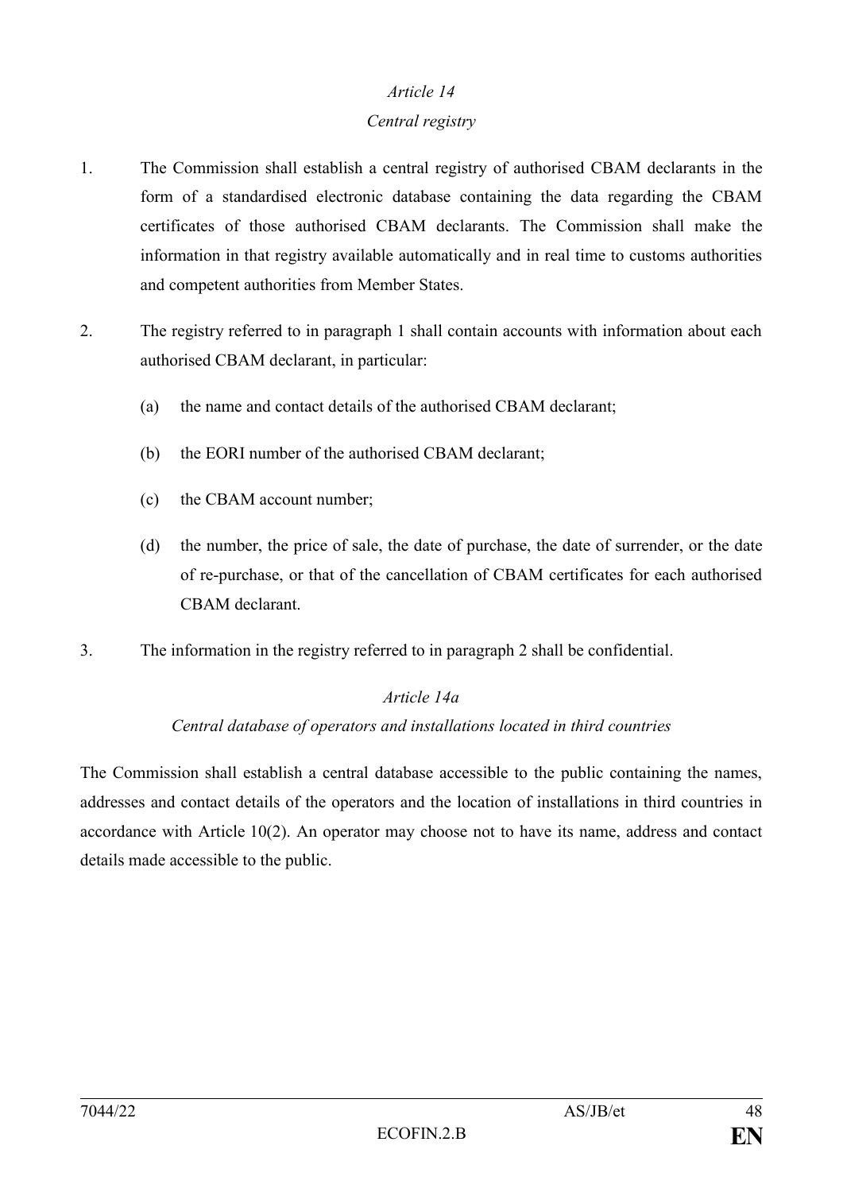*Article 14*

*Central registry*

1. The Commission shall establish a central registry of authorised CBAM declarants in the form of a standardised electronic database containing the data regarding the CBAM certificates of those authorised CBAM declarants. The Commission shall make the information in that registry available automatically and in real time to customs authorities and competent authorities from Member States.

2. The registry referred to in paragraph 1 shall contain accounts with information about each authorised CBAM declarant, in particular:

   (a) the name and contact details of the authorised CBAM declarant;

   (b) the EORI number of the authorised CBAM declarant;

   (c) the CBAM account number;

   (d) the number, the price of sale, the date of purchase, the date of surrender, or the date of re-purchase, or that of the cancellation of CBAM certificates for each authorised CBAM declarant.

3. The information in the registry referred to in paragraph 2 shall be confidential.

*Article 14a*

*Central database of operators and installations located in third countries*

The Commission shall establish a central database accessible to the public containing the names, addresses and contact details of the operators and the location of installations in third countries in accordance with Article 10(2). An operator may choose not to have its name, address and contact details made accessible to the public.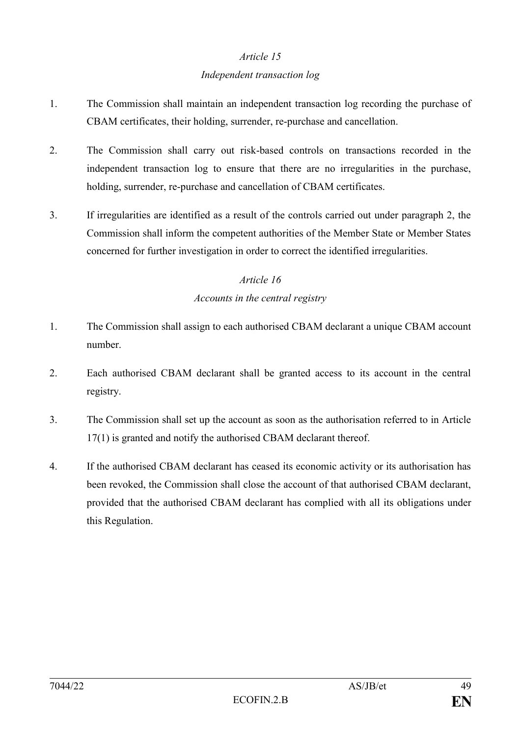*Article 15*

*Independent transaction log*

1. The Commission shall maintain an independent transaction log recording the purchase of CBAM certificates, their holding, surrender, re-purchase and cancellation.

2. The Commission shall carry out risk-based controls on transactions recorded in the independent transaction log to ensure that there are no irregularities in the purchase, holding, surrender, re-purchase and cancellation of CBAM certificates.

3. If irregularities are identified as a result of the controls carried out under paragraph 2, the Commission shall inform the competent authorities of the Member State or Member States concerned for further investigation in order to correct the identified irregularities.

*Article 16*

*Accounts in the central registry*

1. The Commission shall assign to each authorised CBAM declarant a unique CBAM account number.

2. Each authorised CBAM declarant shall be granted access to its account in the central registry.

3. The Commission shall set up the account as soon as the authorisation referred to in Article 17(1) is granted and notify the authorised CBAM declarant thereof.

4. If the authorised CBAM declarant has ceased its economic activity or its authorisation has been revoked, the Commission shall close the account of that authorised CBAM declarant, provided that the authorised CBAM declarant has complied with all its obligations under this Regulation.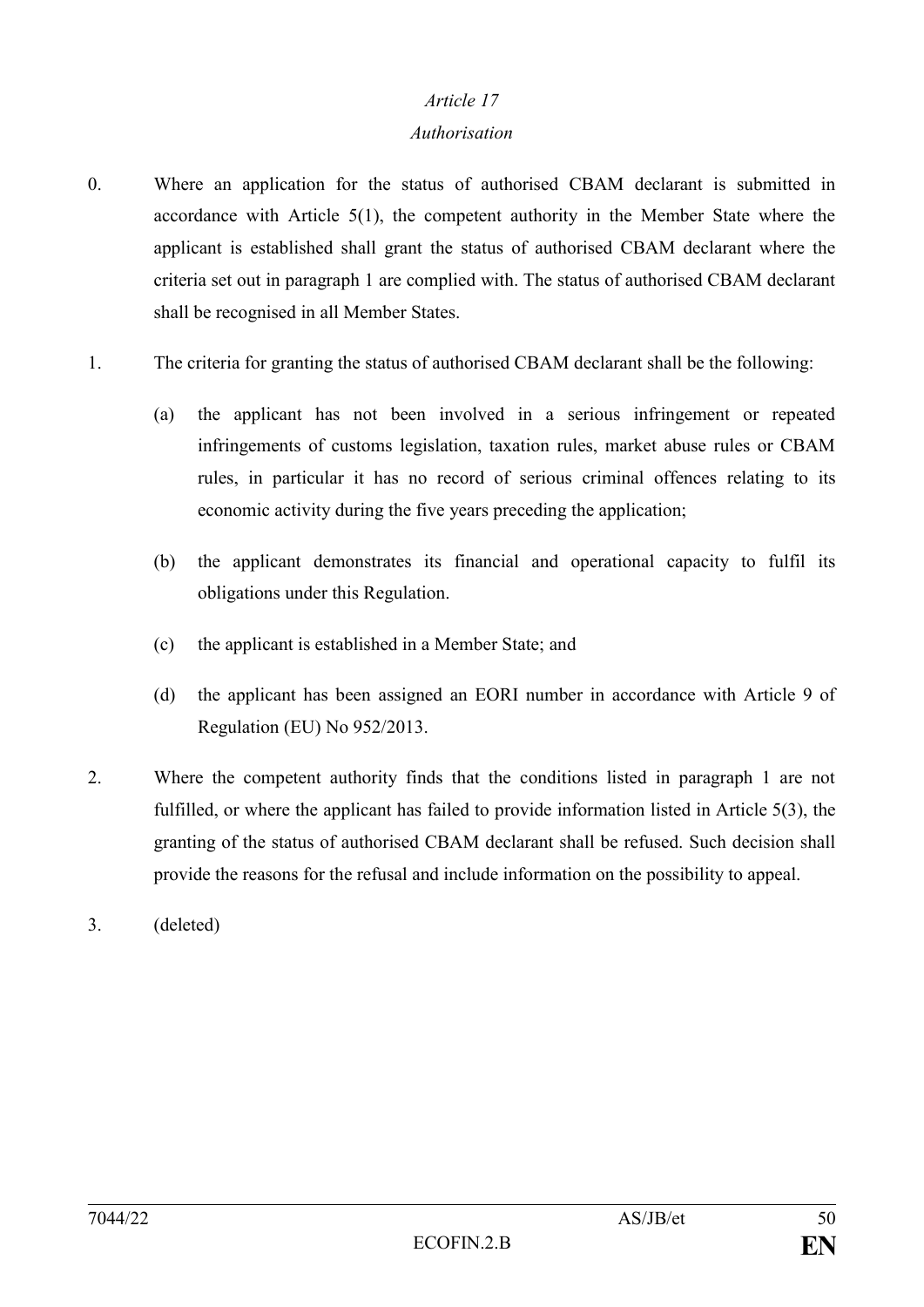*Article 17*

*Authorisation*

0. Where an application for the status of authorised CBAM declarant is submitted in accordance with Article 5(1), the competent authority in the Member State where the applicant is established shall grant the status of authorised CBAM declarant where the criteria set out in paragraph 1 are complied with. The status of authorised CBAM declarant shall be recognised in all Member States.

1. The criteria for granting the status of authorised CBAM declarant shall be the following:

   (a) the applicant has not been involved in a serious infringement or repeated infringements of customs legislation, taxation rules, market abuse rules or CBAM rules, in particular it has no record of serious criminal offences relating to its economic activity during the five years preceding the application;

   (b) the applicant demonstrates its financial and operational capacity to fulfil its obligations under this Regulation.

   (c) the applicant is established in a Member State; and

   (d) the applicant has been assigned an EORI number in accordance with Article 9 of Regulation (EU) No 952/2013.

2. Where the competent authority finds that the conditions listed in paragraph 1 are not fulfilled, or where the applicant has failed to provide information listed in Article 5(3), the granting of the status of authorised CBAM declarant shall be refused. Such decision shall provide the reasons for the refusal and include information on the possibility to appeal.

3. (deleted)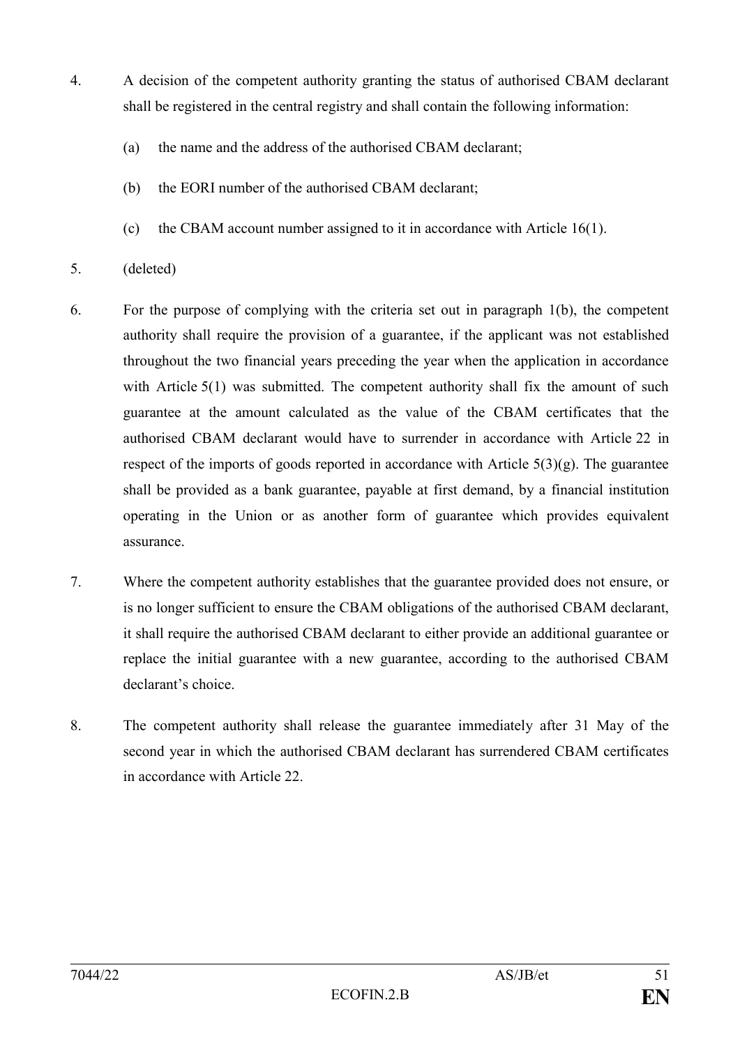4. A decision of the competent authority granting the status of authorised CBAM declarant shall be registered in the central registry and shall contain the following information:

   (a) the name and the address of the authorised CBAM declarant;

   (b) the EORI number of the authorised CBAM declarant;

   (c) the CBAM account number assigned to it in accordance with Article 16(1).

5. (deleted)

6. For the purpose of complying with the criteria set out in paragraph 1(b), the competent authority shall require the provision of a guarantee, if the applicant was not established throughout the two financial years preceding the year when the application in accordance with Article 5(1) was submitted. The competent authority shall fix the amount of such guarantee at the amount calculated as the value of the CBAM certificates that the authorised CBAM declarant would have to surrender in accordance with Article 22 in respect of the imports of goods reported in accordance with Article 5(3)(g). The guarantee shall be provided as a bank guarantee, payable at first demand, by a financial institution operating in the Union or as another form of guarantee which provides equivalent assurance.

7. Where the competent authority establishes that the guarantee provided does not ensure, or is no longer sufficient to ensure the CBAM obligations of the authorised CBAM declarant, it shall require the authorised CBAM declarant to either provide an additional guarantee or replace the initial guarantee with a new guarantee, according to the authorised CBAM declarant's choice.

8. The competent authority shall release the guarantee immediately after 31 May of the second year in which the authorised CBAM declarant has surrendered CBAM certificates in accordance with Article 22.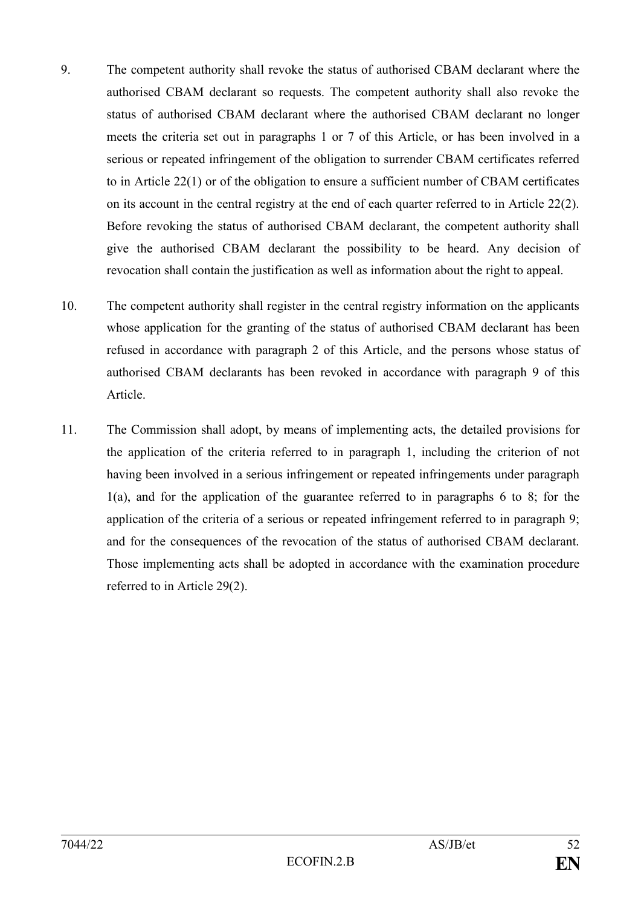9. The competent authority shall revoke the status of authorised CBAM declarant where the authorised CBAM declarant so requests. The competent authority shall also revoke the status of authorised CBAM declarant where the authorised CBAM declarant no longer meets the criteria set out in paragraphs 1 or 7 of this Article, or has been involved in a serious or repeated infringement of the obligation to surrender CBAM certificates referred to in Article 22(1) or of the obligation to ensure a sufficient number of CBAM certificates on its account in the central registry at the end of each quarter referred to in Article 22(2). Before revoking the status of authorised CBAM declarant, the competent authority shall give the authorised CBAM declarant the possibility to be heard. Any decision of revocation shall contain the justification as well as information about the right to appeal.

10. The competent authority shall register in the central registry information on the applicants whose application for the granting of the status of authorised CBAM declarant has been refused in accordance with paragraph 2 of this Article, and the persons whose status of authorised CBAM declarants has been revoked in accordance with paragraph 9 of this Article.

11. The Commission shall adopt, by means of implementing acts, the detailed provisions for the application of the criteria referred to in paragraph 1, including the criterion of not having been involved in a serious infringement or repeated infringements under paragraph 1(a), and for the application of the guarantee referred to in paragraphs 6 to 8; for the application of the criteria of a serious or repeated infringement referred to in paragraph 9; and for the consequences of the revocation of the status of authorised CBAM declarant. Those implementing acts shall be adopted in accordance with the examination procedure referred to in Article 29(2).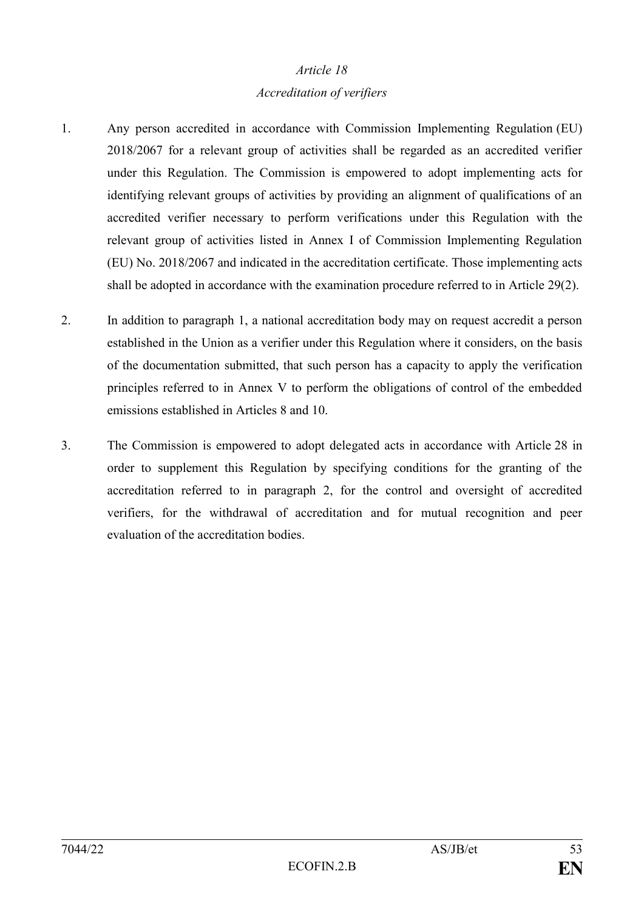*Article 18*

*Accreditation of verifiers*

1. Any person accredited in accordance with Commission Implementing Regulation (EU) 2018/2067 for a relevant group of activities shall be regarded as an accredited verifier under this Regulation. The Commission is empowered to adopt implementing acts for identifying relevant groups of activities by providing an alignment of qualifications of an accredited verifier necessary to perform verifications under this Regulation with the relevant group of activities listed in Annex I of Commission Implementing Regulation (EU) No. 2018/2067 and indicated in the accreditation certificate. Those implementing acts shall be adopted in accordance with the examination procedure referred to in Article 29(2).

2. In addition to paragraph 1, a national accreditation body may on request accredit a person established in the Union as a verifier under this Regulation where it considers, on the basis of the documentation submitted, that such person has a capacity to apply the verification principles referred to in Annex V to perform the obligations of control of the embedded emissions established in Articles 8 and 10.

3. The Commission is empowered to adopt delegated acts in accordance with Article 28 in order to supplement this Regulation by specifying conditions for the granting of the accreditation referred to in paragraph 2, for the control and oversight of accredited verifiers, for the withdrawal of accreditation and for mutual recognition and peer evaluation of the accreditation bodies.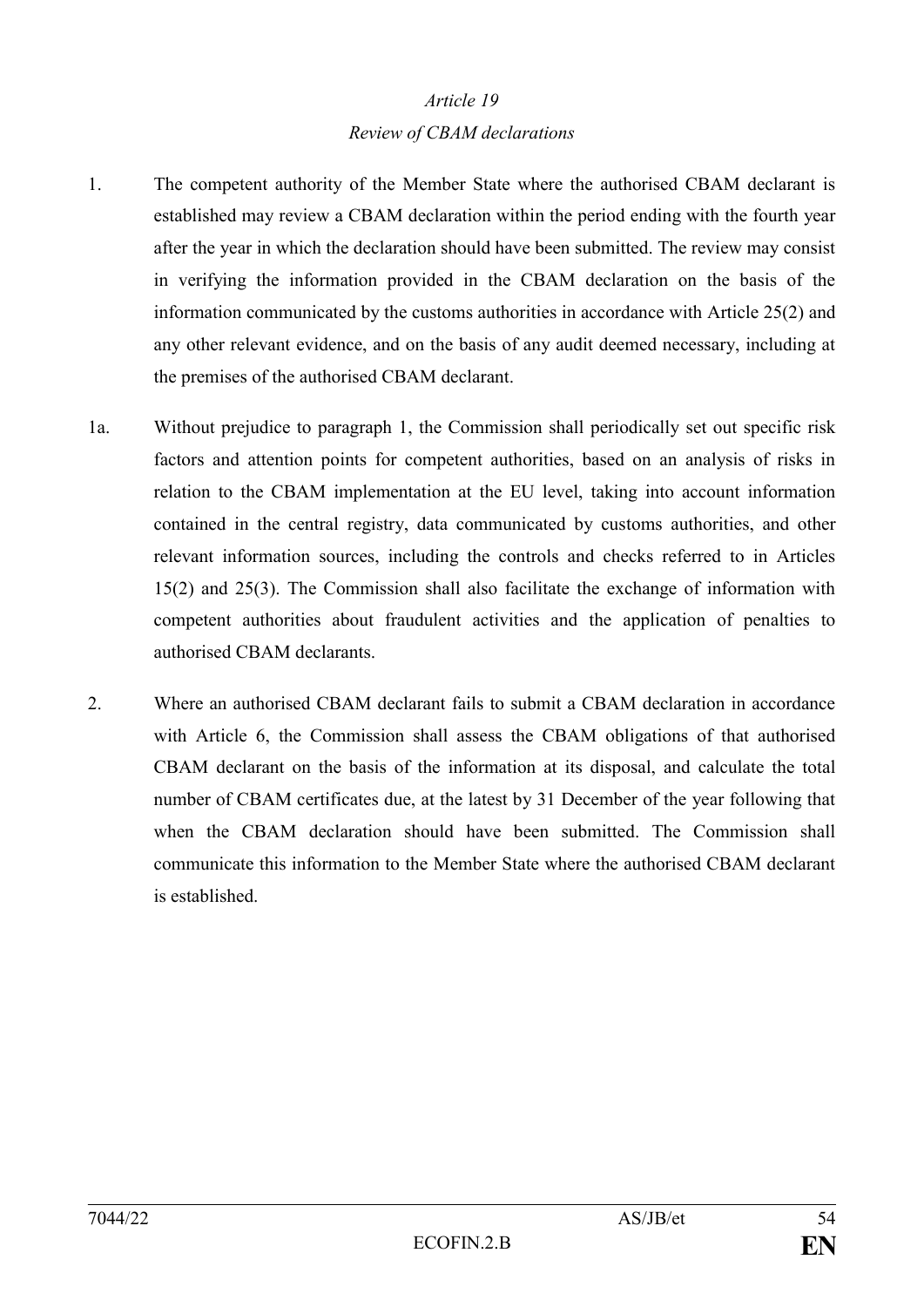*Article 19*

*Review of CBAM declarations*

1. The competent authority of the Member State where the authorised CBAM declarant is established may review a CBAM declaration within the period ending with the fourth year after the year in which the declaration should have been submitted. The review may consist in verifying the information provided in the CBAM declaration on the basis of the information communicated by the customs authorities in accordance with Article 25(2) and any other relevant evidence, and on the basis of any audit deemed necessary, including at the premises of the authorised CBAM declarant.

1a. Without prejudice to paragraph 1, the Commission shall periodically set out specific risk factors and attention points for competent authorities, based on an analysis of risks in relation to the CBAM implementation at the EU level, taking into account information contained in the central registry, data communicated by customs authorities, and other relevant information sources, including the controls and checks referred to in Articles 15(2) and 25(3). The Commission shall also facilitate the exchange of information with competent authorities about fraudulent activities and the application of penalties to authorised CBAM declarants.

2. Where an authorised CBAM declarant fails to submit a CBAM declaration in accordance with Article 6, the Commission shall assess the CBAM obligations of that authorised CBAM declarant on the basis of the information at its disposal, and calculate the total number of CBAM certificates due, at the latest by 31 December of the year following that when the CBAM declaration should have been submitted. The Commission shall communicate this information to the Member State where the authorised CBAM declarant is established.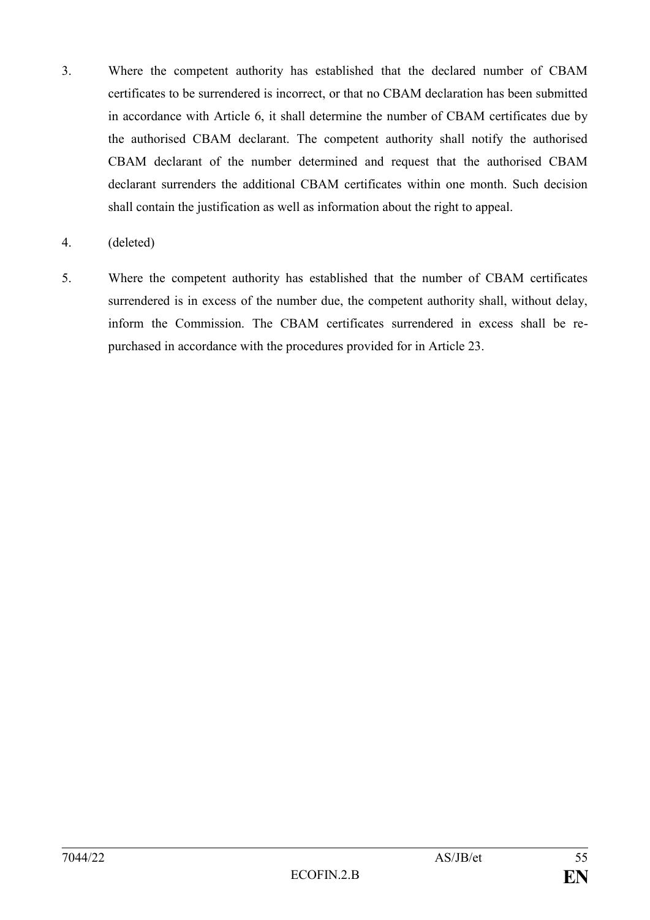3. Where the competent authority has established that the declared number of CBAM certificates to be surrendered is incorrect, or that no CBAM declaration has been submitted in accordance with Article 6, it shall determine the number of CBAM certificates due by the authorised CBAM declarant. The competent authority shall notify the authorised CBAM declarant of the number determined and request that the authorised CBAM declarant surrenders the additional CBAM certificates within one month. Such decision shall contain the justification as well as information about the right to appeal.

4. (deleted)

5. Where the competent authority has established that the number of CBAM certificates surrendered is in excess of the number due, the competent authority shall, without delay, inform the Commission. The CBAM certificates surrendered in excess shall be re-purchased in accordance with the procedures provided for in Article 23.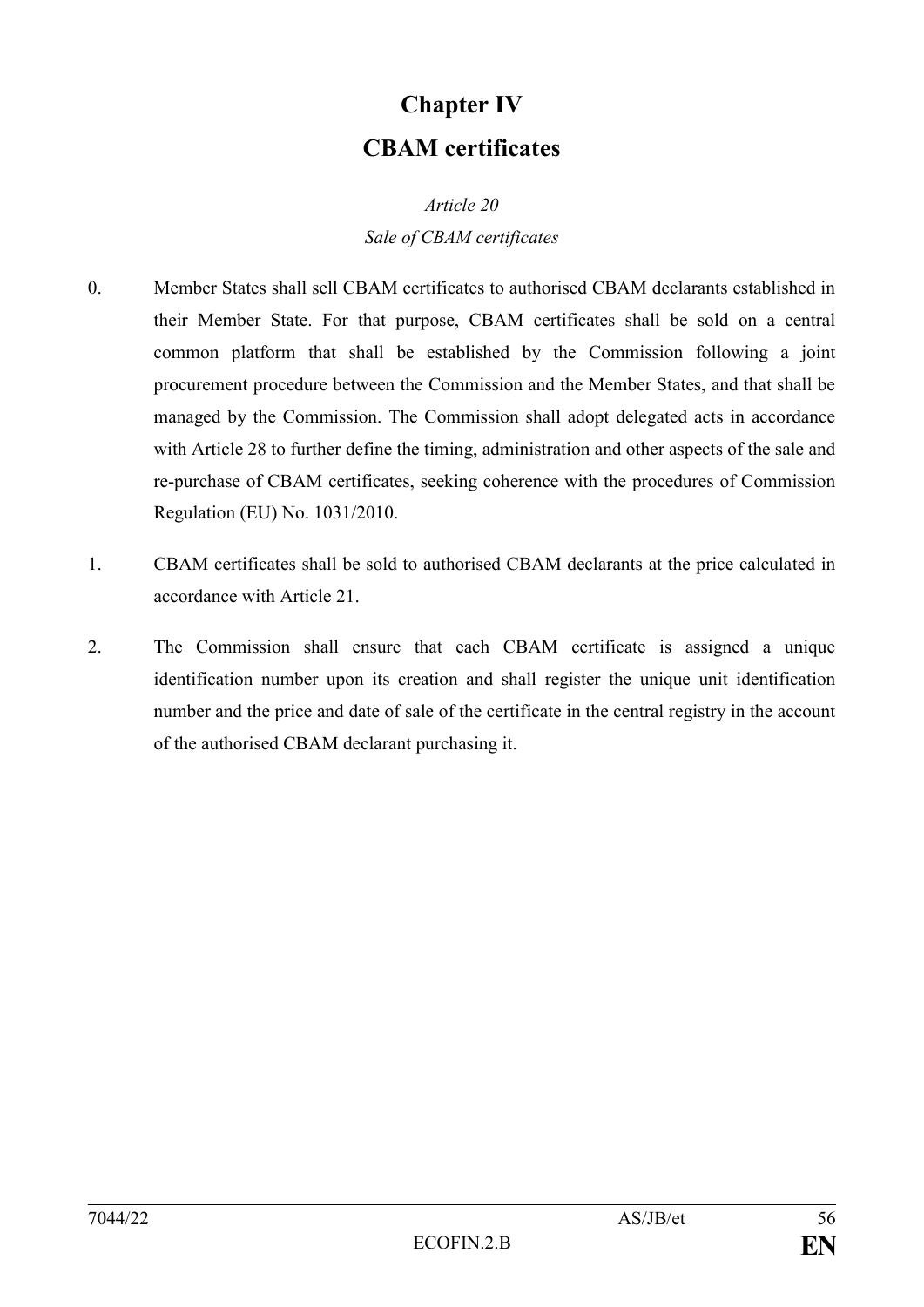# Chapter IV

# CBAM certificates

*Article 20*

*Sale of CBAM certificates*

0. Member States shall sell CBAM certificates to authorised CBAM declarants established in their Member State. For that purpose, CBAM certificates shall be sold on a central common platform that shall be established by the Commission following a joint procurement procedure between the Commission and the Member States, and that shall be managed by the Commission. The Commission shall adopt delegated acts in accordance with Article 28 to further define the timing, administration and other aspects of the sale and re-purchase of CBAM certificates, seeking coherence with the procedures of Commission Regulation (EU) No. 1031/2010.

1. CBAM certificates shall be sold to authorised CBAM declarants at the price calculated in accordance with Article 21.

2. The Commission shall ensure that each CBAM certificate is assigned a unique identification number upon its creation and shall register the unique unit identification number and the price and date of sale of the certificate in the central registry in the account of the authorised CBAM declarant purchasing it.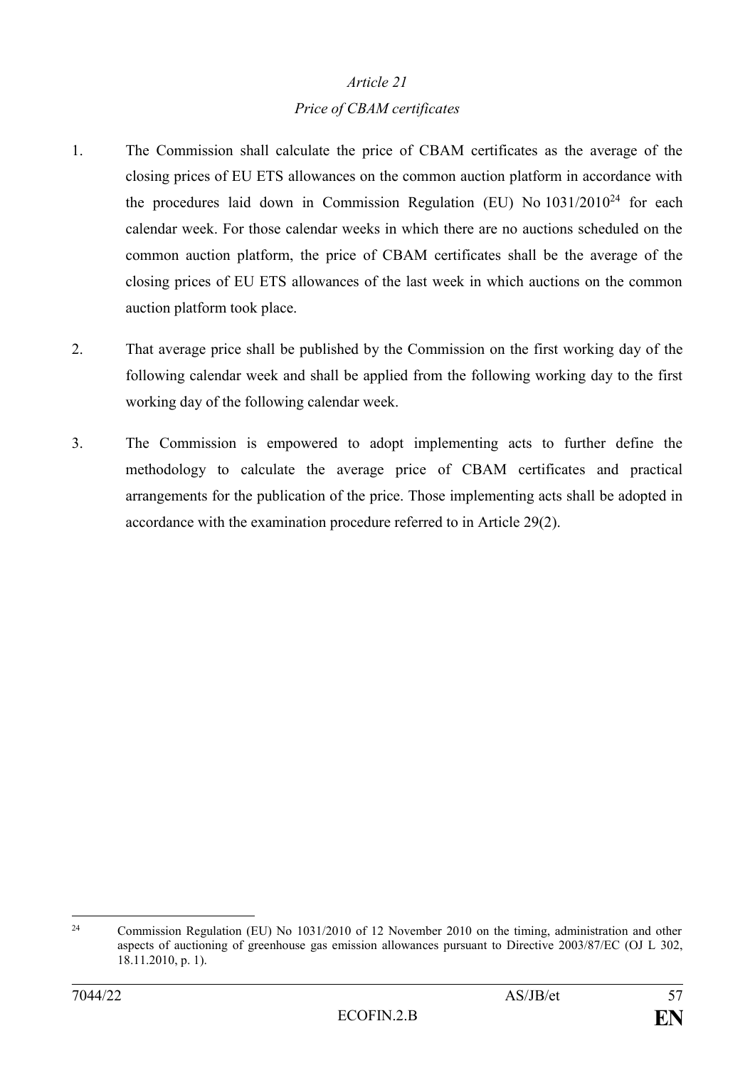*Article 21*

*Price of CBAM certificates*

1. The Commission shall calculate the price of CBAM certificates as the average of the closing prices of EU ETS allowances on the common auction platform in accordance with the procedures laid down in Commission Regulation (EU) No 1031/2010[24] for each calendar week. For those calendar weeks in which there are no auctions scheduled on the common auction platform, the price of CBAM certificates shall be the average of the closing prices of EU ETS allowances of the last week in which auctions on the common auction platform took place.

2. That average price shall be published by the Commission on the first working day of the following calendar week and shall be applied from the following working day to the first working day of the following calendar week.

3. The Commission is empowered to adopt implementing acts to further define the methodology to calculate the average price of CBAM certificates and practical arrangements for the publication of the price. Those implementing acts shall be adopted in accordance with the examination procedure referred to in Article 29(2).

---

[24] Commission Regulation (EU) No 1031/2010 of 12 November 2010 on the timing, administration and other aspects of auctioning of greenhouse gas emission allowances pursuant to Directive 2003/87/EC (OJ L 302, 18.11.2010, p. 1).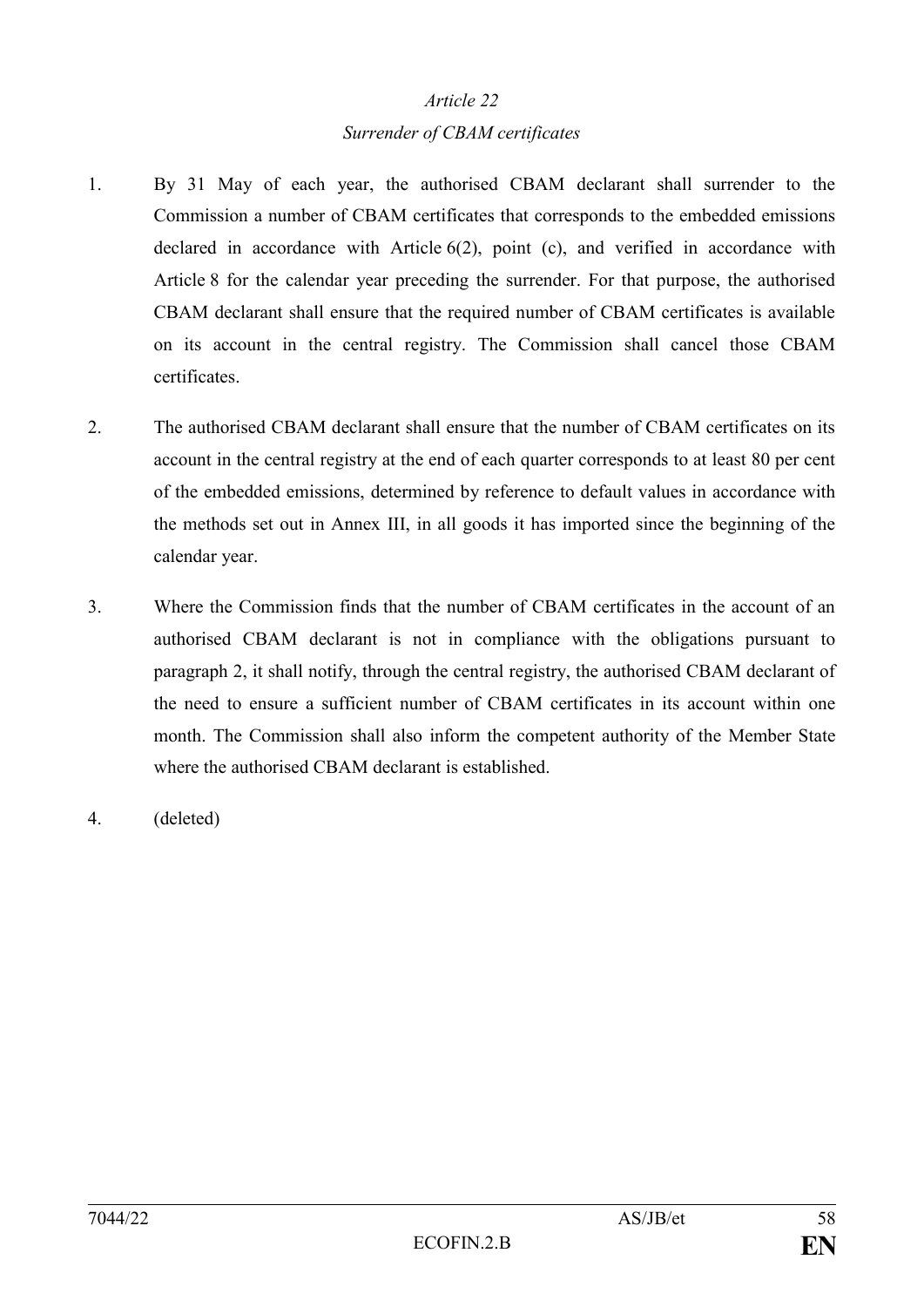*Article 22*

*Surrender of CBAM certificates*

1. By 31 May of each year, the authorised CBAM declarant shall surrender to the Commission a number of CBAM certificates that corresponds to the embedded emissions declared in accordance with Article 6(2), point (c), and verified in accordance with Article 8 for the calendar year preceding the surrender. For that purpose, the authorised CBAM declarant shall ensure that the required number of CBAM certificates is available on its account in the central registry. The Commission shall cancel those CBAM certificates.

2. The authorised CBAM declarant shall ensure that the number of CBAM certificates on its account in the central registry at the end of each quarter corresponds to at least 80 per cent of the embedded emissions, determined by reference to default values in accordance with the methods set out in Annex III, in all goods it has imported since the beginning of the calendar year.

3. Where the Commission finds that the number of CBAM certificates in the account of an authorised CBAM declarant is not in compliance with the obligations pursuant to paragraph 2, it shall notify, through the central registry, the authorised CBAM declarant of the need to ensure a sufficient number of CBAM certificates in its account within one month. The Commission shall also inform the competent authority of the Member State where the authorised CBAM declarant is established.

4. (deleted)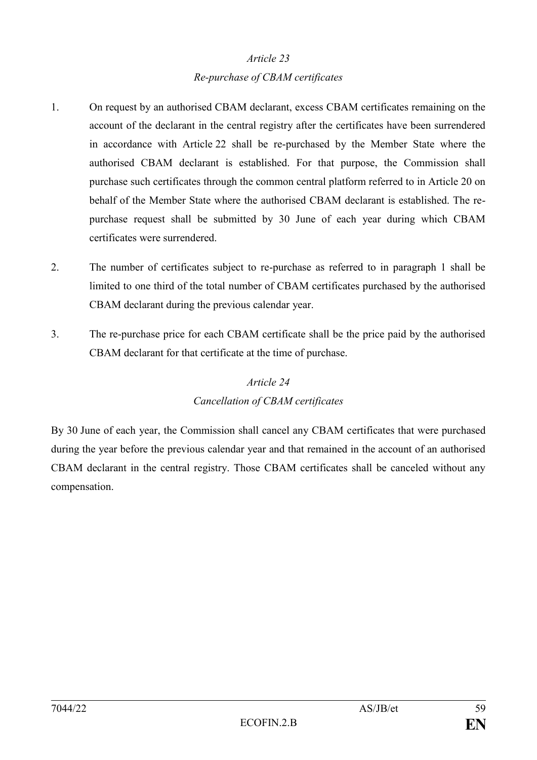*Article 23*

*Re-purchase of CBAM certificates*

1. On request by an authorised CBAM declarant, excess CBAM certificates remaining on the account of the declarant in the central registry after the certificates have been surrendered in accordance with Article 22 shall be re-purchased by the Member State where the authorised CBAM declarant is established. For that purpose, the Commission shall purchase such certificates through the common central platform referred to in Article 20 on behalf of the Member State where the authorised CBAM declarant is established. The re-purchase request shall be submitted by 30 June of each year during which CBAM certificates were surrendered.

2. The number of certificates subject to re-purchase as referred to in paragraph 1 shall be limited to one third of the total number of CBAM certificates purchased by the authorised CBAM declarant during the previous calendar year.

3. The re-purchase price for each CBAM certificate shall be the price paid by the authorised CBAM declarant for that certificate at the time of purchase.

*Article 24*

*Cancellation of CBAM certificates*

By 30 June of each year, the Commission shall cancel any CBAM certificates that were purchased during the year before the previous calendar year and that remained in the account of an authorised CBAM declarant in the central registry. Those CBAM certificates shall be canceled without any compensation.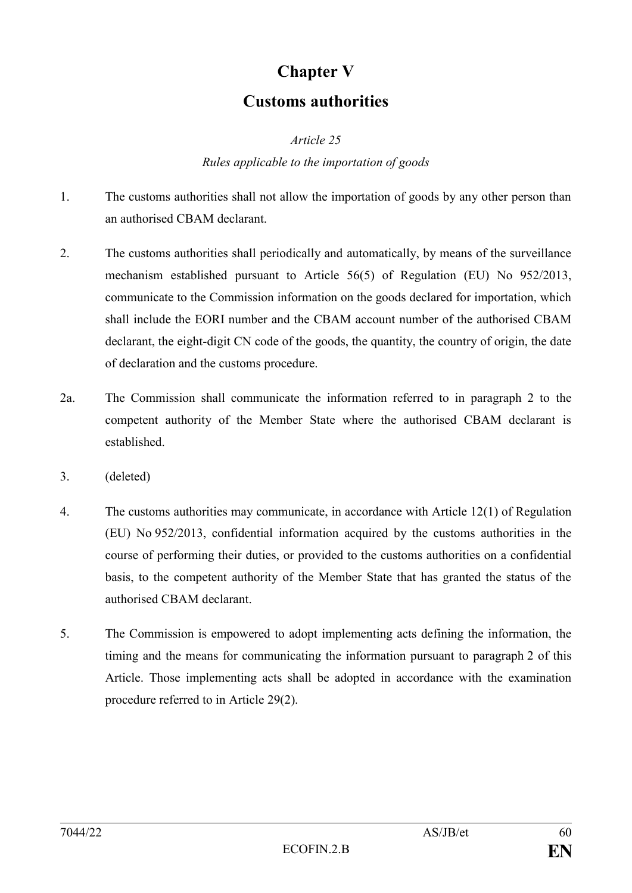# Chapter V

# Customs authorities

*Article 25*

*Rules applicable to the importation of goods*

1. The customs authorities shall not allow the importation of goods by any other person than an authorised CBAM declarant.

2. The customs authorities shall periodically and automatically, by means of the surveillance mechanism established pursuant to Article 56(5) of Regulation (EU) No 952/2013, communicate to the Commission information on the goods declared for importation, which shall include the EORI number and the CBAM account number of the authorised CBAM declarant, the eight-digit CN code of the goods, the quantity, the country of origin, the date of declaration and the customs procedure.

2a. The Commission shall communicate the information referred to in paragraph 2 to the competent authority of the Member State where the authorised CBAM declarant is established.

3. (deleted)

4. The customs authorities may communicate, in accordance with Article 12(1) of Regulation (EU) No 952/2013, confidential information acquired by the customs authorities in the course of performing their duties, or provided to the customs authorities on a confidential basis, to the competent authority of the Member State that has granted the status of the authorised CBAM declarant.

5. The Commission is empowered to adopt implementing acts defining the information, the timing and the means for communicating the information pursuant to paragraph 2 of this Article. Those implementing acts shall be adopted in accordance with the examination procedure referred to in Article 29(2).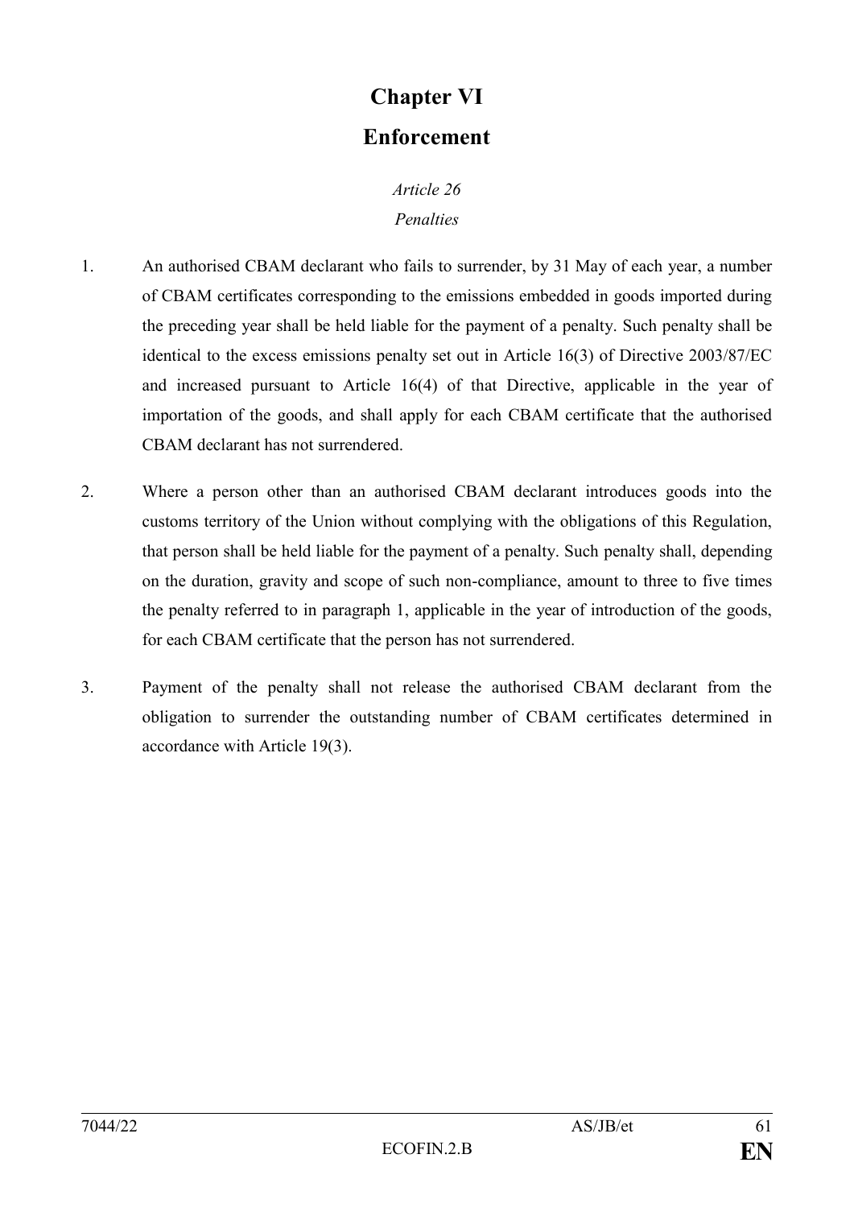# Chapter VI

# Enforcement

*Article 26*

*Penalties*

1. An authorised CBAM declarant who fails to surrender, by 31 May of each year, a number of CBAM certificates corresponding to the emissions embedded in goods imported during the preceding year shall be held liable for the payment of a penalty. Such penalty shall be identical to the excess emissions penalty set out in Article 16(3) of Directive 2003/87/EC and increased pursuant to Article 16(4) of that Directive, applicable in the year of importation of the goods, and shall apply for each CBAM certificate that the authorised CBAM declarant has not surrendered.

2. Where a person other than an authorised CBAM declarant introduces goods into the customs territory of the Union without complying with the obligations of this Regulation, that person shall be held liable for the payment of a penalty. Such penalty shall, depending on the duration, gravity and scope of such non-compliance, amount to three to five times the penalty referred to in paragraph 1, applicable in the year of introduction of the goods, for each CBAM certificate that the person has not surrendered.

3. Payment of the penalty shall not release the authorised CBAM declarant from the obligation to surrender the outstanding number of CBAM certificates determined in accordance with Article 19(3).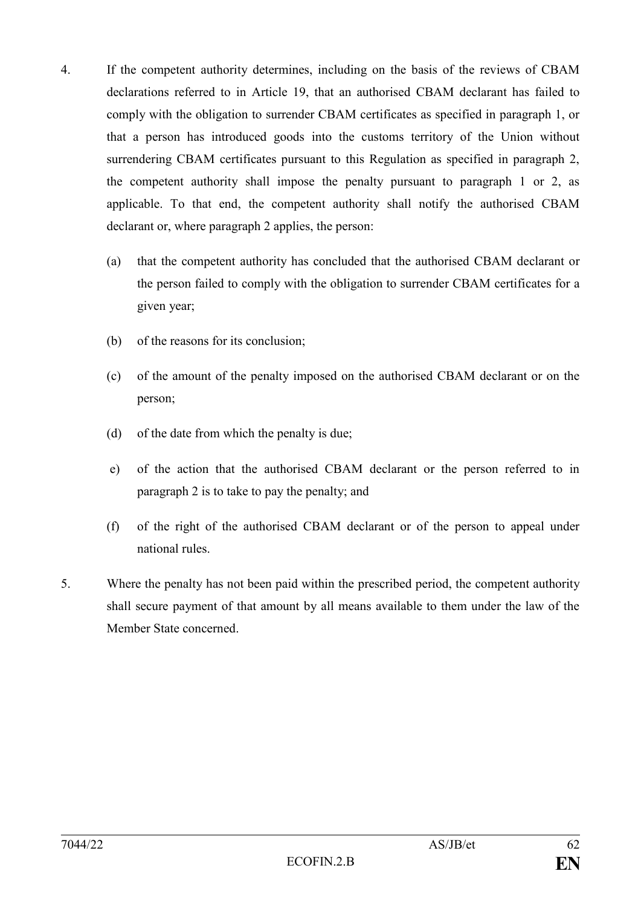4. If the competent authority determines, including on the basis of the reviews of CBAM declarations referred to in Article 19, that an authorised CBAM declarant has failed to comply with the obligation to surrender CBAM certificates as specified in paragraph 1, or that a person has introduced goods into the customs territory of the Union without surrendering CBAM certificates pursuant to this Regulation as specified in paragraph 2, the competent authority shall impose the penalty pursuant to paragraph 1 or 2, as applicable. To that end, the competent authority shall notify the authorised CBAM declarant or, where paragraph 2 applies, the person:

   (a) that the competent authority has concluded that the authorised CBAM declarant or the person failed to comply with the obligation to surrender CBAM certificates for a given year;

   (b) of the reasons for its conclusion;

   (c) of the amount of the penalty imposed on the authorised CBAM declarant or on the person;

   (d) of the date from which the penalty is due;

   e) of the action that the authorised CBAM declarant or the person referred to in paragraph 2 is to take to pay the penalty; and

   (f) of the right of the authorised CBAM declarant or of the person to appeal under national rules.

5. Where the penalty has not been paid within the prescribed period, the competent authority shall secure payment of that amount by all means available to them under the law of the Member State concerned.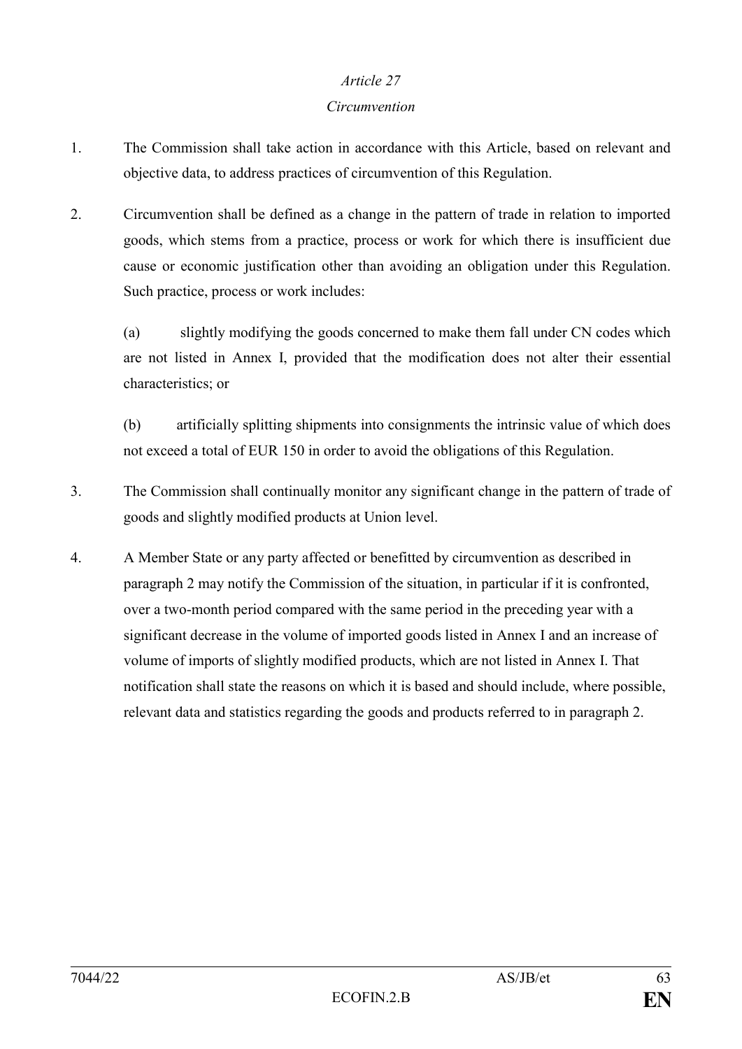*Article 27*

*Circumvention*

1. The Commission shall take action in accordance with this Article, based on relevant and objective data, to address practices of circumvention of this Regulation.

2. Circumvention shall be defined as a change in the pattern of trade in relation to imported goods, which stems from a practice, process or work for which there is insufficient due cause or economic justification other than avoiding an obligation under this Regulation. Such practice, process or work includes:

   (a) slightly modifying the goods concerned to make them fall under CN codes which are not listed in Annex I, provided that the modification does not alter their essential characteristics; or

   (b) artificially splitting shipments into consignments the intrinsic value of which does not exceed a total of EUR 150 in order to avoid the obligations of this Regulation.

3. The Commission shall continually monitor any significant change in the pattern of trade of goods and slightly modified products at Union level.

4. A Member State or any party affected or benefitted by circumvention as described in paragraph 2 may notify the Commission of the situation, in particular if it is confronted, over a two-month period compared with the same period in the preceding year with a significant decrease in the volume of imported goods listed in Annex I and an increase of volume of imports of slightly modified products, which are not listed in Annex I. That notification shall state the reasons on which it is based and should include, where possible, relevant data and statistics regarding the goods and products referred to in paragraph 2.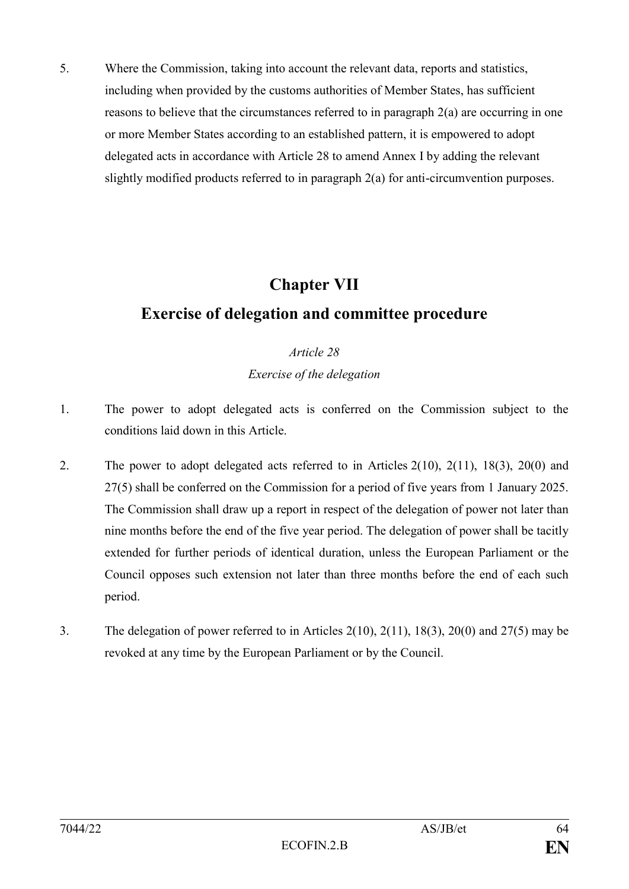5. Where the Commission, taking into account the relevant data, reports and statistics, including when provided by the customs authorities of Member States, has sufficient reasons to believe that the circumstances referred to in paragraph 2(a) are occurring in one or more Member States according to an established pattern, it is empowered to adopt delegated acts in accordance with Article 28 to amend Annex I by adding the relevant slightly modified products referred to in paragraph 2(a) for anti-circumvention purposes.

# Chapter VII
# Exercise of delegation and committee procedure

*Article 28*

*Exercise of the delegation*

1. The power to adopt delegated acts is conferred on the Commission subject to the conditions laid down in this Article.

2. The power to adopt delegated acts referred to in Articles 2(10), 2(11), 18(3), 20(0) and 27(5) shall be conferred on the Commission for a period of five years from 1 January 2025. The Commission shall draw up a report in respect of the delegation of power not later than nine months before the end of the five year period. The delegation of power shall be tacitly extended for further periods of identical duration, unless the European Parliament or the Council opposes such extension not later than three months before the end of each such period.

3. The delegation of power referred to in Articles 2(10), 2(11), 18(3), 20(0) and 27(5) may be revoked at any time by the European Parliament or by the Council.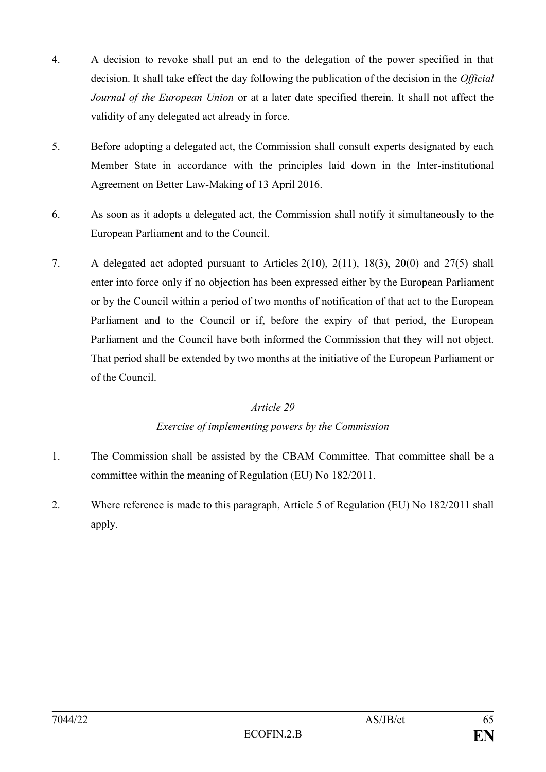4. A decision to revoke shall put an end to the delegation of the power specified in that decision. It shall take effect the day following the publication of the decision in the *Official Journal of the European Union* or at a later date specified therein. It shall not affect the validity of any delegated act already in force.

5. Before adopting a delegated act, the Commission shall consult experts designated by each Member State in accordance with the principles laid down in the Inter-institutional Agreement on Better Law-Making of 13 April 2016.

6. As soon as it adopts a delegated act, the Commission shall notify it simultaneously to the European Parliament and to the Council.

7. A delegated act adopted pursuant to Articles 2(10), 2(11), 18(3), 20(0) and 27(5) shall enter into force only if no objection has been expressed either by the European Parliament or by the Council within a period of two months of notification of that act to the European Parliament and to the Council or if, before the expiry of that period, the European Parliament and the Council have both informed the Commission that they will not object. That period shall be extended by two months at the initiative of the European Parliament or of the Council.

*Article 29*

*Exercise of implementing powers by the Commission*

1. The Commission shall be assisted by the CBAM Committee. That committee shall be a committee within the meaning of Regulation (EU) No 182/2011.

2. Where reference is made to this paragraph, Article 5 of Regulation (EU) No 182/2011 shall apply.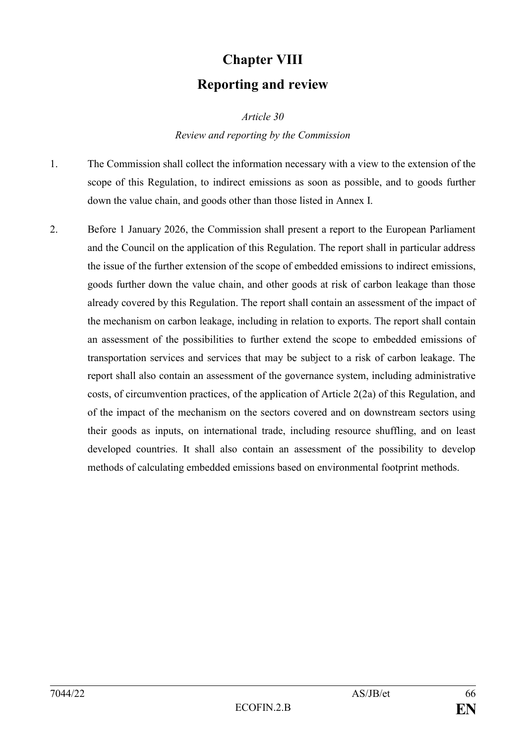# Chapter VIII

# Reporting and review

*Article 30*

*Review and reporting by the Commission*

1. The Commission shall collect the information necessary with a view to the extension of the scope of this Regulation, to indirect emissions as soon as possible, and to goods further down the value chain, and goods other than those listed in Annex I.

2. Before 1 January 2026, the Commission shall present a report to the European Parliament and the Council on the application of this Regulation. The report shall in particular address the issue of the further extension of the scope of embedded emissions to indirect emissions, goods further down the value chain, and other goods at risk of carbon leakage than those already covered by this Regulation. The report shall contain an assessment of the impact of the mechanism on carbon leakage, including in relation to exports. The report shall contain an assessment of the possibilities to further extend the scope to embedded emissions of transportation services and services that may be subject to a risk of carbon leakage. The report shall also contain an assessment of the governance system, including administrative costs, of circumvention practices, of the application of Article 2(2a) of this Regulation, and of the impact of the mechanism on the sectors covered and on downstream sectors using their goods as inputs, on international trade, including resource shuffling, and on least developed countries. It shall also contain an assessment of the possibility to develop methods of calculating embedded emissions based on environmental footprint methods.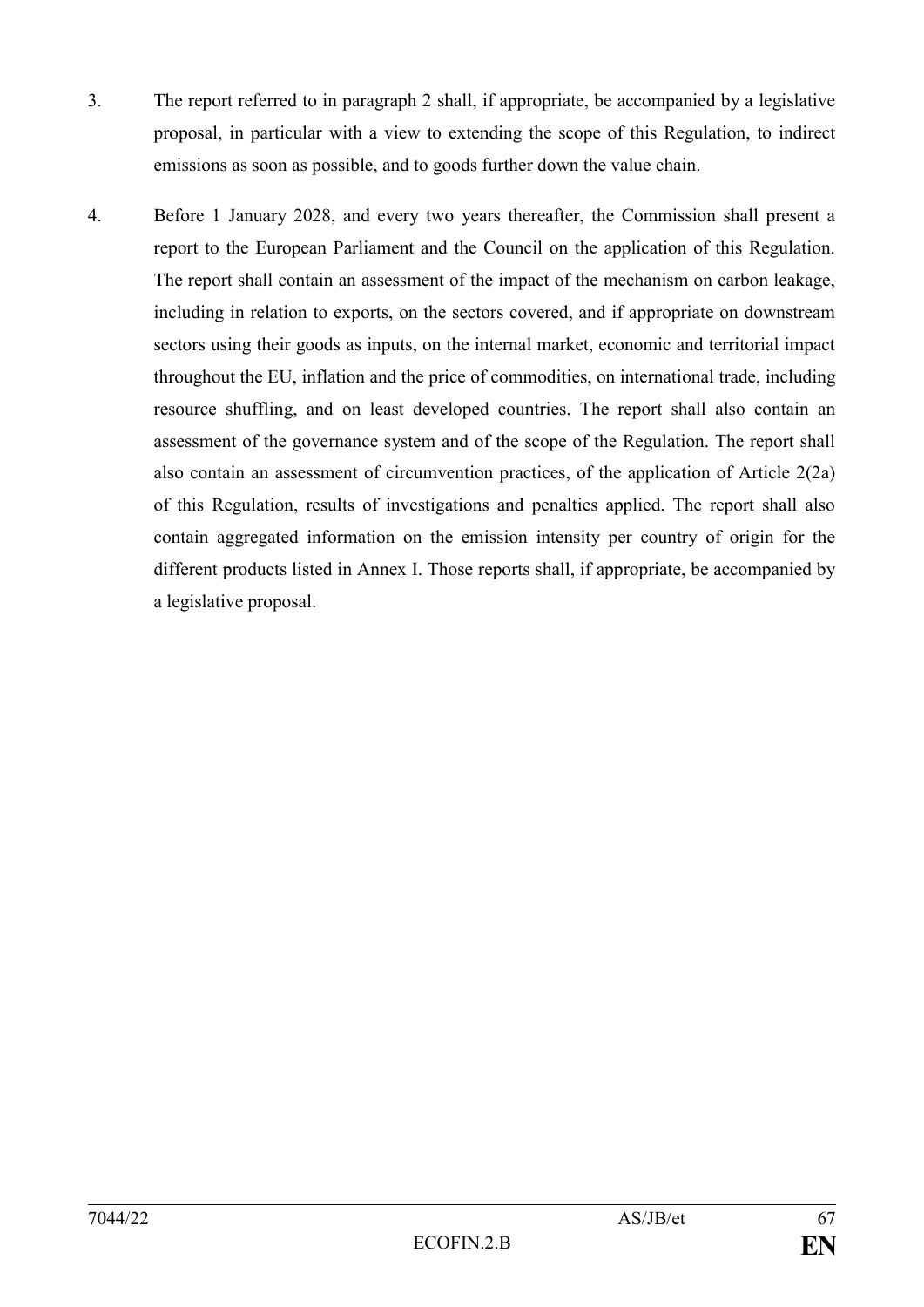3. The report referred to in paragraph 2 shall, if appropriate, be accompanied by a legislative proposal, in particular with a view to extending the scope of this Regulation, to indirect emissions as soon as possible, and to goods further down the value chain.

4. Before 1 January 2028, and every two years thereafter, the Commission shall present a report to the European Parliament and the Council on the application of this Regulation. The report shall contain an assessment of the impact of the mechanism on carbon leakage, including in relation to exports, on the sectors covered, and if appropriate on downstream sectors using their goods as inputs, on the internal market, economic and territorial impact throughout the EU, inflation and the price of commodities, on international trade, including resource shuffling, and on least developed countries. The report shall also contain an assessment of the governance system and of the scope of the Regulation. The report shall also contain an assessment of circumvention practices, of the application of Article 2(2a) of this Regulation, results of investigations and penalties applied. The report shall also contain aggregated information on the emission intensity per country of origin for the different products listed in Annex I. Those reports shall, if appropriate, be accompanied by a legislative proposal.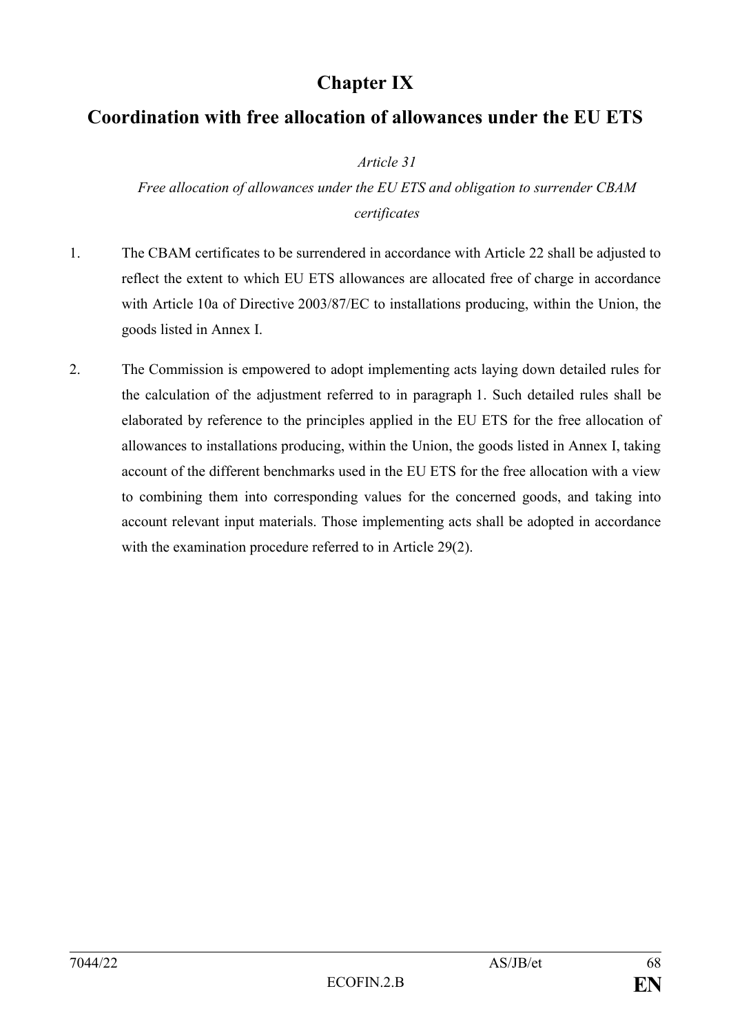# Chapter IX

## Coordination with free allocation of allowances under the EU ETS

*Article 31*

*Free allocation of allowances under the EU ETS and obligation to surrender CBAM certificates*

1. The CBAM certificates to be surrendered in accordance with Article 22 shall be adjusted to reflect the extent to which EU ETS allowances are allocated free of charge in accordance with Article 10a of Directive 2003/87/EC to installations producing, within the Union, the goods listed in Annex I.

2. The Commission is empowered to adopt implementing acts laying down detailed rules for the calculation of the adjustment referred to in paragraph 1. Such detailed rules shall be elaborated by reference to the principles applied in the EU ETS for the free allocation of allowances to installations producing, within the Union, the goods listed in Annex I, taking account of the different benchmarks used in the EU ETS for the free allocation with a view to combining them into corresponding values for the concerned goods, and taking into account relevant input materials. Those implementing acts shall be adopted in accordance with the examination procedure referred to in Article 29(2).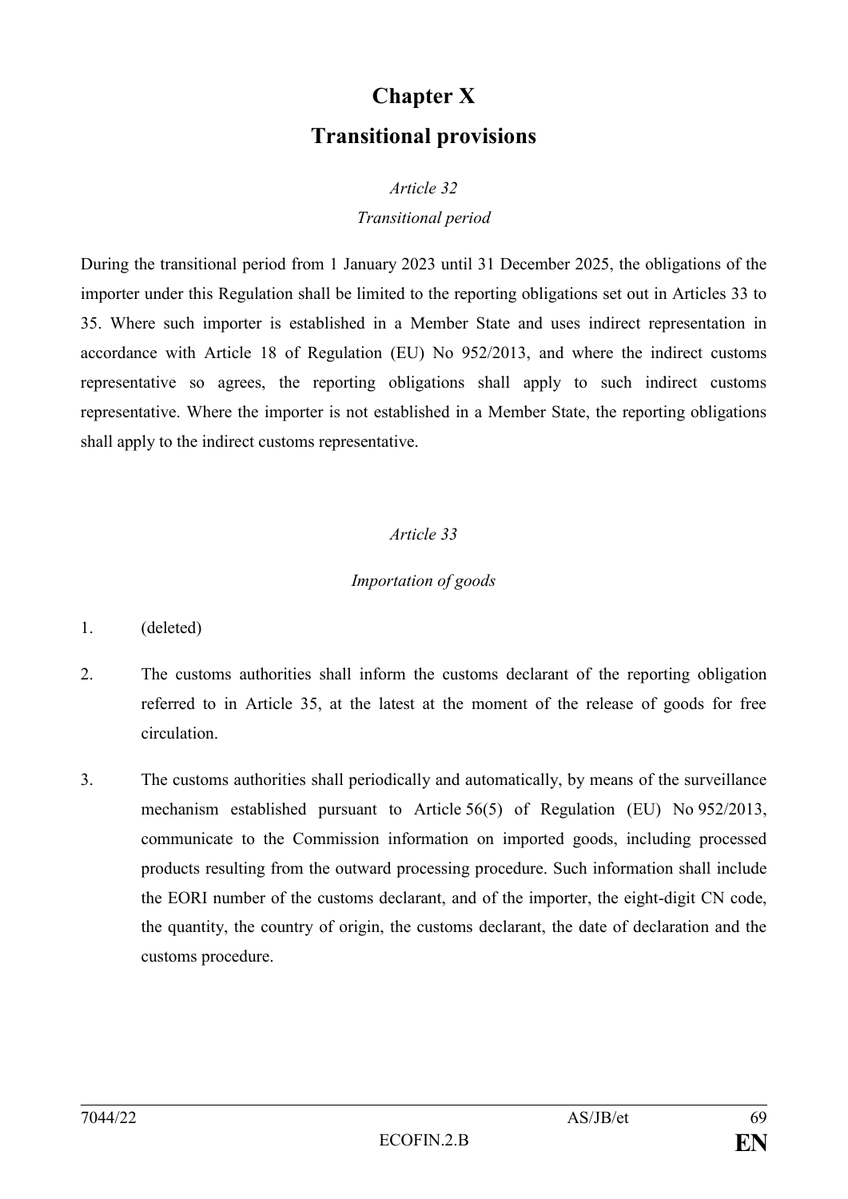# Chapter X

# Transitional provisions

*Article 32*

*Transitional period*

During the transitional period from 1 January 2023 until 31 December 2025, the obligations of the importer under this Regulation shall be limited to the reporting obligations set out in Articles 33 to 35. Where such importer is established in a Member State and uses indirect representation in accordance with Article 18 of Regulation (EU) No 952/2013, and where the indirect customs representative so agrees, the reporting obligations shall apply to such indirect customs representative. Where the importer is not established in a Member State, the reporting obligations shall apply to the indirect customs representative.

*Article 33*

*Importation of goods*

1. (deleted)

2. The customs authorities shall inform the customs declarant of the reporting obligation referred to in Article 35, at the latest at the moment of the release of goods for free circulation.

3. The customs authorities shall periodically and automatically, by means of the surveillance mechanism established pursuant to Article 56(5) of Regulation (EU) No 952/2013, communicate to the Commission information on imported goods, including processed products resulting from the outward processing procedure. Such information shall include the EORI number of the customs declarant, and of the importer, the eight-digit CN code, the quantity, the country of origin, the customs declarant, the date of declaration and the customs procedure.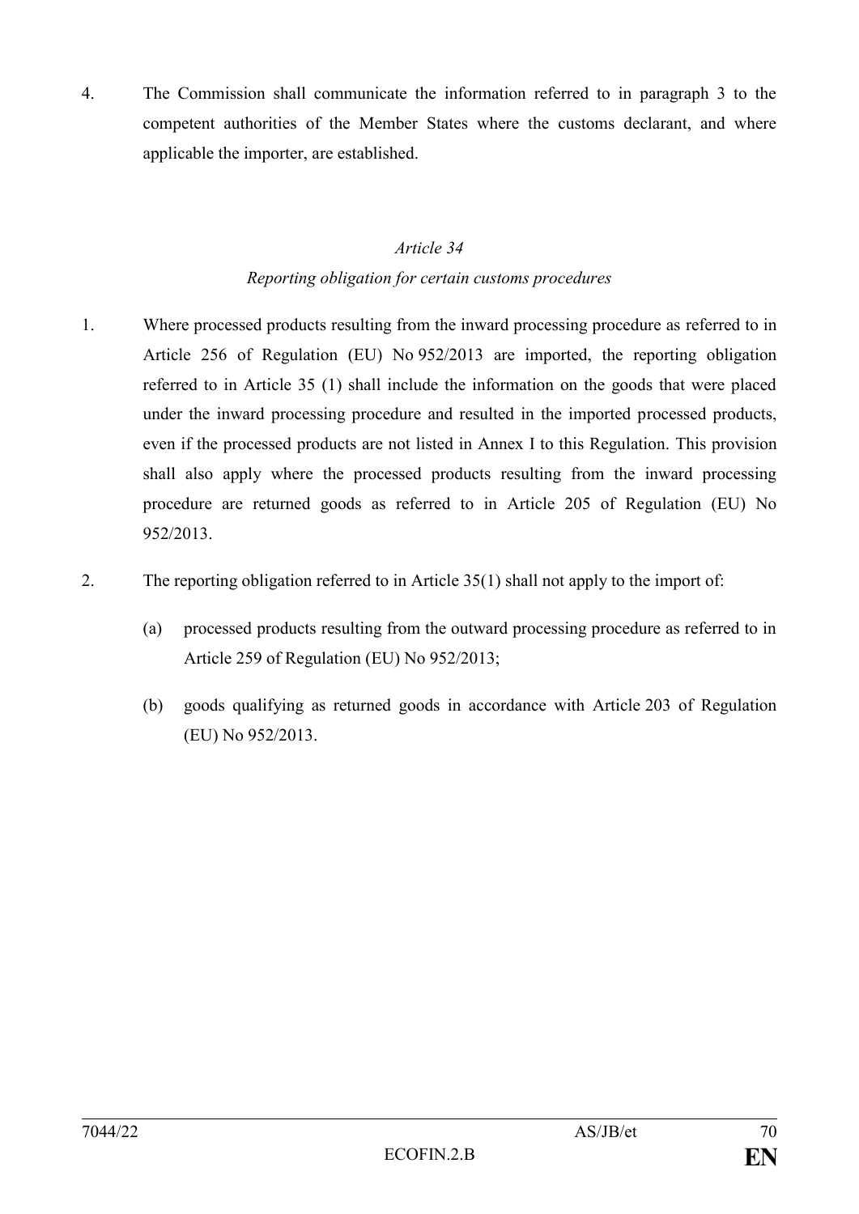4. The Commission shall communicate the information referred to in paragraph 3 to the competent authorities of the Member States where the customs declarant, and where applicable the importer, are established.

*Article 34*

*Reporting obligation for certain customs procedures*

1. Where processed products resulting from the inward processing procedure as referred to in Article 256 of Regulation (EU) No 952/2013 are imported, the reporting obligation referred to in Article 35 (1) shall include the information on the goods that were placed under the inward processing procedure and resulted in the imported processed products, even if the processed products are not listed in Annex I to this Regulation. This provision shall also apply where the processed products resulting from the inward processing procedure are returned goods as referred to in Article 205 of Regulation (EU) No 952/2013.

2. The reporting obligation referred to in Article 35(1) shall not apply to the import of:

   (a) processed products resulting from the outward processing procedure as referred to in Article 259 of Regulation (EU) No 952/2013;

   (b) goods qualifying as returned goods in accordance with Article 203 of Regulation (EU) No 952/2013.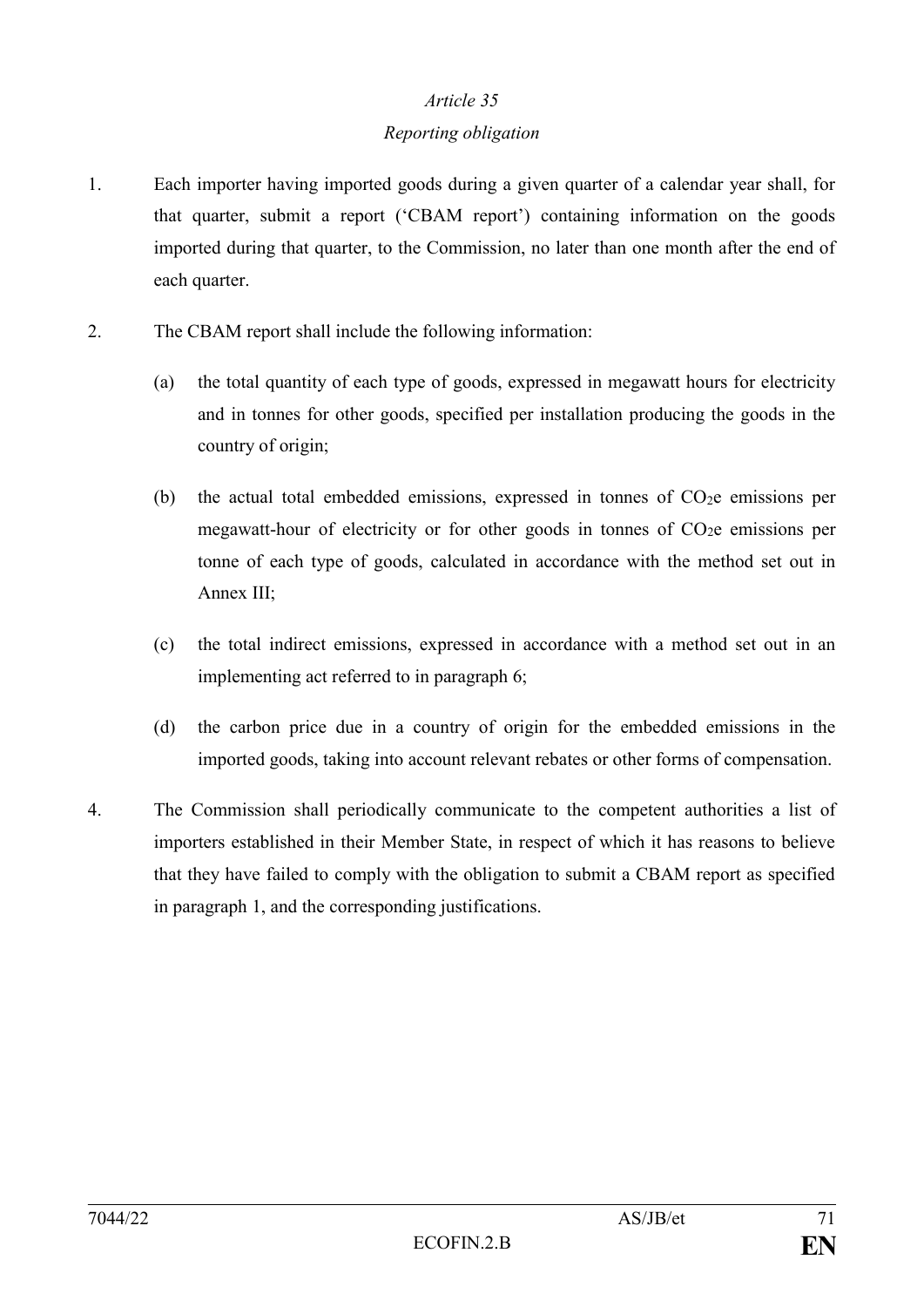*Article 35*

*Reporting obligation*

1. Each importer having imported goods during a given quarter of a calendar year shall, for that quarter, submit a report ('CBAM report') containing information on the goods imported during that quarter, to the Commission, no later than one month after the end of each quarter.

2. The CBAM report shall include the following information:

   (a) the total quantity of each type of goods, expressed in megawatt hours for electricity and in tonnes for other goods, specified per installation producing the goods in the country of origin;

   (b) the actual total embedded emissions, expressed in tonnes of $CO_2e$ emissions per megawatt-hour of electricity or for other goods in tonnes of $CO_2e$ emissions per tonne of each type of goods, calculated in accordance with the method set out in Annex III;

   (c) the total indirect emissions, expressed in accordance with a method set out in an implementing act referred to in paragraph 6;

   (d) the carbon price due in a country of origin for the embedded emissions in the imported goods, taking into account relevant rebates or other forms of compensation.

4. The Commission shall periodically communicate to the competent authorities a list of importers established in their Member State, in respect of which it has reasons to believe that they have failed to comply with the obligation to submit a CBAM report as specified in paragraph 1, and the corresponding justifications.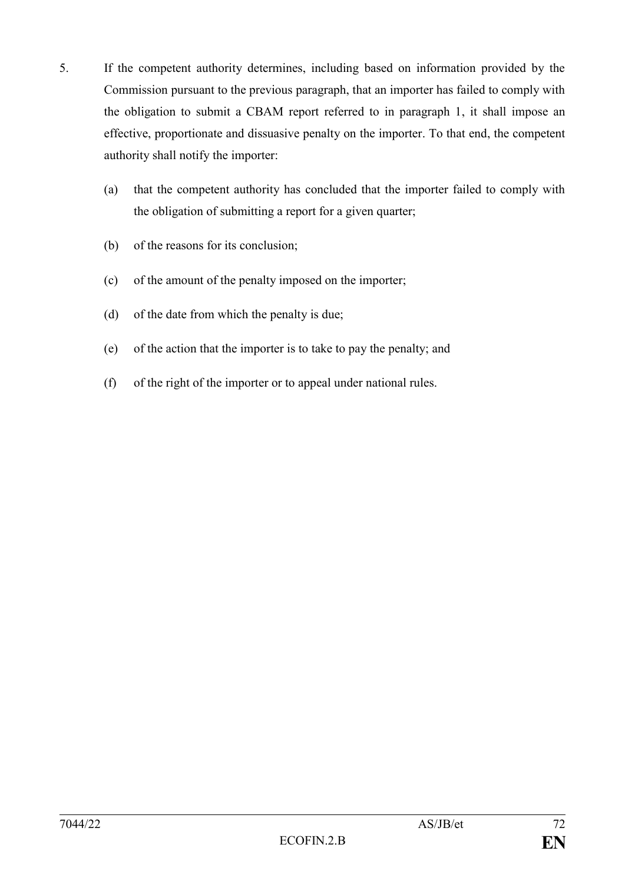5. If the competent authority determines, including based on information provided by the Commission pursuant to the previous paragraph, that an importer has failed to comply with the obligation to submit a CBAM report referred to in paragraph 1, it shall impose an effective, proportionate and dissuasive penalty on the importer. To that end, the competent authority shall notify the importer:

   (a) that the competent authority has concluded that the importer failed to comply with the obligation of submitting a report for a given quarter;

   (b) of the reasons for its conclusion;

   (c) of the amount of the penalty imposed on the importer;

   (d) of the date from which the penalty is due;

   (e) of the action that the importer is to take to pay the penalty; and

   (f) of the right of the importer or to appeal under national rules.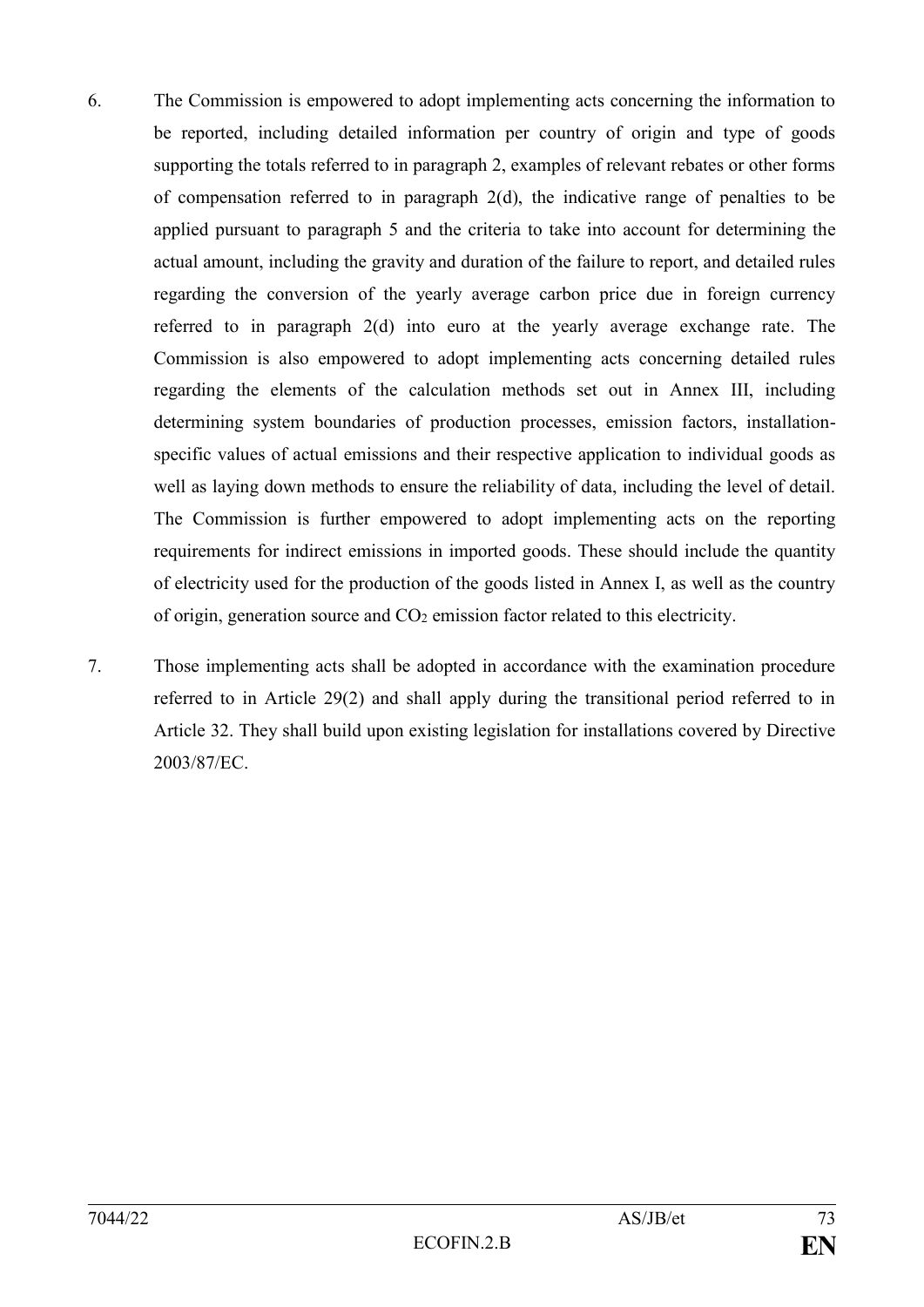6. The Commission is empowered to adopt implementing acts concerning the information to be reported, including detailed information per country of origin and type of goods supporting the totals referred to in paragraph 2, examples of relevant rebates or other forms of compensation referred to in paragraph 2(d), the indicative range of penalties to be applied pursuant to paragraph 5 and the criteria to take into account for determining the actual amount, including the gravity and duration of the failure to report, and detailed rules regarding the conversion of the yearly average carbon price due in foreign currency referred to in paragraph 2(d) into euro at the yearly average exchange rate. The Commission is also empowered to adopt implementing acts concerning detailed rules regarding the elements of the calculation methods set out in Annex III, including determining system boundaries of production processes, emission factors, installation-specific values of actual emissions and their respective application to individual goods as well as laying down methods to ensure the reliability of data, including the level of detail. The Commission is further empowered to adopt implementing acts on the reporting requirements for indirect emissions in imported goods. These should include the quantity of electricity used for the production of the goods listed in Annex I, as well as the country of origin, generation source and $CO_2$ emission factor related to this electricity.

7. Those implementing acts shall be adopted in accordance with the examination procedure referred to in Article 29(2) and shall apply during the transitional period referred to in Article 32. They shall build upon existing legislation for installations covered by Directive 2003/87/EC.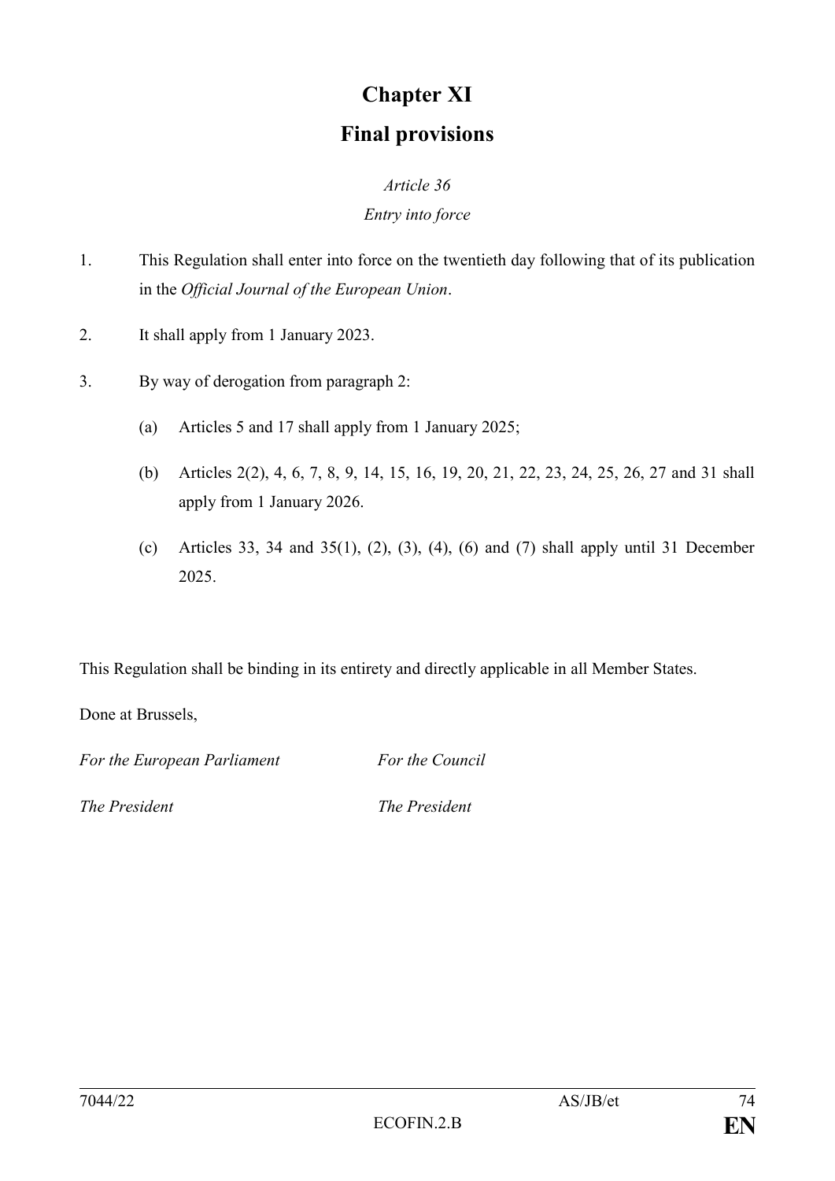# Chapter XI

# Final provisions

*Article 36*

*Entry into force*

1. This Regulation shall enter into force on the twentieth day following that of its publication in the *Official Journal of the European Union*.

2. It shall apply from 1 January 2023.

3. By way of derogation from paragraph 2:

   (a) Articles 5 and 17 shall apply from 1 January 2025;

   (b) Articles 2(2), 4, 6, 7, 8, 9, 14, 15, 16, 19, 20, 21, 22, 23, 24, 25, 26, 27 and 31 shall apply from 1 January 2026.

   (c) Articles 33, 34 and 35(1), (2), (3), (4), (6) and (7) shall apply until 31 December 2025.

This Regulation shall be binding in its entirety and directly applicable in all Member States.

Done at Brussels,

*For the European Parliament* *For the Council*

*The President* *The President*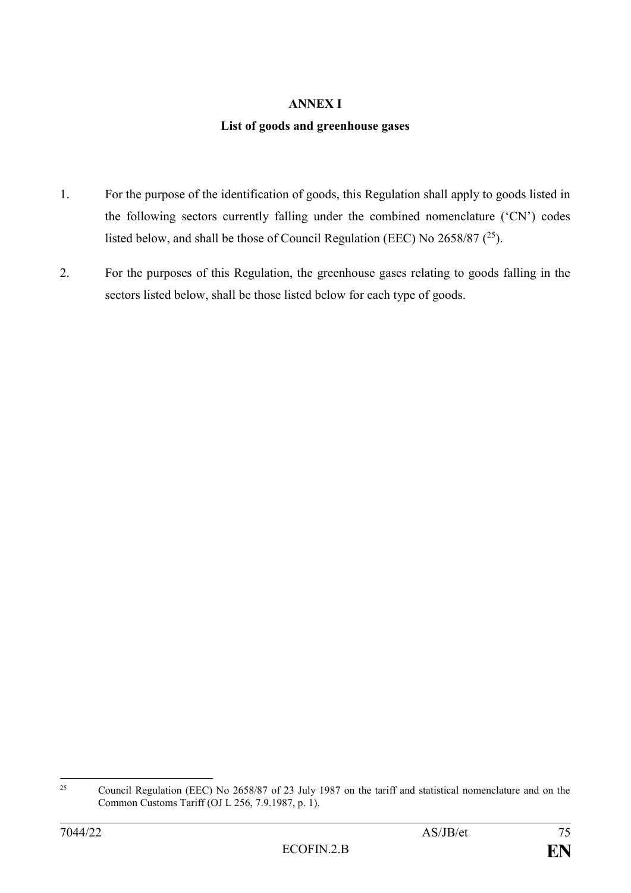# ANNEX I

## List of goods and greenhouse gases

1. For the purpose of the identification of goods, this Regulation shall apply to goods listed in the following sectors currently falling under the combined nomenclature ('CN') codes listed below, and shall be those of Council Regulation (EEC) No 2658/87 ([25]).

2. For the purposes of this Regulation, the greenhouse gases relating to goods falling in the sectors listed below, shall be those listed below for each type of goods.

---

[25] Council Regulation (EEC) No 2658/87 of 23 July 1987 on the tariff and statistical nomenclature and on the Common Customs Tariff (OJ L 256, 7.9.1987, p. 1).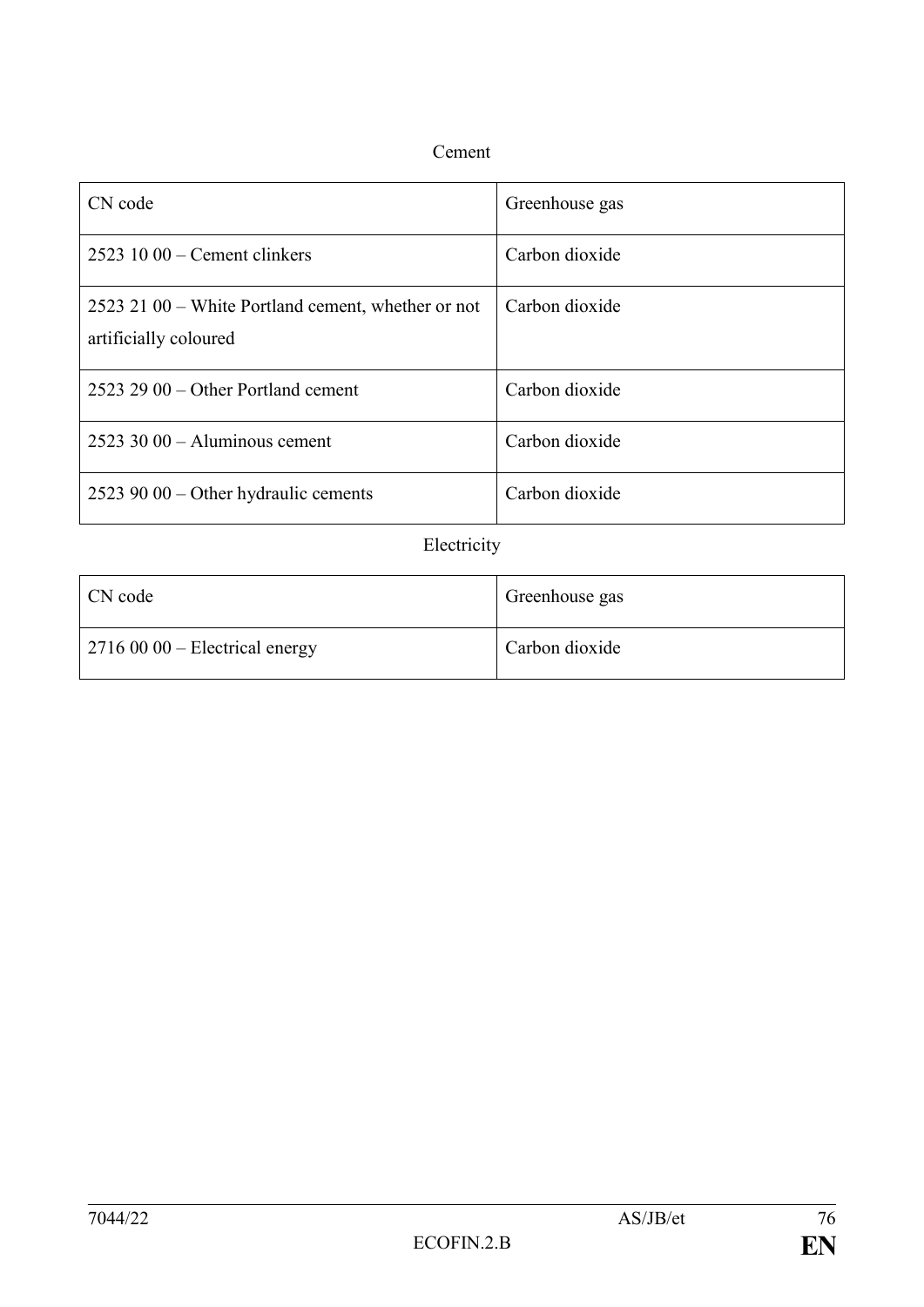Cement

| CN code | Greenhouse gas |
|---|---|
| 2523 10 00 – Cement clinkers | Carbon dioxide |
| 2523 21 00 – White Portland cement, whether or not artificially coloured | Carbon dioxide |
| 2523 29 00 – Other Portland cement | Carbon dioxide |
| 2523 30 00 – Aluminous cement | Carbon dioxide |
| 2523 90 00 – Other hydraulic cements | Carbon dioxide |

Electricity

| CN code | Greenhouse gas |
|---|---|
| 2716 00 00 – Electrical energy | Carbon dioxide |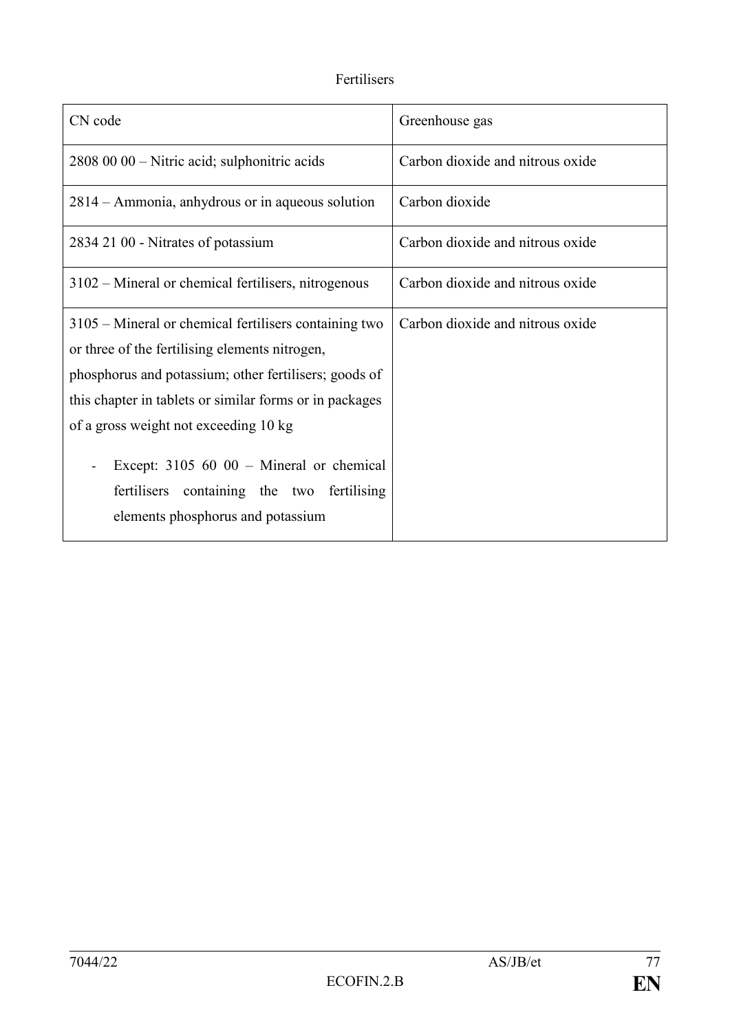Fertilisers

| CN code | Greenhouse gas |
| --- | --- |
| 2808 00 00 – Nitric acid; sulphonitric acids | Carbon dioxide and nitrous oxide |
| 2814 – Ammonia, anhydrous or in aqueous solution | Carbon dioxide |
| 2834 21 00 - Nitrates of potassium | Carbon dioxide and nitrous oxide |
| 3102 – Mineral or chemical fertilisers, nitrogenous | Carbon dioxide and nitrous oxide |
| 3105 – Mineral or chemical fertilisers containing two or three of the fertilising elements nitrogen, phosphorus and potassium; other fertilisers; goods of this chapter in tablets or similar forms or in packages of a gross weight not exceeding 10 kg<br><br>- Except: 3105 60 00 – Mineral or chemical fertilisers containing the two fertilising elements phosphorus and potassium | Carbon dioxide and nitrous oxide |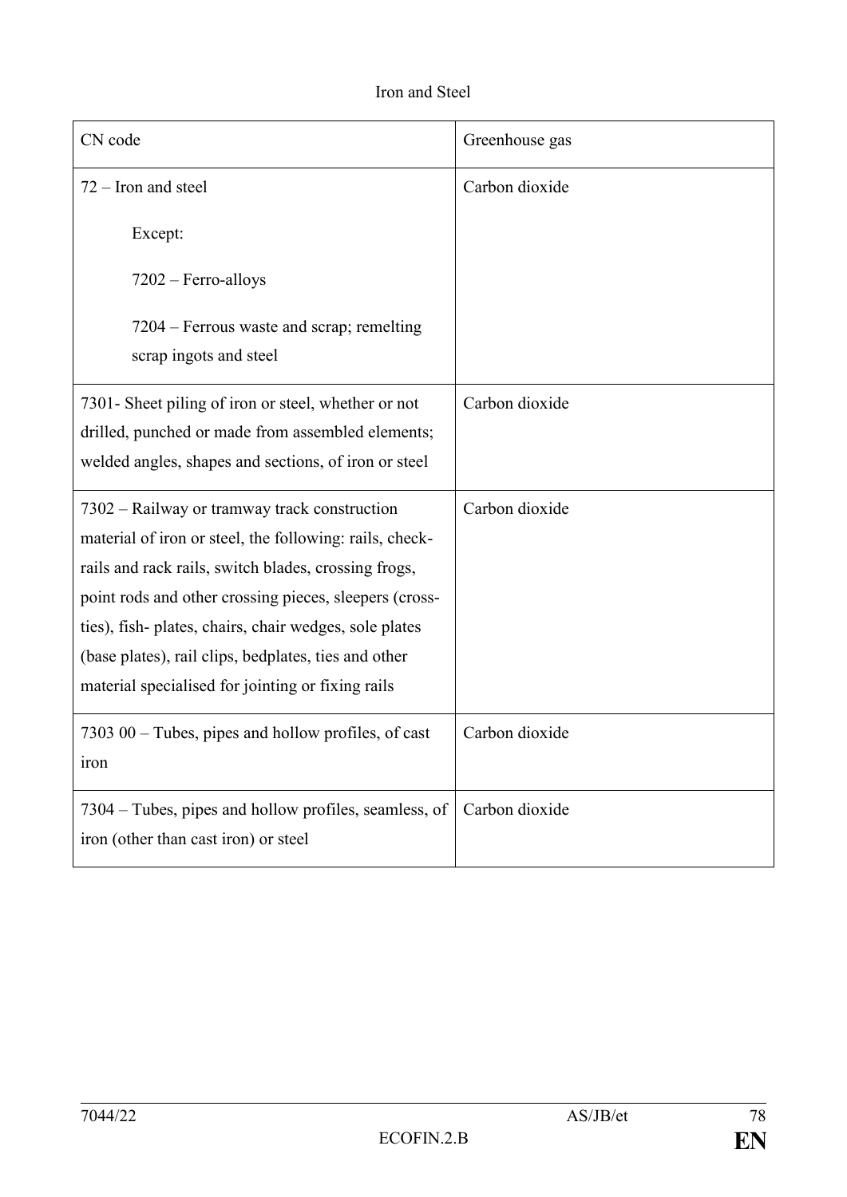Iron and Steel

| CN code | Greenhouse gas |
| --- | --- |
| 72 – Iron and steel<br><br>Except:<br><br>7202 – Ferro-alloys<br><br>7204 – Ferrous waste and scrap; remelting scrap ingots and steel | Carbon dioxide |
| 7301- Sheet piling of iron or steel, whether or not drilled, punched or made from assembled elements; welded angles, shapes and sections, of iron or steel | Carbon dioxide |
| 7302 – Railway or tramway track construction material of iron or steel, the following: rails, check-rails and rack rails, switch blades, crossing frogs, point rods and other crossing pieces, sleepers (cross-ties), fish- plates, chairs, chair wedges, sole plates (base plates), rail clips, bedplates, ties and other material specialised for jointing or fixing rails | Carbon dioxide |
| 7303 00 – Tubes, pipes and hollow profiles, of cast iron | Carbon dioxide |
| 7304 – Tubes, pipes and hollow profiles, seamless, of iron (other than cast iron) or steel | Carbon dioxide |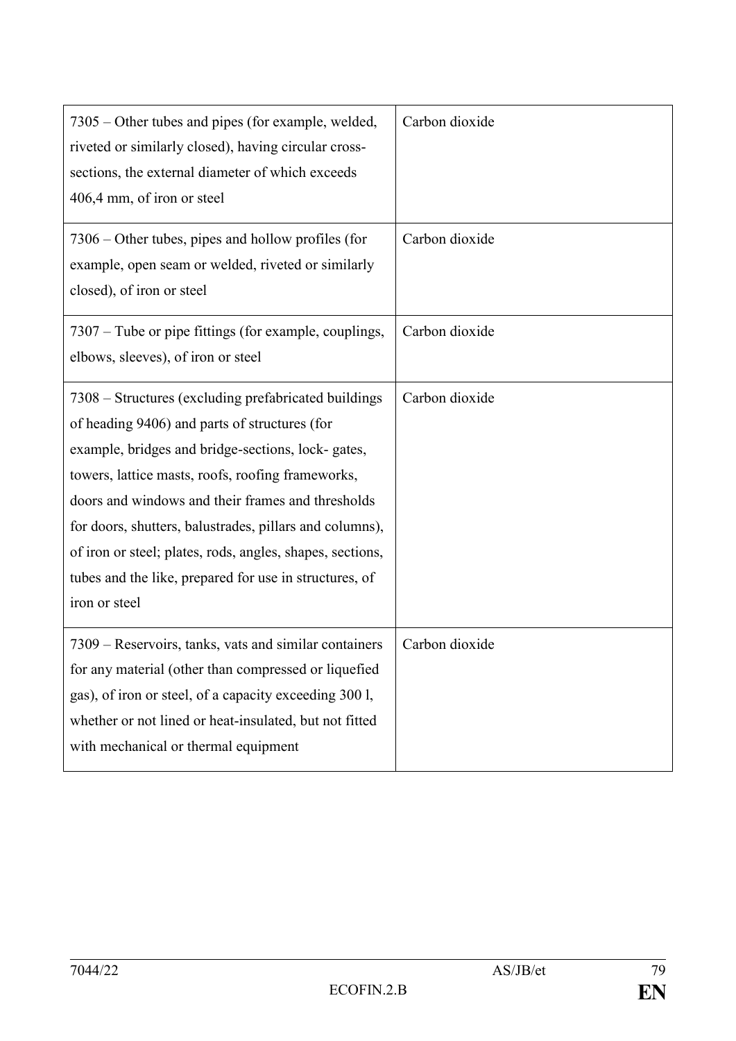| | |
|---|---|
| 7305 – Other tubes and pipes (for example, welded, riveted or similarly closed), having circular cross-sections, the external diameter of which exceeds 406,4 mm, of iron or steel | Carbon dioxide |
| 7306 – Other tubes, pipes and hollow profiles (for example, open seam or welded, riveted or similarly closed), of iron or steel | Carbon dioxide |
| 7307 – Tube or pipe fittings (for example, couplings, elbows, sleeves), of iron or steel | Carbon dioxide |
| 7308 – Structures (excluding prefabricated buildings of heading 9406) and parts of structures (for example, bridges and bridge-sections, lock- gates, towers, lattice masts, roofs, roofing frameworks, doors and windows and their frames and thresholds for doors, shutters, balustrades, pillars and columns), of iron or steel; plates, rods, angles, shapes, sections, tubes and the like, prepared for use in structures, of iron or steel | Carbon dioxide |
| 7309 – Reservoirs, tanks, vats and similar containers for any material (other than compressed or liquefied gas), of iron or steel, of a capacity exceeding 300 l, whether or not lined or heat-insulated, but not fitted with mechanical or thermal equipment | Carbon dioxide |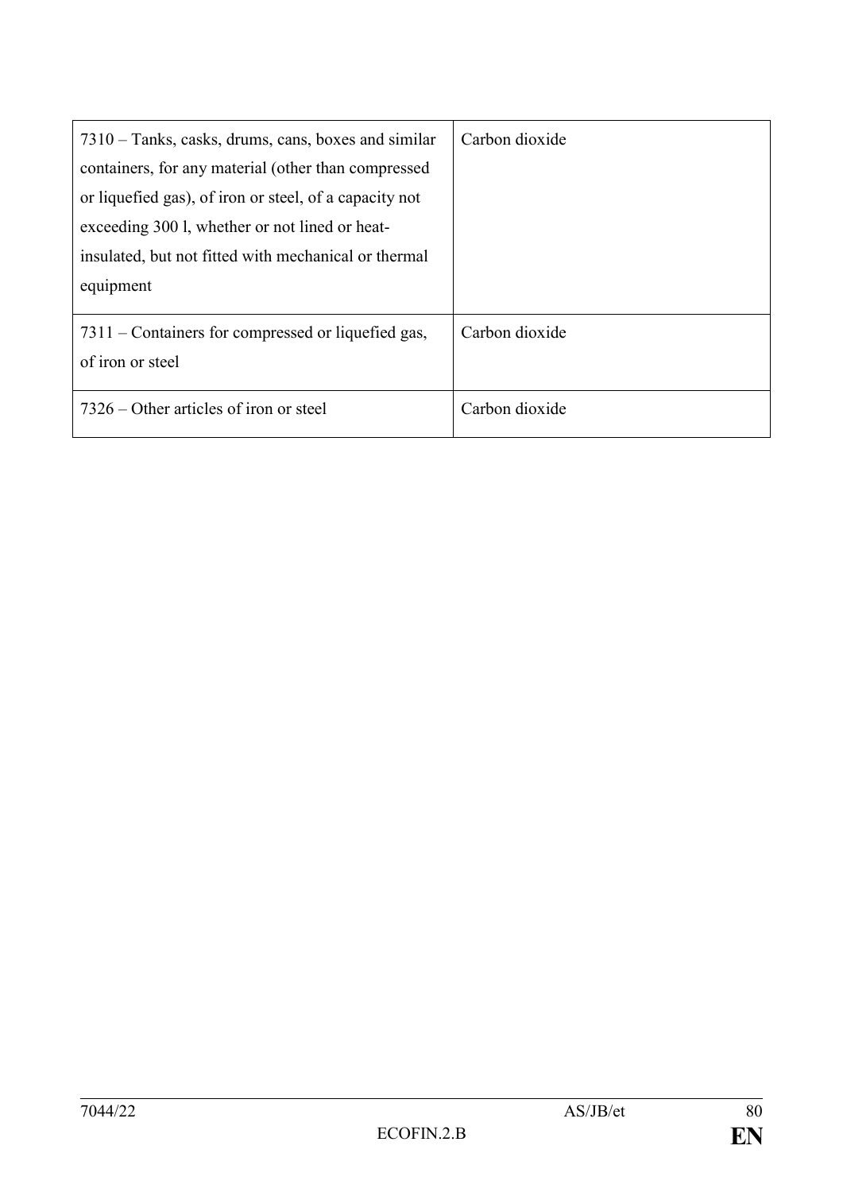| | |
|---|---|
| 7310 – Tanks, casks, drums, cans, boxes and similar containers, for any material (other than compressed or liquefied gas), of iron or steel, of a capacity not exceeding 300 l, whether or not lined or heat-insulated, but not fitted with mechanical or thermal equipment | Carbon dioxide |
| 7311 – Containers for compressed or liquefied gas, of iron or steel | Carbon dioxide |
| 7326 – Other articles of iron or steel | Carbon dioxide |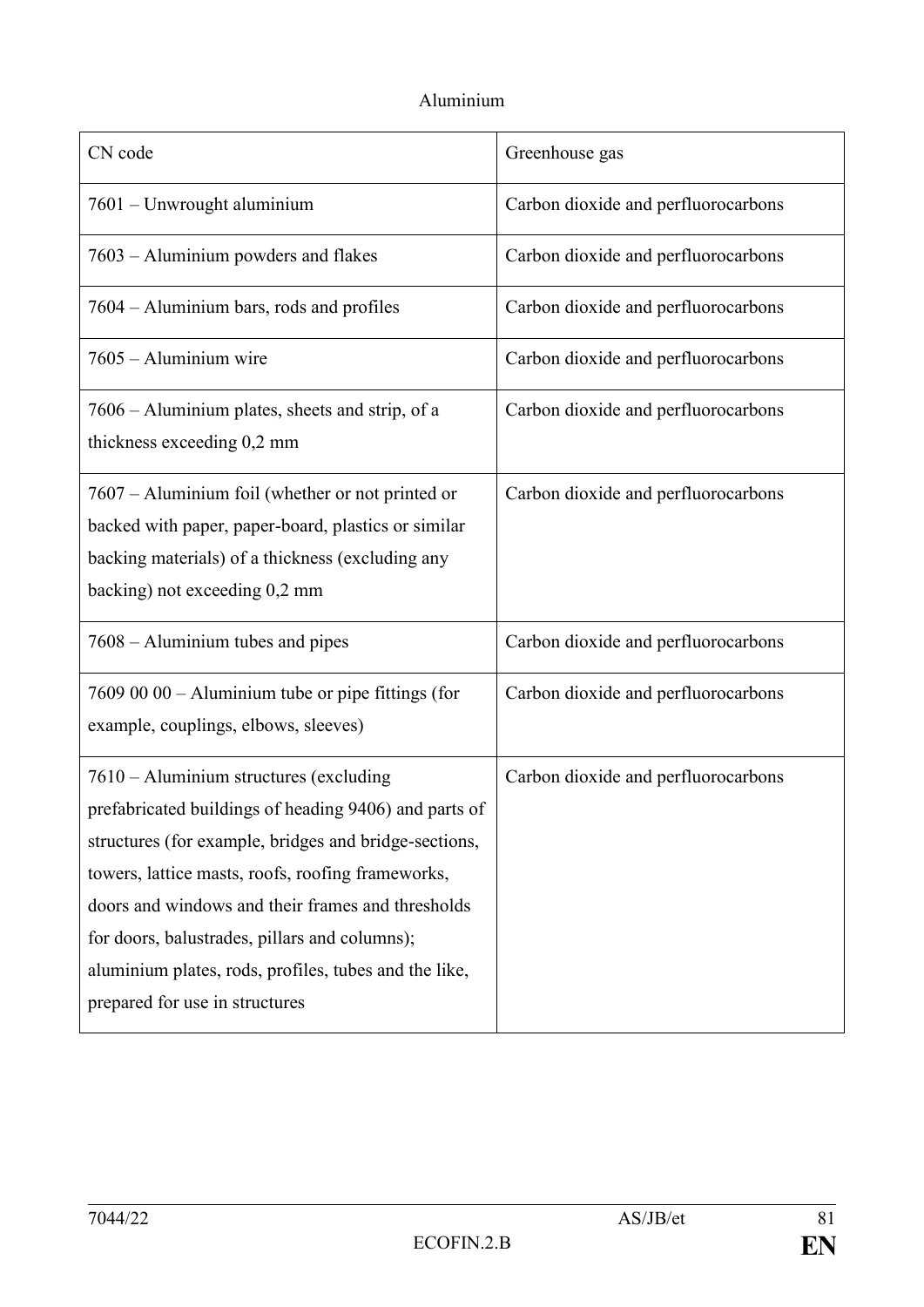Aluminium

| CN code | Greenhouse gas |
|---|---|
| 7601 – Unwrought aluminium | Carbon dioxide and perfluorocarbons |
| 7603 – Aluminium powders and flakes | Carbon dioxide and perfluorocarbons |
| 7604 – Aluminium bars, rods and profiles | Carbon dioxide and perfluorocarbons |
| 7605 – Aluminium wire | Carbon dioxide and perfluorocarbons |
| 7606 – Aluminium plates, sheets and strip, of a thickness exceeding 0,2 mm | Carbon dioxide and perfluorocarbons |
| 7607 – Aluminium foil (whether or not printed or backed with paper, paper-board, plastics or similar backing materials) of a thickness (excluding any backing) not exceeding 0,2 mm | Carbon dioxide and perfluorocarbons |
| 7608 – Aluminium tubes and pipes | Carbon dioxide and perfluorocarbons |
| 7609 00 00 – Aluminium tube or pipe fittings (for example, couplings, elbows, sleeves) | Carbon dioxide and perfluorocarbons |
| 7610 – Aluminium structures (excluding prefabricated buildings of heading 9406) and parts of structures (for example, bridges and bridge-sections, towers, lattice masts, roofs, roofing frameworks, doors and windows and their frames and thresholds for doors, balustrades, pillars and columns); aluminium plates, rods, profiles, tubes and the like, prepared for use in structures | Carbon dioxide and perfluorocarbons |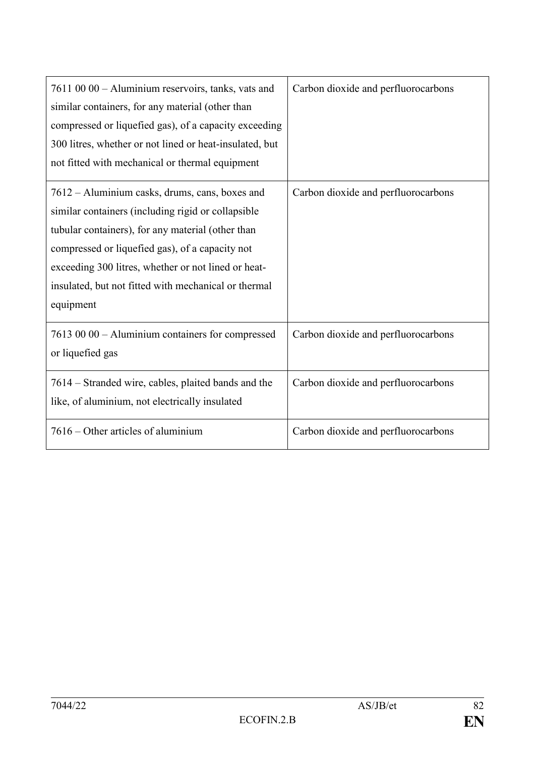| | |
|---|---|
| 7611 00 00 – Aluminium reservoirs, tanks, vats and similar containers, for any material (other than compressed or liquefied gas), of a capacity exceeding 300 litres, whether or not lined or heat-insulated, but not fitted with mechanical or thermal equipment | Carbon dioxide and perfluorocarbons |
| 7612 – Aluminium casks, drums, cans, boxes and similar containers (including rigid or collapsible tubular containers), for any material (other than compressed or liquefied gas), of a capacity not exceeding 300 litres, whether or not lined or heat-insulated, but not fitted with mechanical or thermal equipment | Carbon dioxide and perfluorocarbons |
| 7613 00 00 – Aluminium containers for compressed or liquefied gas | Carbon dioxide and perfluorocarbons |
| 7614 – Stranded wire, cables, plaited bands and the like, of aluminium, not electrically insulated | Carbon dioxide and perfluorocarbons |
| 7616 – Other articles of aluminium | Carbon dioxide and perfluorocarbons |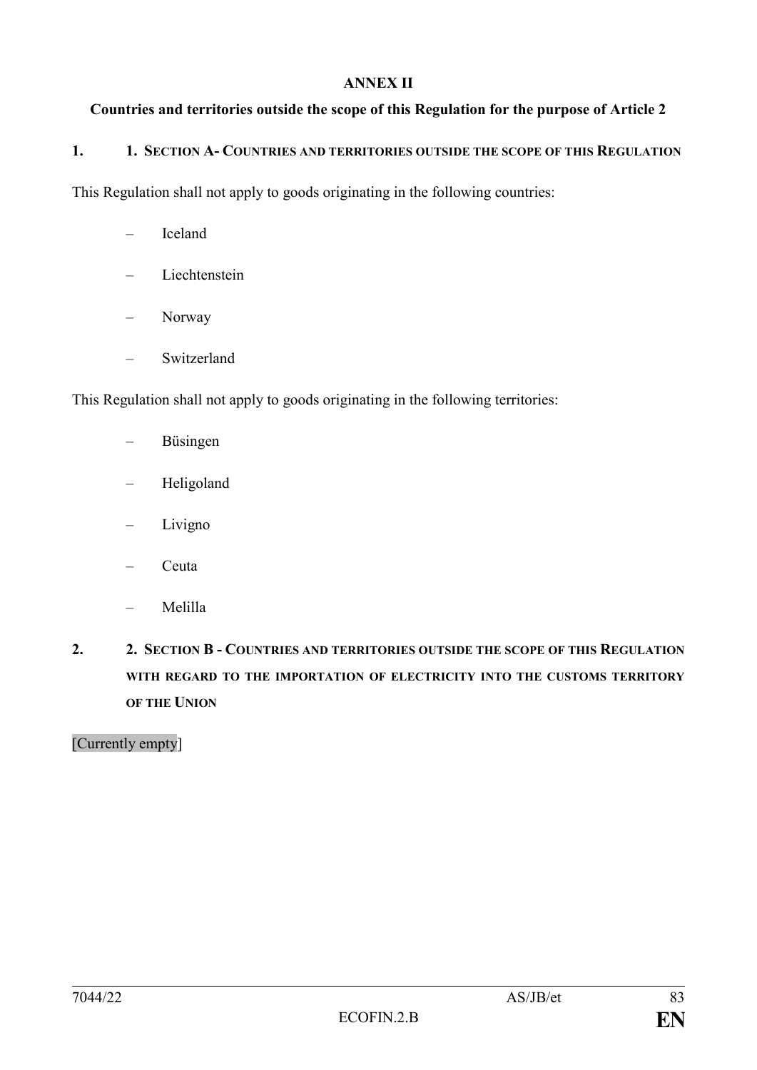**ANNEX II**

**Countries and territories outside the scope of this Regulation for the purpose of Article 2**

**1. 1. SECTION A- COUNTRIES AND TERRITORIES OUTSIDE THE SCOPE OF THIS REGULATION**

This Regulation shall not apply to goods originating in the following countries:

- Iceland
- Liechtenstein
- Norway
- Switzerland

This Regulation shall not apply to goods originating in the following territories:

- Büsingen
- Heligoland
- Livigno
- Ceuta
- Melilla

**2. 2. SECTION B - COUNTRIES AND TERRITORIES OUTSIDE THE SCOPE OF THIS REGULATION WITH REGARD TO THE IMPORTATION OF ELECTRICITY INTO THE CUSTOMS TERRITORY OF THE UNION**

[Currently empty]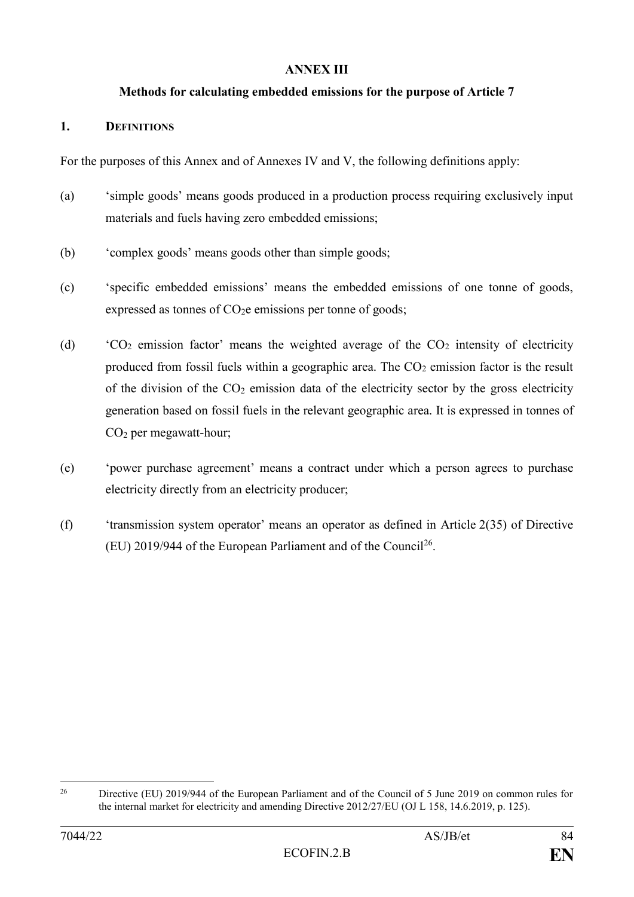# ANNEX III

## Methods for calculating embedded emissions for the purpose of Article 7

### 1. DEFINITIONS

For the purposes of this Annex and of Annexes IV and V, the following definitions apply:

(a) 'simple goods' means goods produced in a production process requiring exclusively input materials and fuels having zero embedded emissions;

(b) 'complex goods' means goods other than simple goods;

(c) 'specific embedded emissions' means the embedded emissions of one tonne of goods, expressed as tonnes of $CO_2e$ emissions per tonne of goods;

(d) '$CO_2$ emission factor' means the weighted average of the $CO_2$ intensity of electricity produced from fossil fuels within a geographic area. The $CO_2$ emission factor is the result of the division of the $CO_2$ emission data of the electricity sector by the gross electricity generation based on fossil fuels in the relevant geographic area. It is expressed in tonnes of $CO_2$ per megawatt-hour;

(e) 'power purchase agreement' means a contract under which a person agrees to purchase electricity directly from an electricity producer;

(f) 'transmission system operator' means an operator as defined in Article 2(35) of Directive (EU) 2019/944 of the European Parliament and of the Council[26].

---

[26] Directive (EU) 2019/944 of the European Parliament and of the Council of 5 June 2019 on common rules for the internal market for electricity and amending Directive 2012/27/EU (OJ L 158, 14.6.2019, p. 125).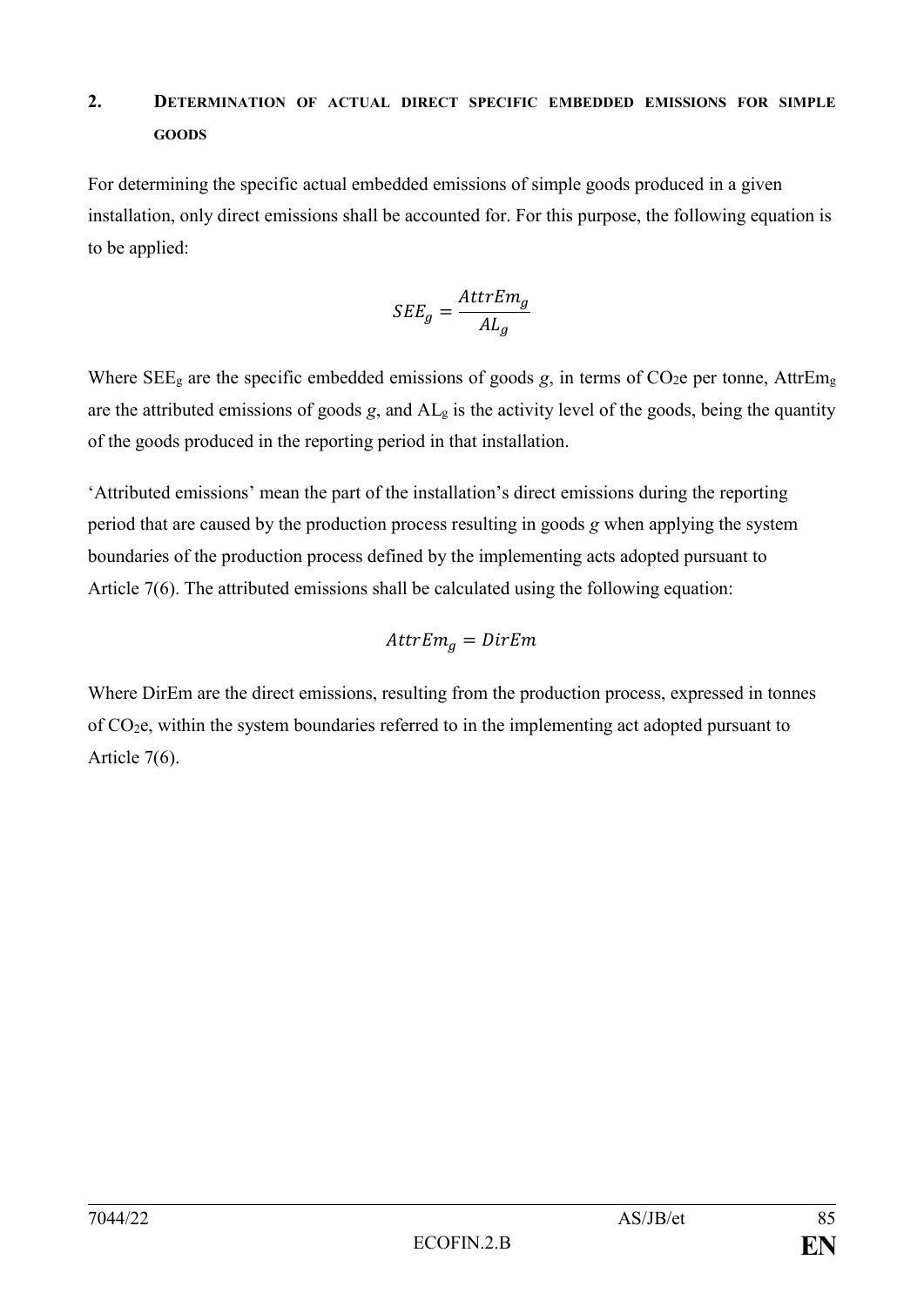## 2. DETERMINATION OF ACTUAL DIRECT SPECIFIC EMBEDDED EMISSIONS FOR SIMPLE GOODS

For determining the specific actual embedded emissions of simple goods produced in a given installation, only direct emissions shall be accounted for. For this purpose, the following equation is to be applied:

$$SEE_g = \frac{AttrEm_g}{AL_g}$$

Where $SEE_g$ are the specific embedded emissions of goods *g*, in terms of $CO_2e$ per tonne, $AttrEm_g$ are the attributed emissions of goods *g*, and $AL_g$ is the activity level of the goods, being the quantity of the goods produced in the reporting period in that installation.

'Attributed emissions' mean the part of the installation's direct emissions during the reporting period that are caused by the production process resulting in goods *g* when applying the system boundaries of the production process defined by the implementing acts adopted pursuant to Article 7(6). The attributed emissions shall be calculated using the following equation:

$$AttrEm_g = DirEm$$

Where DirEm are the direct emissions, resulting from the production process, expressed in tonnes of $CO_2e$, within the system boundaries referred to in the implementing act adopted pursuant to Article 7(6).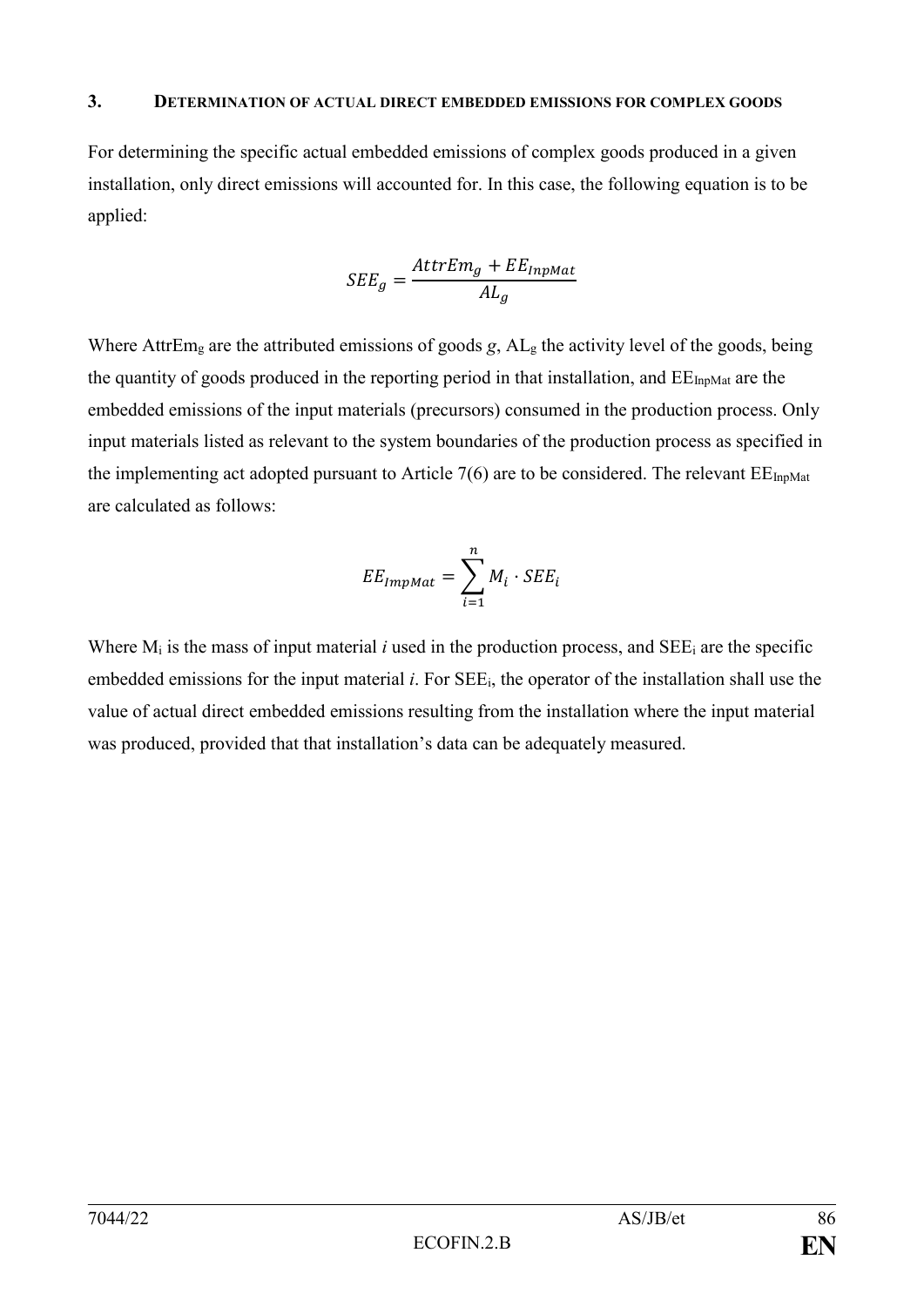### 3. DETERMINATION OF ACTUAL DIRECT EMBEDDED EMISSIONS FOR COMPLEX GOODS

For determining the specific actual embedded emissions of complex goods produced in a given installation, only direct emissions will accounted for. In this case, the following equation is to be applied:

$$SEE_g = \frac{AttrEm_g + EE_{InpMat}}{AL_g}$$

Where $AttrEm_g$ are the attributed emissions of goods *g*, $AL_g$ the activity level of the goods, being the quantity of goods produced in the reporting period in that installation, and $EE_{InpMat}$ are the embedded emissions of the input materials (precursors) consumed in the production process. Only input materials listed as relevant to the system boundaries of the production process as specified in the implementing act adopted pursuant to Article 7(6) are to be considered. The relevant $EE_{InpMat}$ are calculated as follows:

$$EE_{ImpMat} = \sum_{i=1}^{n} M_i \cdot SEE_i$$

Where $M_i$ is the mass of input material *i* used in the production process, and $SEE_i$ are the specific embedded emissions for the input material *i*. For $SEE_i$, the operator of the installation shall use the value of actual direct embedded emissions resulting from the installation where the input material was produced, provided that that installation's data can be adequately measured.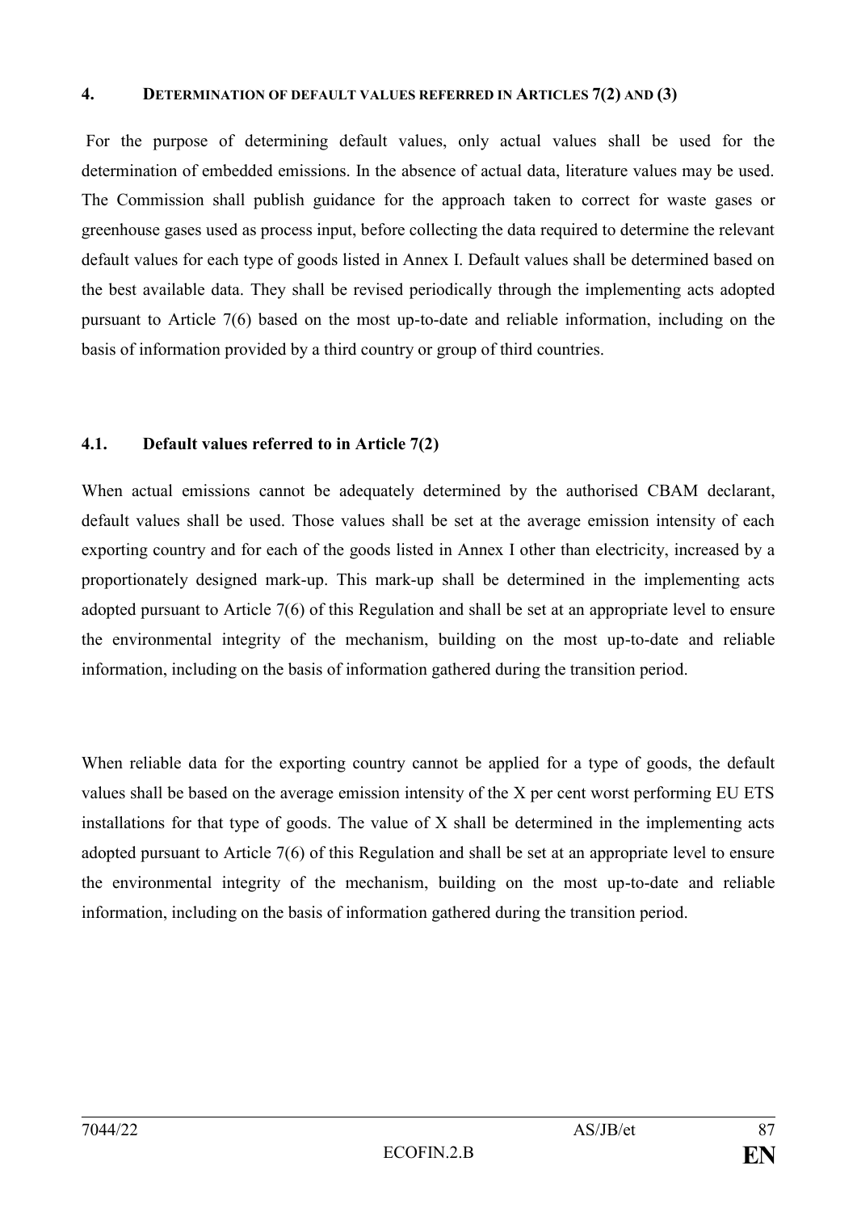## 4. DETERMINATION OF DEFAULT VALUES REFERRED IN ARTICLES 7(2) AND (3)

For the purpose of determining default values, only actual values shall be used for the determination of embedded emissions. In the absence of actual data, literature values may be used. The Commission shall publish guidance for the approach taken to correct for waste gases or greenhouse gases used as process input, before collecting the data required to determine the relevant default values for each type of goods listed in Annex I. Default values shall be determined based on the best available data. They shall be revised periodically through the implementing acts adopted pursuant to Article 7(6) based on the most up-to-date and reliable information, including on the basis of information provided by a third country or group of third countries.

### 4.1. Default values referred to in Article 7(2)

When actual emissions cannot be adequately determined by the authorised CBAM declarant, default values shall be used. Those values shall be set at the average emission intensity of each exporting country and for each of the goods listed in Annex I other than electricity, increased by a proportionately designed mark-up. This mark-up shall be determined in the implementing acts adopted pursuant to Article 7(6) of this Regulation and shall be set at an appropriate level to ensure the environmental integrity of the mechanism, building on the most up-to-date and reliable information, including on the basis of information gathered during the transition period.

When reliable data for the exporting country cannot be applied for a type of goods, the default values shall be based on the average emission intensity of the X per cent worst performing EU ETS installations for that type of goods. The value of X shall be determined in the implementing acts adopted pursuant to Article 7(6) of this Regulation and shall be set at an appropriate level to ensure the environmental integrity of the mechanism, building on the most up-to-date and reliable information, including on the basis of information gathered during the transition period.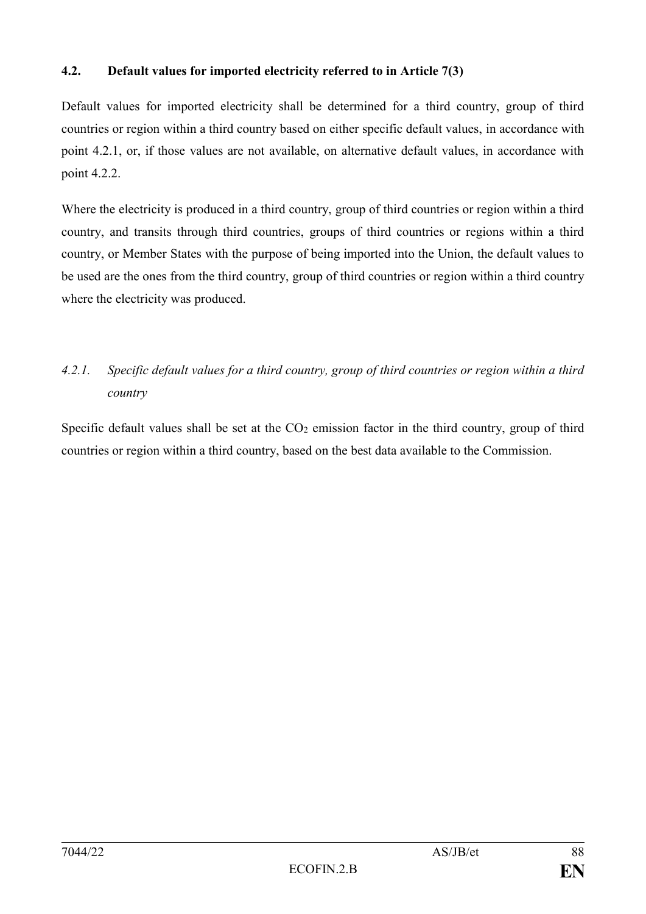### 4.2. Default values for imported electricity referred to in Article 7(3)

Default values for imported electricity shall be determined for a third country, group of third countries or region within a third country based on either specific default values, in accordance with point 4.2.1, or, if those values are not available, on alternative default values, in accordance with point 4.2.2.

Where the electricity is produced in a third country, group of third countries or region within a third country, and transits through third countries, groups of third countries or regions within a third country, or Member States with the purpose of being imported into the Union, the default values to be used are the ones from the third country, group of third countries or region within a third country where the electricity was produced.

#### *4.2.1. Specific default values for a third country, group of third countries or region within a third country*

Specific default values shall be set at the $CO_2$ emission factor in the third country, group of third countries or region within a third country, based on the best data available to the Commission.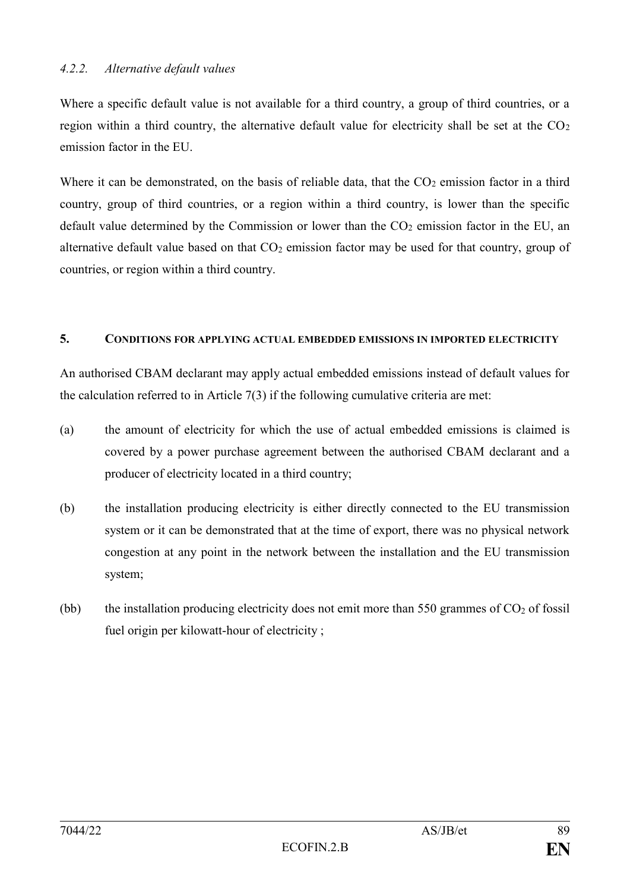#### *4.2.2. Alternative default values*

Where a specific default value is not available for a third country, a group of third countries, or a region within a third country, the alternative default value for electricity shall be set at the $CO_2$ emission factor in the EU.

Where it can be demonstrated, on the basis of reliable data, that the $CO_2$ emission factor in a third country, group of third countries, or a region within a third country, is lower than the specific default value determined by the Commission or lower than the $CO_2$ emission factor in the EU, an alternative default value based on that $CO_2$ emission factor may be used for that country, group of countries, or region within a third country.

## 5. CONDITIONS FOR APPLYING ACTUAL EMBEDDED EMISSIONS IN IMPORTED ELECTRICITY

An authorised CBAM declarant may apply actual embedded emissions instead of default values for the calculation referred to in Article 7(3) if the following cumulative criteria are met:

(a) the amount of electricity for which the use of actual embedded emissions is claimed is covered by a power purchase agreement between the authorised CBAM declarant and a producer of electricity located in a third country;

(b) the installation producing electricity is either directly connected to the EU transmission system or it can be demonstrated that at the time of export, there was no physical network congestion at any point in the network between the installation and the EU transmission system;

(bb) the installation producing electricity does not emit more than 550 grammes of $CO_2$ of fossil fuel origin per kilowatt-hour of electricity ;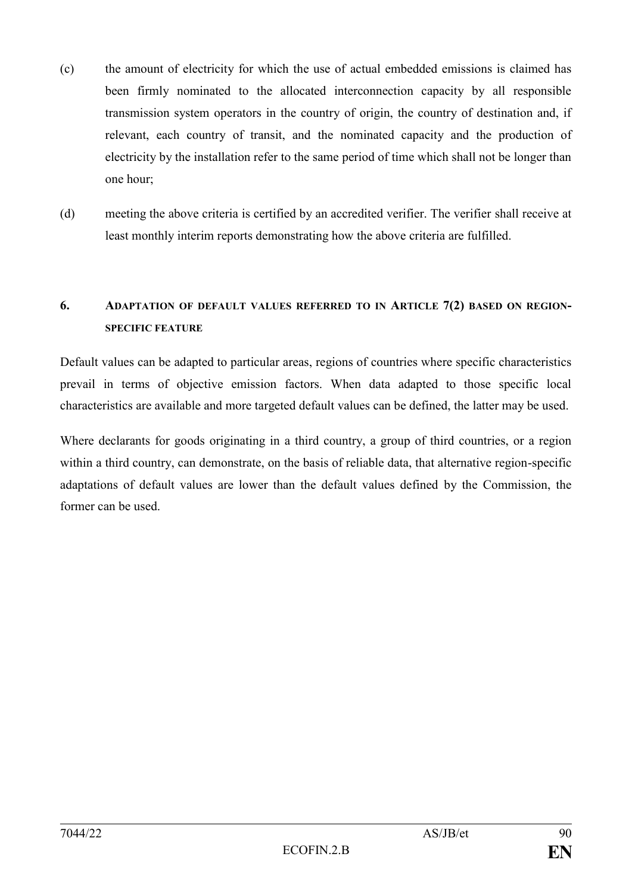(c) the amount of electricity for which the use of actual embedded emissions is claimed has been firmly nominated to the allocated interconnection capacity by all responsible transmission system operators in the country of origin, the country of destination and, if relevant, each country of transit, and the nominated capacity and the production of electricity by the installation refer to the same period of time which shall not be longer than one hour;

(d) meeting the above criteria is certified by an accredited verifier. The verifier shall receive at least monthly interim reports demonstrating how the above criteria are fulfilled.

## 6. ADAPTATION OF DEFAULT VALUES REFERRED TO IN ARTICLE 7(2) BASED ON REGION-SPECIFIC FEATURE

Default values can be adapted to particular areas, regions of countries where specific characteristics prevail in terms of objective emission factors. When data adapted to those specific local characteristics are available and more targeted default values can be defined, the latter may be used.

Where declarants for goods originating in a third country, a group of third countries, or a region within a third country, can demonstrate, on the basis of reliable data, that alternative region-specific adaptations of default values are lower than the default values defined by the Commission, the former can be used.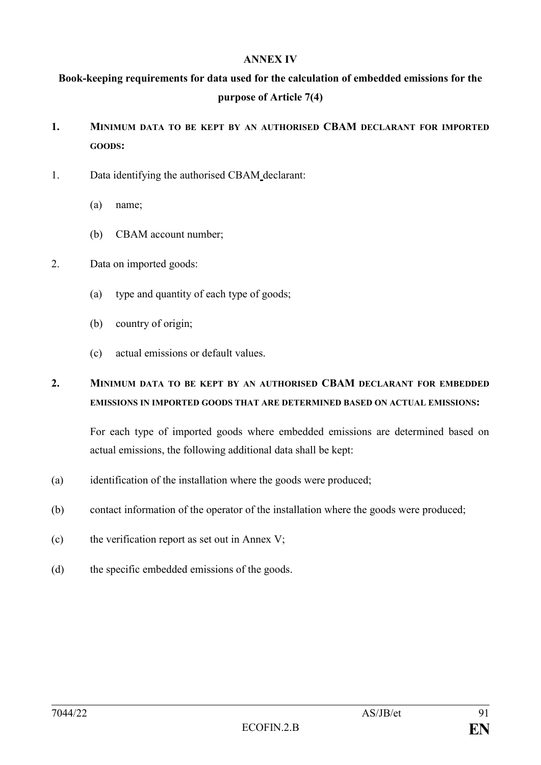# ANNEX IV

## Book-keeping requirements for data used for the calculation of embedded emissions for the purpose of Article 7(4)

### 1. MINIMUM DATA TO BE KEPT BY AN AUTHORISED CBAM DECLARANT FOR IMPORTED GOODS:

1. Data identifying the authorised CBAM declarant:

   (a) name;

   (b) CBAM account number;

2. Data on imported goods:

   (a) type and quantity of each type of goods;

   (b) country of origin;

   (c) actual emissions or default values.

### 2. MINIMUM DATA TO BE KEPT BY AN AUTHORISED CBAM DECLARANT FOR EMBEDDED EMISSIONS IN IMPORTED GOODS THAT ARE DETERMINED BASED ON ACTUAL EMISSIONS:

For each type of imported goods where embedded emissions are determined based on actual emissions, the following additional data shall be kept:

(a) identification of the installation where the goods were produced;

(b) contact information of the operator of the installation where the goods were produced;

(c) the verification report as set out in Annex V;

(d) the specific embedded emissions of the goods.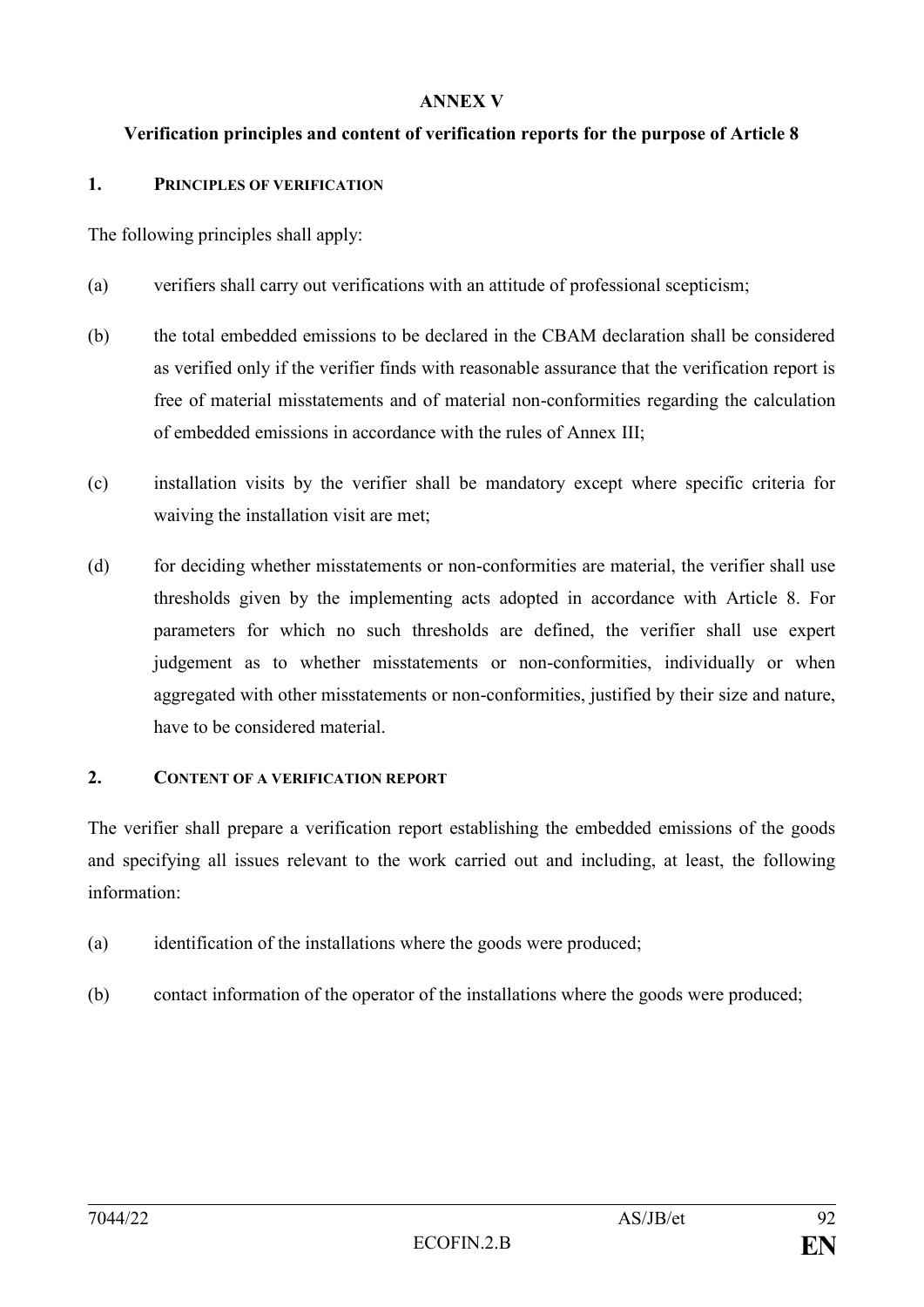# ANNEX V

## Verification principles and content of verification reports for the purpose of Article 8

### 1. PRINCIPLES OF VERIFICATION

The following principles shall apply:

(a) verifiers shall carry out verifications with an attitude of professional scepticism;

(b) the total embedded emissions to be declared in the CBAM declaration shall be considered as verified only if the verifier finds with reasonable assurance that the verification report is free of material misstatements and of material non-conformities regarding the calculation of embedded emissions in accordance with the rules of Annex III;

(c) installation visits by the verifier shall be mandatory except where specific criteria for waiving the installation visit are met;

(d) for deciding whether misstatements or non-conformities are material, the verifier shall use thresholds given by the implementing acts adopted in accordance with Article 8. For parameters for which no such thresholds are defined, the verifier shall use expert judgement as to whether misstatements or non-conformities, individually or when aggregated with other misstatements or non-conformities, justified by their size and nature, have to be considered material.

### 2. CONTENT OF A VERIFICATION REPORT

The verifier shall prepare a verification report establishing the embedded emissions of the goods and specifying all issues relevant to the work carried out and including, at least, the following information:

(a) identification of the installations where the goods were produced;

(b) contact information of the operator of the installations where the goods were produced;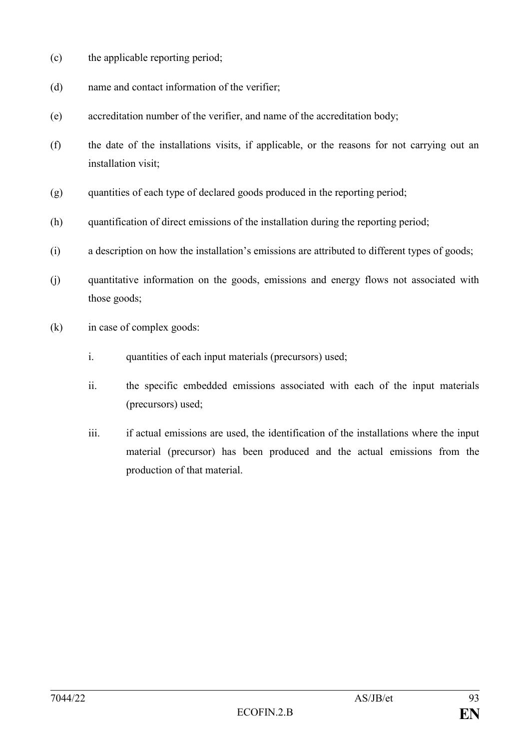(c) the applicable reporting period;

(d) name and contact information of the verifier;

(e) accreditation number of the verifier, and name of the accreditation body;

(f) the date of the installations visits, if applicable, or the reasons for not carrying out an installation visit;

(g) quantities of each type of declared goods produced in the reporting period;

(h) quantification of direct emissions of the installation during the reporting period;

(i) a description on how the installation's emissions are attributed to different types of goods;

(j) quantitative information on the goods, emissions and energy flows not associated with those goods;

(k) in case of complex goods:

   i. quantities of each input materials (precursors) used;

   ii. the specific embedded emissions associated with each of the input materials (precursors) used;

   iii. if actual emissions are used, the identification of the installations where the input material (precursor) has been produced and the actual emissions from the production of that material.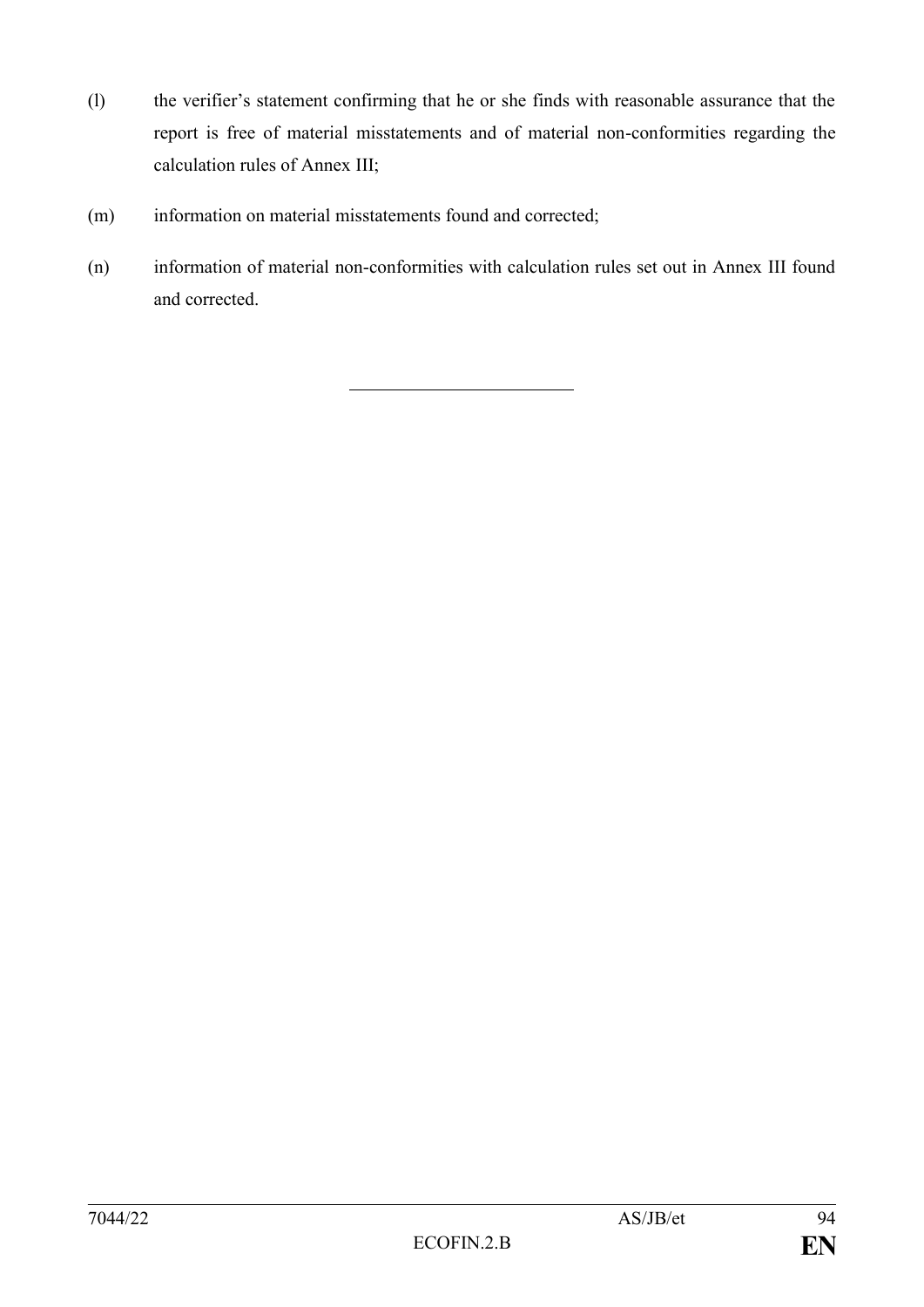(l) the verifier's statement confirming that he or she finds with reasonable assurance that the report is free of material misstatements and of material non-conformities regarding the calculation rules of Annex III;

(m) information on material misstatements found and corrected;

(n) information of material non-conformities with calculation rules set out in Annex III found and corrected.